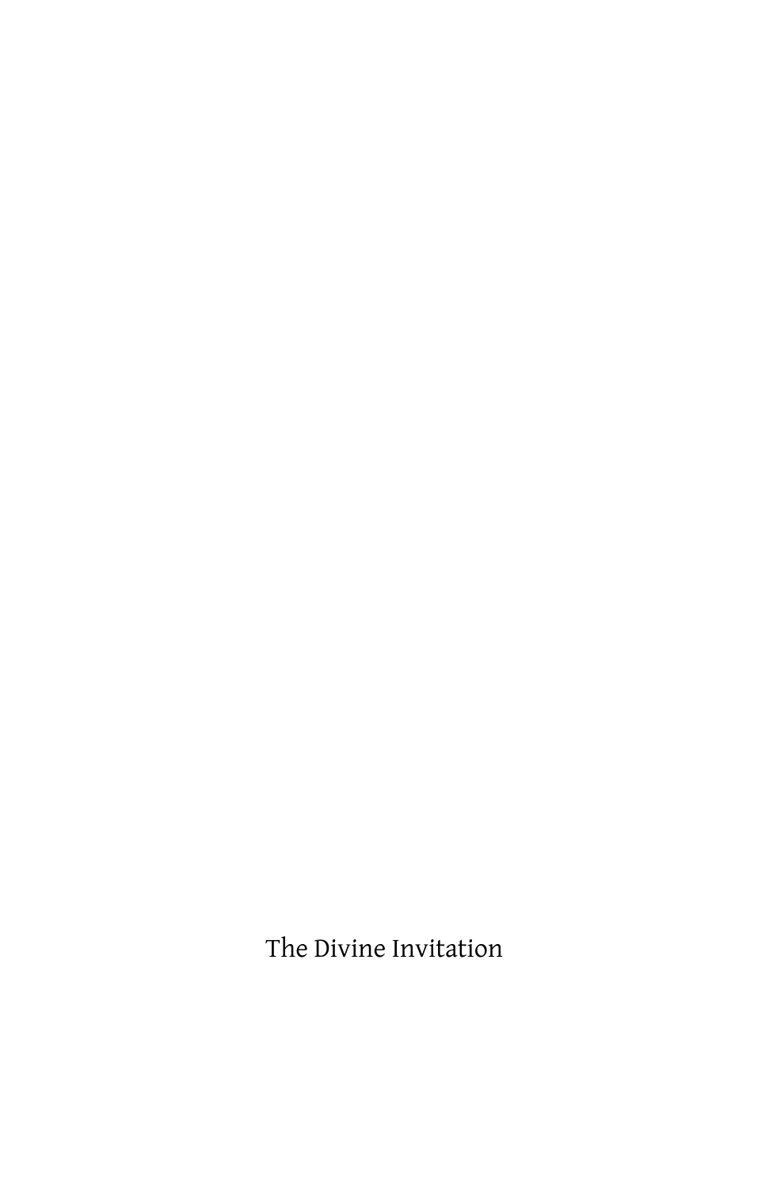The Divine Invitation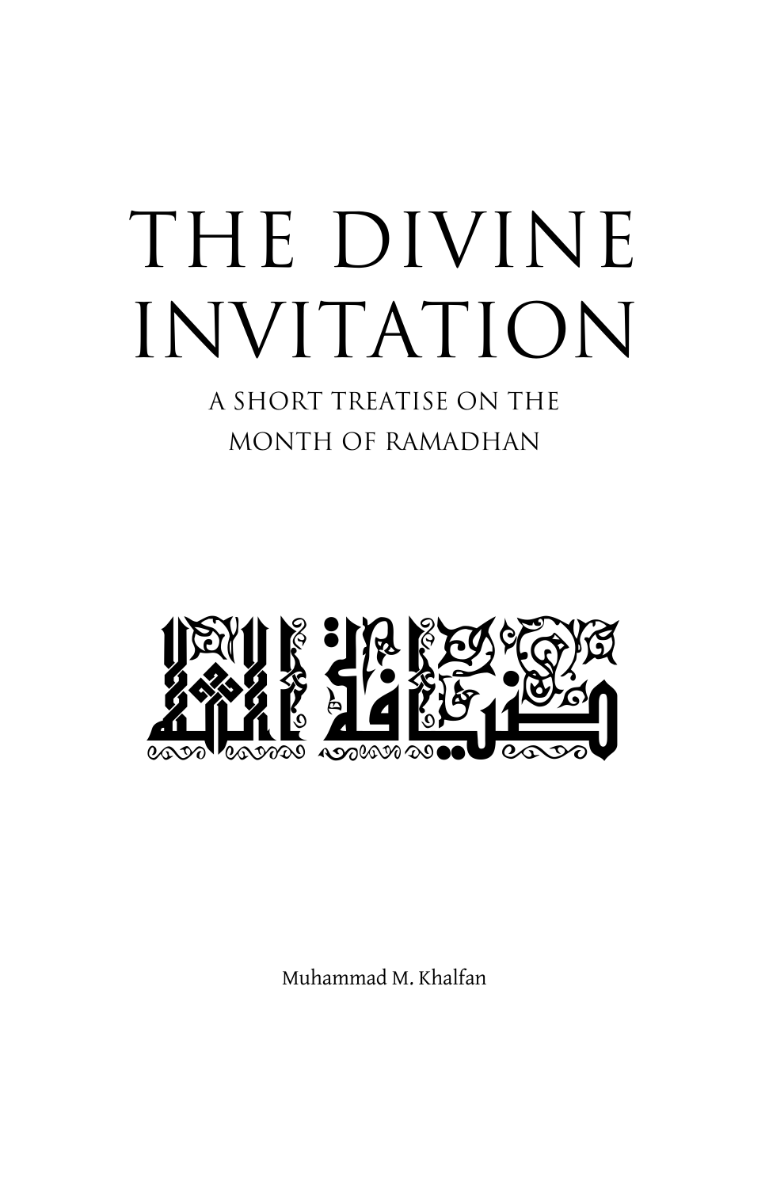# THE DIVINE INVITATION

## A SHORT TREATISE ON THE MONTH OF RAMADHAN

ضيافة الله

Muhammad M. Khalfan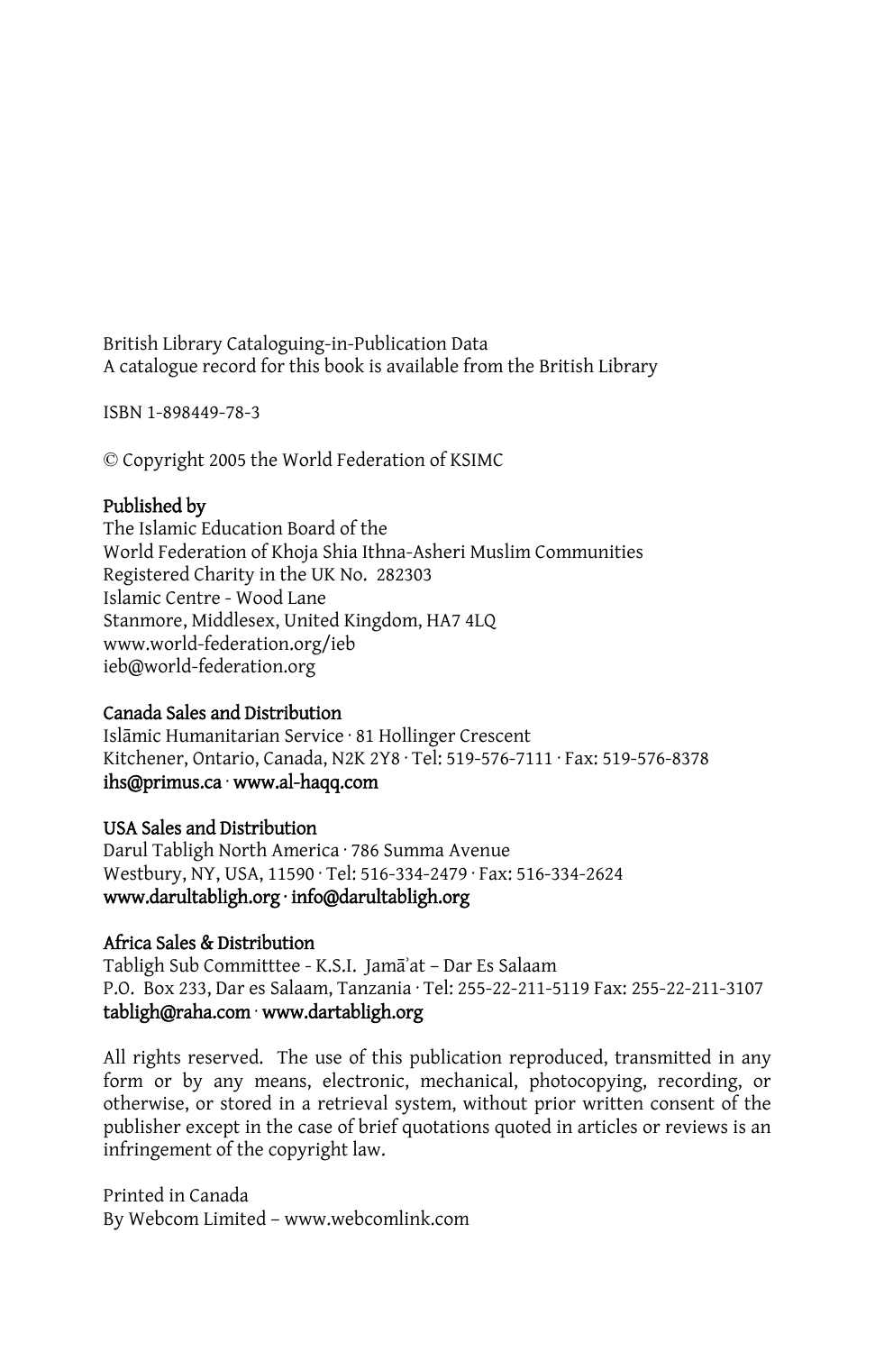British Library Cataloguing-in-Publication Data
A catalogue record for this book is available from the British Library

ISBN 1-898449-78-3

© Copyright 2005 the World Federation of KSIMC

**Published by**
The Islamic Education Board of the
World Federation of Khoja Shia Ithna-Asheri Muslim Communities
Registered Charity in the UK No. 282303
Islamic Centre - Wood Lane
Stanmore, Middlesex, United Kingdom, HA7 4LQ
www.world-federation.org/ieb
ieb@world-federation.org

**Canada Sales and Distribution**
Islāmic Humanitarian Service · 81 Hollinger Crescent
Kitchener, Ontario, Canada, N2K 2Y8 · Tel: 519-576-7111 · Fax: 519-576-8378
**ihs@primus.ca · www.al-haqq.com**

**USA Sales and Distribution**
Darul Tabligh North America · 786 Summa Avenue
Westbury, NY, USA, 11590 · Tel: 516-334-2479 · Fax: 516-334-2624
**www.darultabligh.org · info@darultabligh.org**

**Africa Sales & Distribution**
Tabligh Sub Committtee - K.S.I. Jamāʾat – Dar Es Salaam
P.O. Box 233, Dar es Salaam, Tanzania · Tel: 255-22-211-5119 Fax: 255-22-211-3107
**tabligh@raha.com · www.dartabligh.org**

All rights reserved. The use of this publication reproduced, transmitted in any form or by any means, electronic, mechanical, photocopying, recording, or otherwise, or stored in a retrieval system, without prior written consent of the publisher except in the case of brief quotations quoted in articles or reviews is an infringement of the copyright law.

Printed in Canada
By Webcom Limited – www.webcomlink.com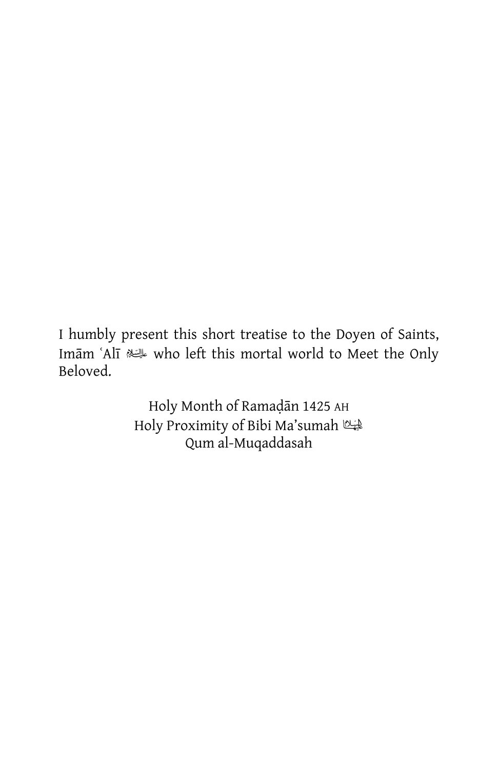I humbly present this short treatise to the Doyen of Saints, Imām ʿAlī عليه السلام who left this mortal world to Meet the Only Beloved.

Holy Month of Ramaḍān 1425 AH
Holy Proximity of Bibi Ma'sumah عليها السلام
Qum al-Muqaddasah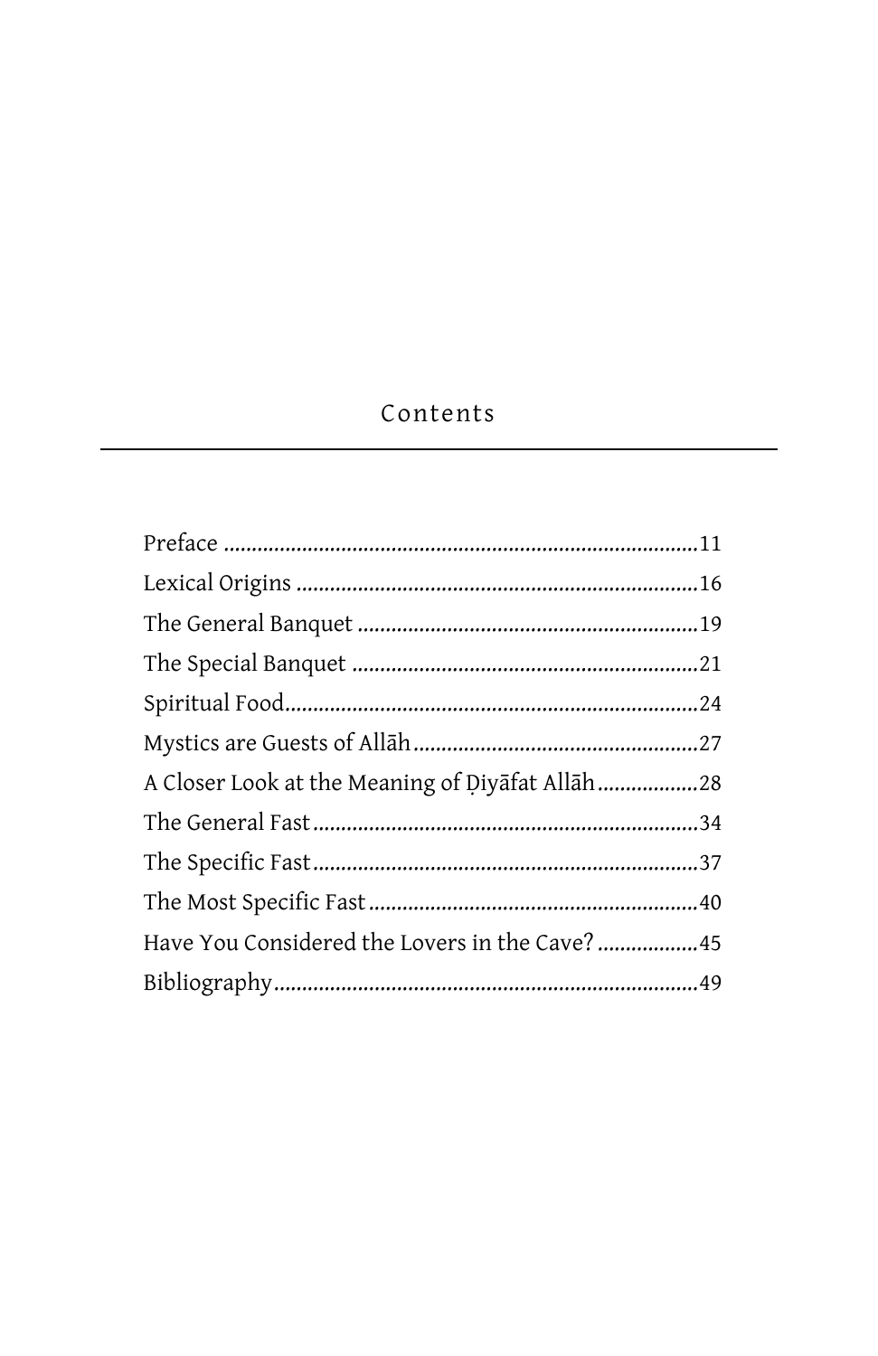# Contents

Preface ....................................................................................11
Lexical Origins .......................................................................16
The General Banquet ............................................................19
The Special Banquet .............................................................21
Spiritual Food.........................................................................24
Mystics are Guests of Allāh...................................................27
A Closer Look at the Meaning of Ḍiyāfat Allāh..................28
The General Fast....................................................................34
The Specific Fast....................................................................37
The Most Specific Fast...........................................................40
Have You Considered the Lovers in the Cave? ..................45
Bibliography...........................................................................49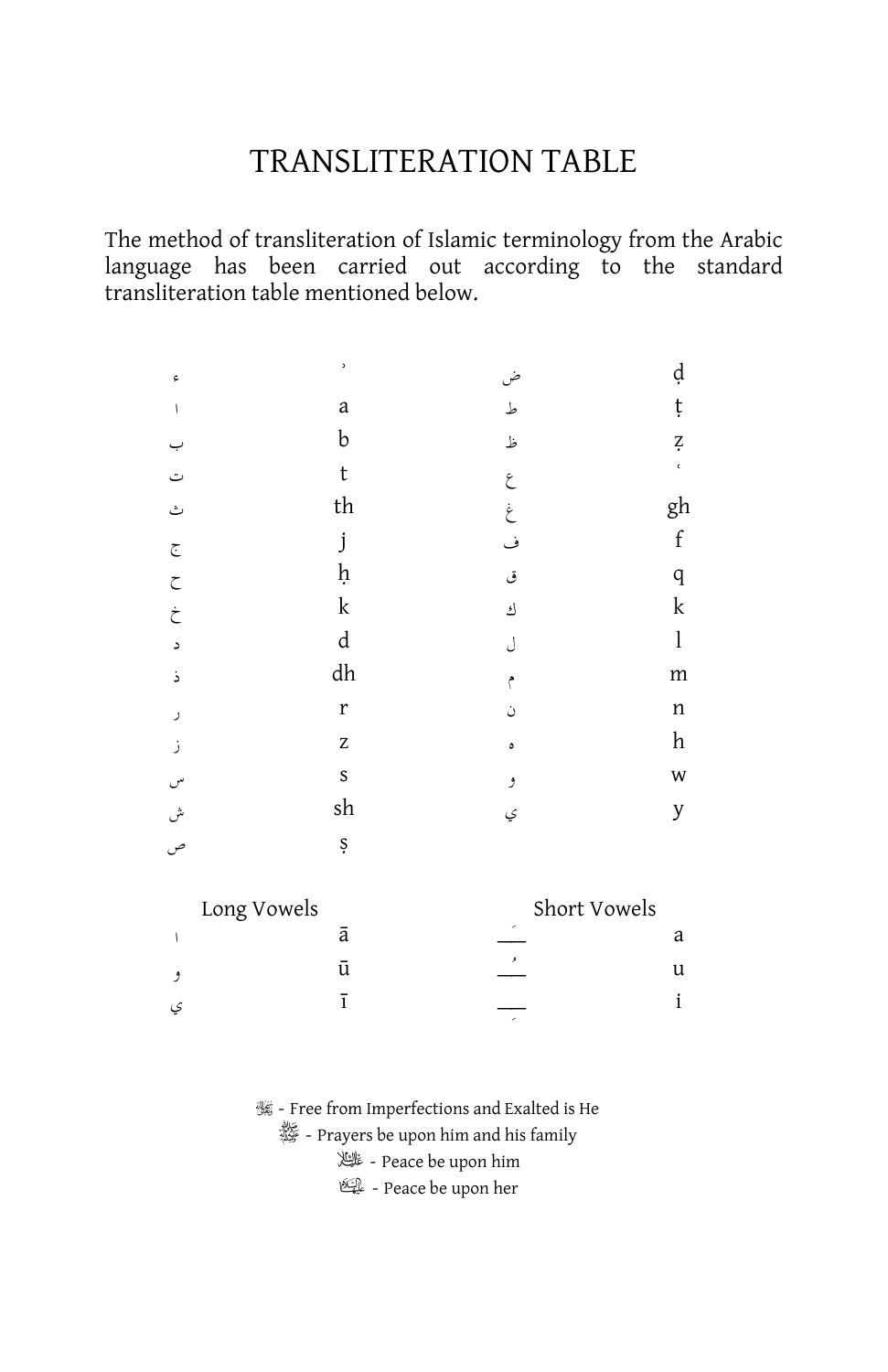# TRANSLITERATION TABLE

The method of transliteration of Islamic terminology from the Arabic language has been carried out according to the standard transliteration table mentioned below.

| | | | |
|---|---|---|---|
| ء | ʾ | ض | ḍ |
| ا | a | ط | ṭ |
| ب | b | ظ | ẓ |
| ت | t | ع | ʿ |
| ث | th | غ | gh |
| ج | j | ف | f |
| ح | ḥ | ق | q |
| خ | k | ك | k |
| د | d | ل | l |
| ذ | dh | م | m |
| ر | r | ن | n |
| ز | z | ه | h |
| س | s | و | w |
| ش | sh | ي | y |
| ص | ṣ | | |

| Long Vowels | | Short Vowels | |
|---|---|---|---|
| ا | ā | ـَـ | a |
| و | ū | ـُـ | u |
| ي | ī | ـِـ | i |

ﷻ - Free from Imperfections and Exalted is He

ﷺ - Prayers be upon him and his family

عليه السلام - Peace be upon him

عليها السلام - Peace be upon her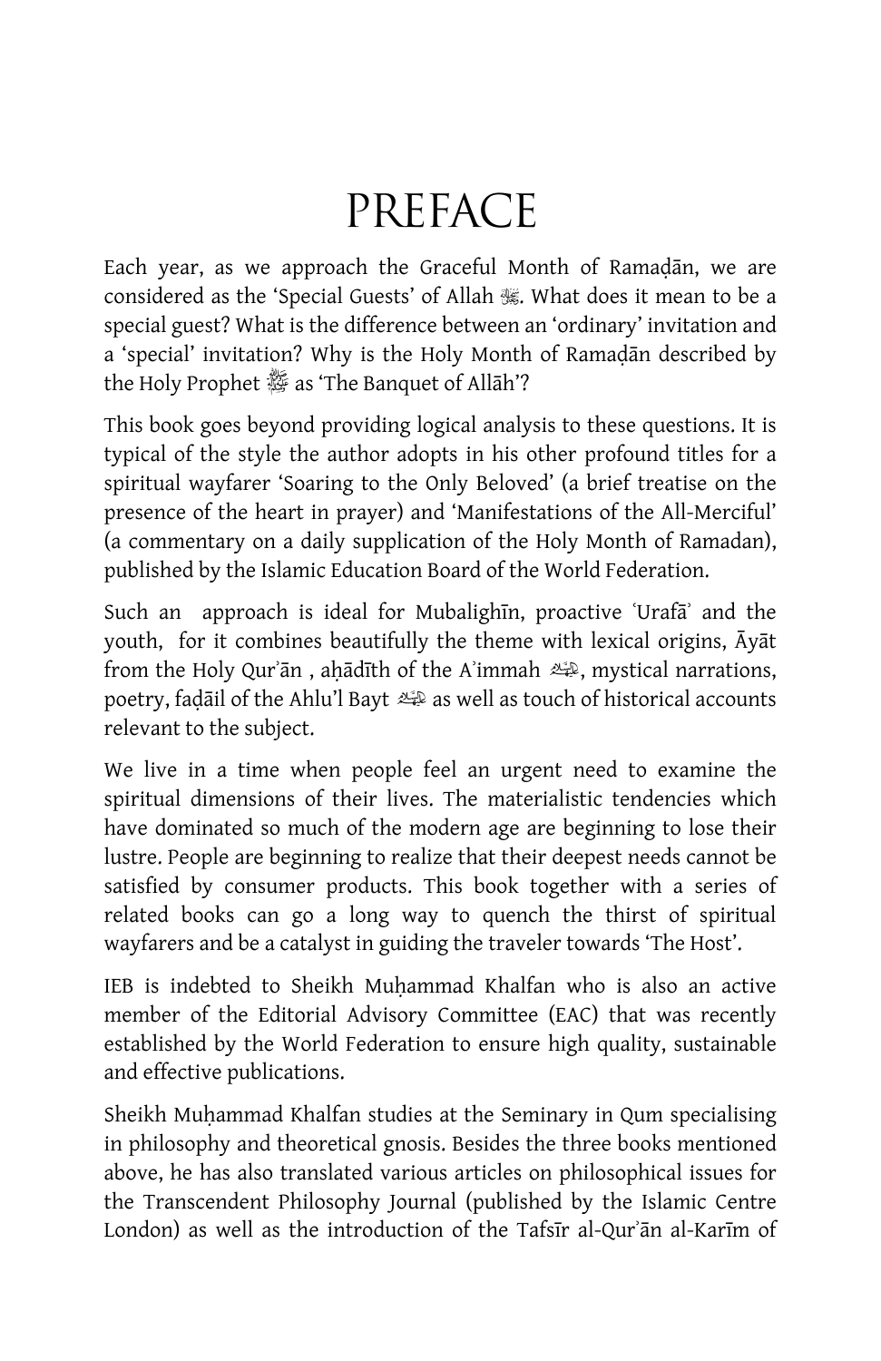# PREFACE

Each year, as we approach the Graceful Month of Ramaḍān, we are considered as the 'Special Guests' of Allah ﷻ. What does it mean to be a special guest? What is the difference between an 'ordinary' invitation and a 'special' invitation? Why is the Holy Month of Ramaḍān described by the Holy Prophet ﷺ as 'The Banquet of Allāh'?

This book goes beyond providing logical analysis to these questions. It is typical of the style the author adopts in his other profound titles for a spiritual wayfarer 'Soaring to the Only Beloved' (a brief treatise on the presence of the heart in prayer) and 'Manifestations of the All-Merciful' (a commentary on a daily supplication of the Holy Month of Ramadan), published by the Islamic Education Board of the World Federation.

Such an approach is ideal for Mubalighīn, proactive ʿUrafāʾ and the youth, for it combines beautifully the theme with lexical origins, Āyāt from the Holy Qurʾān , aḥādīth of the Aʾimmah ﷷ, mystical narrations, poetry, faḍāil of the Ahlu'l Bayt ﷷ as well as touch of historical accounts relevant to the subject.

We live in a time when people feel an urgent need to examine the spiritual dimensions of their lives. The materialistic tendencies which have dominated so much of the modern age are beginning to lose their lustre. People are beginning to realize that their deepest needs cannot be satisfied by consumer products. This book together with a series of related books can go a long way to quench the thirst of spiritual wayfarers and be a catalyst in guiding the traveler towards 'The Host'.

IEB is indebted to Sheikh Muḥammad Khalfan who is also an active member of the Editorial Advisory Committee (EAC) that was recently established by the World Federation to ensure high quality, sustainable and effective publications.

Sheikh Muḥammad Khalfan studies at the Seminary in Qum specialising in philosophy and theoretical gnosis. Besides the three books mentioned above, he has also translated various articles on philosophical issues for the Transcendent Philosophy Journal (published by the Islamic Centre London) as well as the introduction of the Tafsīr al-Qurʾān al-Karīm of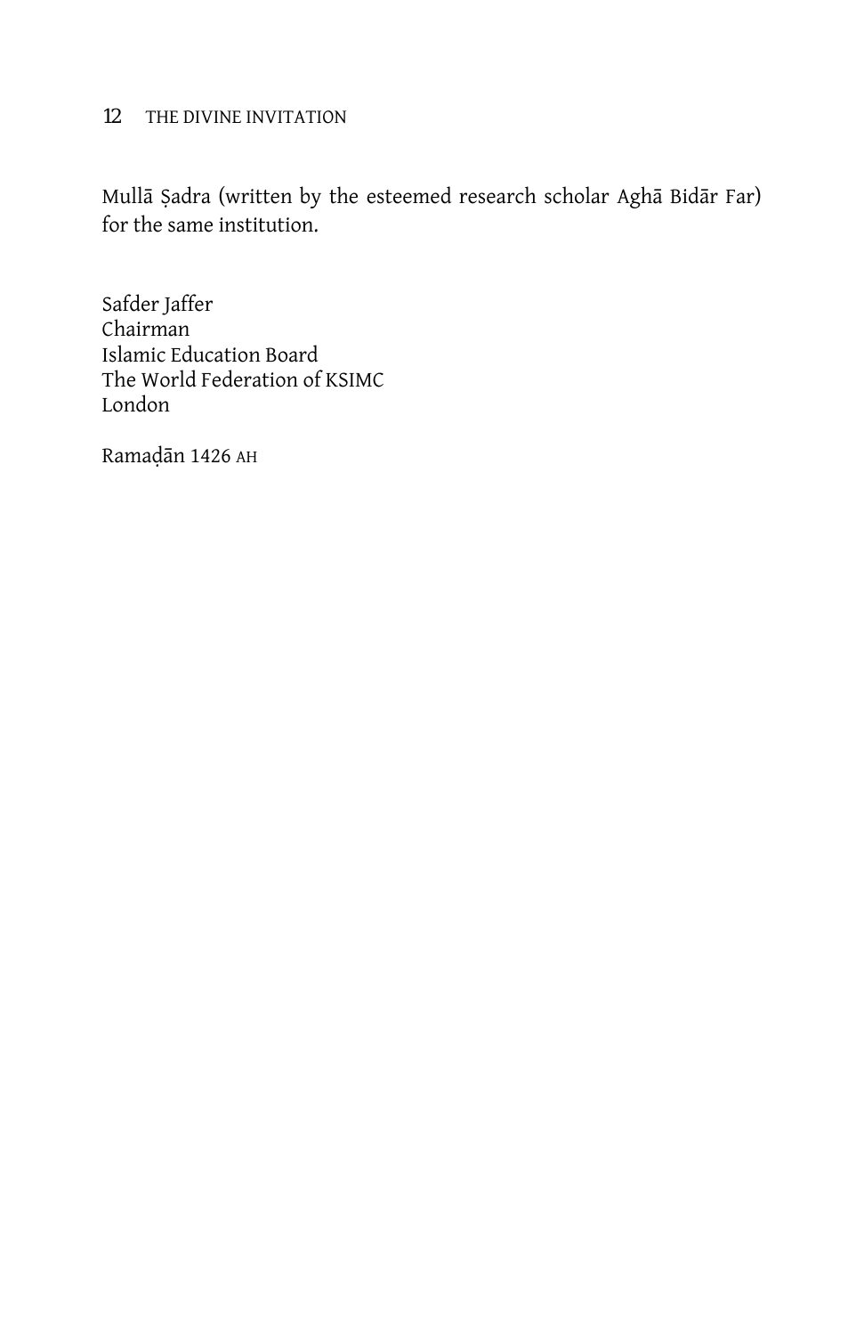Mullā Ṣadra (written by the esteemed research scholar Aghā Bidār Far) for the same institution.

Safder Jaffer  
Chairman  
Islamic Education Board  
The World Federation of KSIMC  
London

Ramaḍān 1426 AH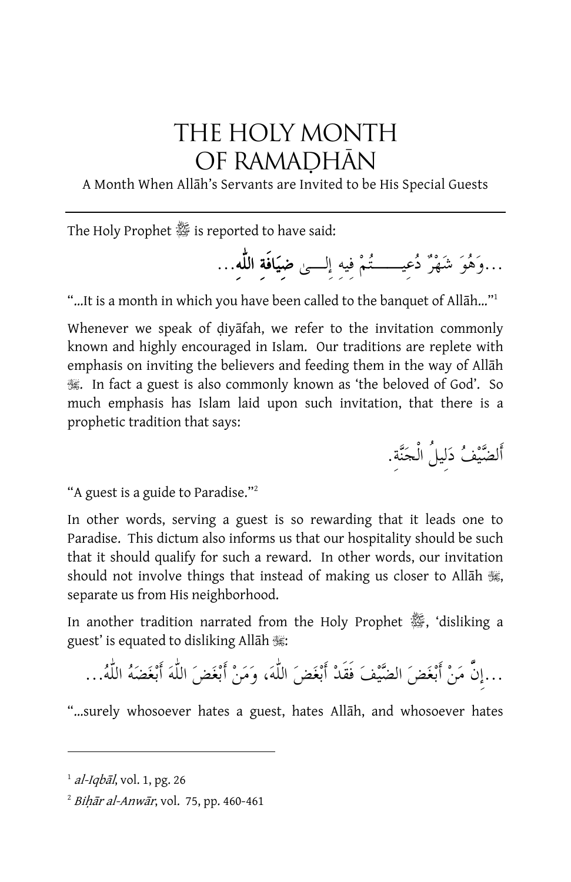# THE HOLY MONTH OF RAMAḌHĀN

A Month When Allāh's Servants are Invited to be His Special Guests

---

The Holy Prophet ﷺ is reported to have said:

...وَهُوَ شَهْرٌ دُعِيتُمْ فِيهِ إِلَى **ضِيَافَةِ اللّٰهِ**...

"...It is a month in which you have been called to the banquet of Allāh..."[1]

Whenever we speak of ḍiyāfah, we refer to the invitation commonly known and highly encouraged in Islam. Our traditions are replete with emphasis on inviting the believers and feeding them in the way of Allāh ﷻ. In fact a guest is also commonly known as 'the beloved of God'. So much emphasis has Islam laid upon such invitation, that there is a prophetic tradition that says:

أَلضَّيْفُ دَلِيلُ الْجَنَّةِ.

"A guest is a guide to Paradise."[2]

In other words, serving a guest is so rewarding that it leads one to Paradise. This dictum also informs us that our hospitality should be such that it should qualify for such a reward. In other words, our invitation should not involve things that instead of making us closer to Allāh ﷻ, separate us from His neighborhood.

In another tradition narrated from the Holy Prophet ﷺ, 'disliking a guest' is equated to disliking Allāh ﷻ:

...إِنَّ مَنْ أَبْغَضَ الضَّيْفَ فَقَدْ أَبْغَضَ اللّٰهَ، وَمَنْ أَبْغَضَ اللّٰهَ أَبْغَضَهُ اللّٰهُ...

"...surely whosoever hates a guest, hates Allāh, and whosoever hates

---

[1] *al-Iqbāl*, vol. 1, pg. 26

[2] *Biḥār al-Anwār*, vol. 75, pp. 460-461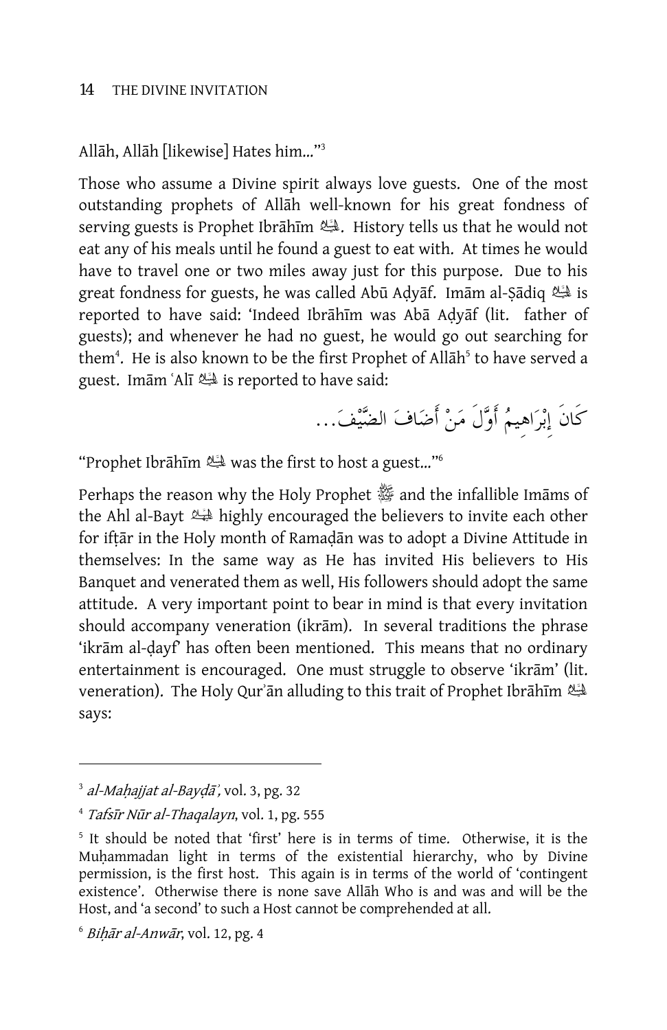Allāh, Allāh [likewise] Hates him..."[3]

Those who assume a Divine spirit always love guests. One of the most outstanding prophets of Allāh well-known for his great fondness of serving guests is Prophet Ibrāhīm ﷺ. History tells us that he would not eat any of his meals until he found a guest to eat with. At times he would have to travel one or two miles away just for this purpose. Due to his great fondness for guests, he was called Abū Aḍyāf. Imām al-Ṣādiq ﷺ is reported to have said: 'Indeed Ibrāhīm was Abā Aḍyāf (lit. father of guests); and whenever he had no guest, he would go out searching for them[4]. He is also known to be the first Prophet of Allāh[5] to have served a guest. Imām ʿAlī ﷺ is reported to have said:

كَانَ إِبْرَاهِيمُ أَوَّلَ مَنْ أَضَافَ الضَّيْفَ...

"Prophet Ibrāhīm ﷺ was the first to host a guest..."[6]

Perhaps the reason why the Holy Prophet ﷺ and the infallible Imāms of the Ahl al-Bayt ﷺ highly encouraged the believers to invite each other for ifṭār in the Holy month of Ramaḍān was to adopt a Divine Attitude in themselves: In the same way as He has invited His believers to His Banquet and venerated them as well, His followers should adopt the same attitude. A very important point to bear in mind is that every invitation should accompany veneration (ikrām). In several traditions the phrase 'ikrām al-ḍayf' has often been mentioned. This means that no ordinary entertainment is encouraged. One must struggle to observe 'ikrām' (lit. veneration). The Holy Qurʾān alluding to this trait of Prophet Ibrāhīm ﷺ says:

---

[3] *al-Maḥajjat al-Bayḍāʾ*, vol. 3, pg. 32

[4] *Tafsīr Nūr al-Thaqalayn*, vol. 1, pg. 555

[5] It should be noted that 'first' here is in terms of time. Otherwise, it is the Muḥammadan light in terms of the existential hierarchy, who by Divine permission, is the first host. This again is in terms of the world of 'contingent existence'. Otherwise there is none save Allāh Who is and was and will be the Host, and 'a second' to such a Host cannot be comprehended at all.

[6] *Biḥār al-Anwār*, vol. 12, pg. 4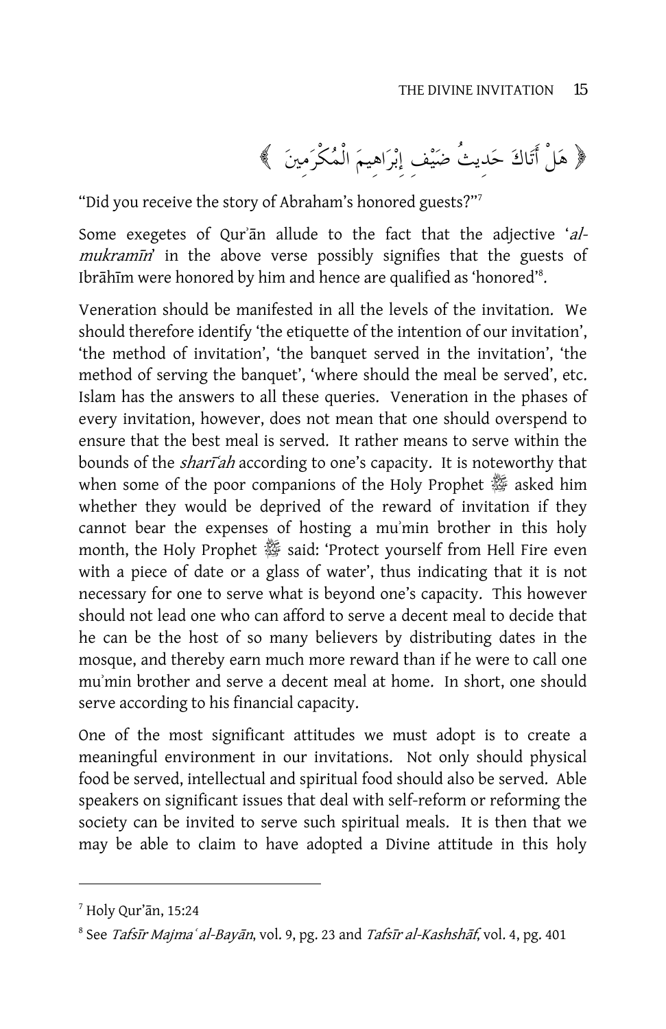﴿ هَلْ أَتَاكَ حَدِيثُ ضَيْفِ إِبْرَاهِيمَ الْمُكْرَمِينَ ﴾

"Did you receive the story of Abraham's honored guests?"[7]

Some exegetes of Qurʾān allude to the fact that the adjective '*al-mukramīn*' in the above verse possibly signifies that the guests of Ibrāhīm were honored by him and hence are qualified as 'honored'[8].

Veneration should be manifested in all the levels of the invitation. We should therefore identify 'the etiquette of the intention of our invitation', 'the method of invitation', 'the banquet served in the invitation', 'the method of serving the banquet', 'where should the meal be served', etc. Islam has the answers to all these queries. Veneration in the phases of every invitation, however, does not mean that one should overspend to ensure that the best meal is served. It rather means to serve within the bounds of the *sharīʿah* according to one's capacity. It is noteworthy that when some of the poor companions of the Holy Prophet ﷺ asked him whether they would be deprived of the reward of invitation if they cannot bear the expenses of hosting a muʾmin brother in this holy month, the Holy Prophet ﷺ said: 'Protect yourself from Hell Fire even with a piece of date or a glass of water', thus indicating that it is not necessary for one to serve what is beyond one's capacity. This however should not lead one who can afford to serve a decent meal to decide that he can be the host of so many believers by distributing dates in the mosque, and thereby earn much more reward than if he were to call one muʾmin brother and serve a decent meal at home. In short, one should serve according to his financial capacity.

One of the most significant attitudes we must adopt is to create a meaningful environment in our invitations. Not only should physical food be served, intellectual and spiritual food should also be served. Able speakers on significant issues that deal with self-reform or reforming the society can be invited to serve such spiritual meals. It is then that we may be able to claim to have adopted a Divine attitude in this holy

---

[7] Holy Qur'ān, 15:24

[8] See *Tafsīr Majmaʿ al-Bayān*, vol. 9, pg. 23 and *Tafsīr al-Kashshāf*, vol. 4, pg. 401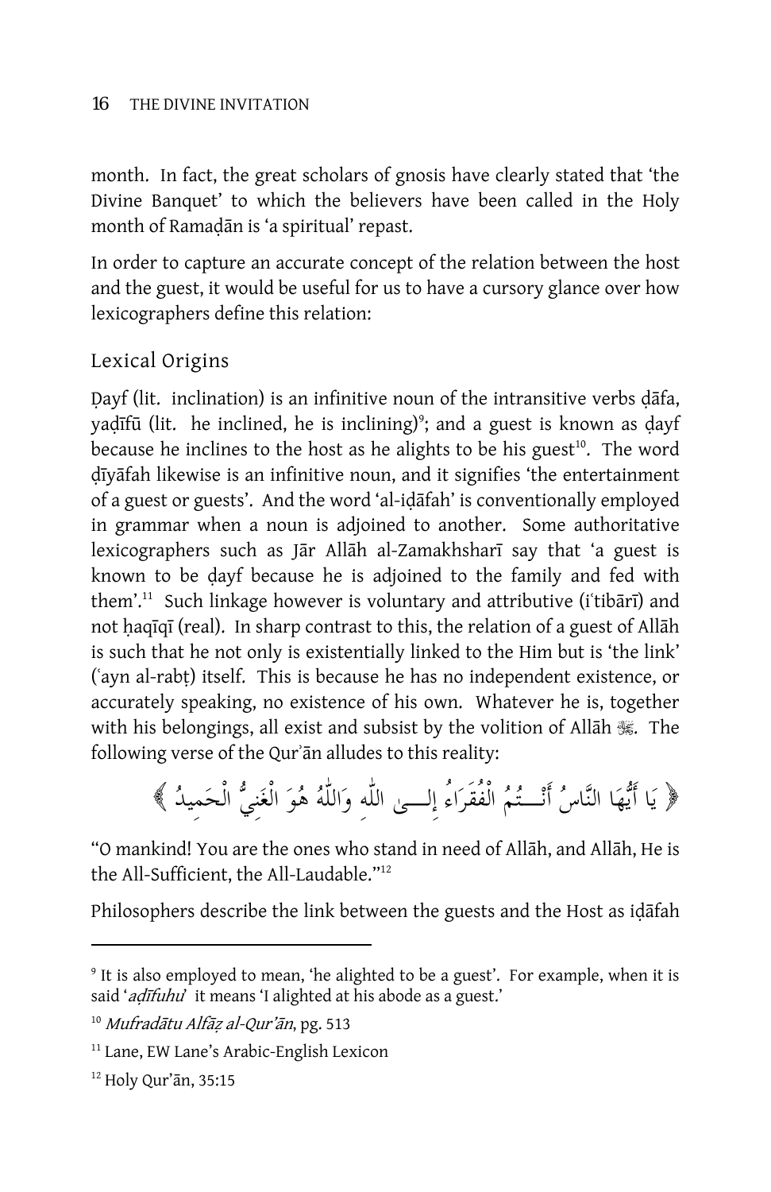month. In fact, the great scholars of gnosis have clearly stated that 'the Divine Banquet' to which the believers have been called in the Holy month of Ramaḍān is 'a spiritual' repast.

In order to capture an accurate concept of the relation between the host and the guest, it would be useful for us to have a cursory glance over how lexicographers define this relation:

## Lexical Origins

Ḍayf (lit. inclination) is an infinitive noun of the intransitive verbs ḍāfa, yaḍīfū (lit. he inclined, he is inclining)[9]; and a guest is known as ḍayf because he inclines to the host as he alights to be his guest[10]. The word ḍīyāfah likewise is an infinitive noun, and it signifies 'the entertainment of a guest or guests'. And the word 'al-iḍāfah' is conventionally employed in grammar when a noun is adjoined to another. Some authoritative lexicographers such as Jār Allāh al-Zamakhsharī say that 'a guest is known to be ḍayf because he is adjoined to the family and fed with them'.[11] Such linkage however is voluntary and attributive (iʿtibārī) and not ḥaqīqī (real). In sharp contrast to this, the relation of a guest of Allāh is such that he not only is existentially linked to the Him but is 'the link' (ʿayn al-rabṭ) itself. This is because he has no independent existence, or accurately speaking, no existence of his own. Whatever he is, together with his belongings, all exist and subsist by the volition of Allāh ﷻ. The following verse of the Qurʾān alludes to this reality:

﴿ يَا أَيُّهَا النَّاسُ أَنْتُمُ الْفُقَرَاءُ إِلَى اللَّهِ وَاللَّهُ هُوَ الْغَنِيُّ الْحَمِيدُ ﴾

"O mankind! You are the ones who stand in need of Allāh, and Allāh, He is the All-Sufficient, the All-Laudable."[12]

Philosophers describe the link between the guests and the Host as iḍāfah

---

[9] It is also employed to mean, 'he alighted to be a guest'. For example, when it is said '*aḍīfuhu*' it means 'I alighted at his abode as a guest.'

[10] *Mufradātu Alfāẓ al-Qur'ān*, pg. 513

[11] Lane, EW Lane's Arabic-English Lexicon

[12] Holy Qur'ān, 35:15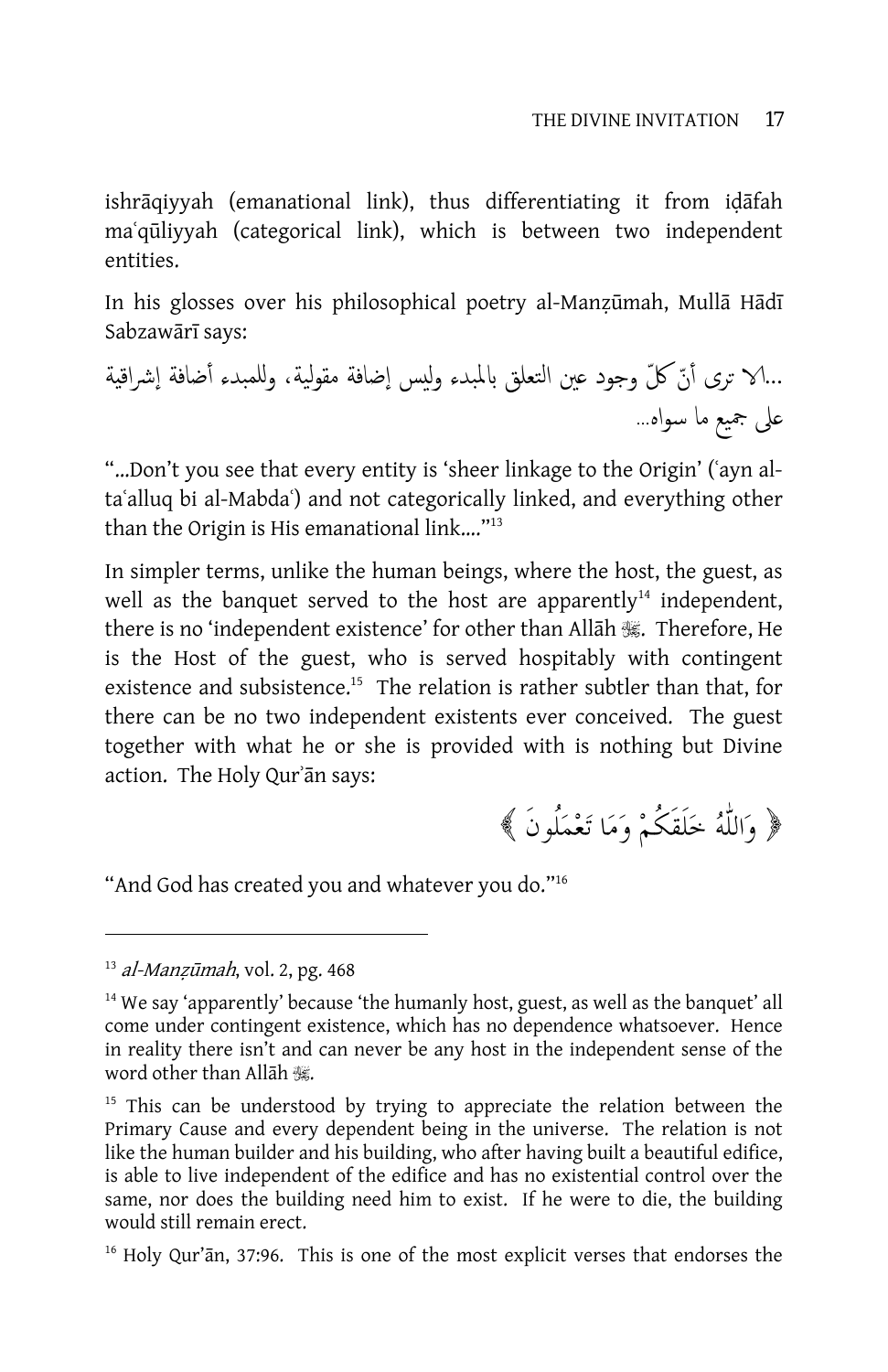ishrāqiyyah (emanational link), thus differentiating it from iḍāfah maʿqūliyyah (categorical link), which is between two independent entities.

In his glosses over his philosophical poetry al-Manẓūmah, Mullā Hādī Sabzawārī says:

...ألا ترى أنّ كلّ وجود عين التعلق بالمبدء وليس إضافة مقولية، وللمبدء أضافة إشراقية على جميع ما سواه...

"...Don't you see that every entity is 'sheer linkage to the Origin' (ʿayn al-taʿalluq bi al-Mabdaʿ) and not categorically linked, and everything other than the Origin is His emanational link...."[13]

In simpler terms, unlike the human beings, where the host, the guest, as well as the banquet served to the host are apparently[14] independent, there is no 'independent existence' for other than Allāh ﷻ. Therefore, He is the Host of the guest, who is served hospitably with contingent existence and subsistence.[15] The relation is rather subtler than that, for there can be no two independent existents ever conceived. The guest together with what he or she is provided with is nothing but Divine action. The Holy Qurʾān says:

﴿ وَاللَّهُ خَلَقَكُمْ وَمَا تَعْمَلُونَ ﴾

"And God has created you and whatever you do."[16]

---

[13] *al-Manẓūmah*, vol. 2, pg. 468

[14] We say 'apparently' because 'the humanly host, guest, as well as the banquet' all come under contingent existence, which has no dependence whatsoever. Hence in reality there isn't and can never be any host in the independent sense of the word other than Allāh ﷻ.

[15] This can be understood by trying to appreciate the relation between the Primary Cause and every dependent being in the universe. The relation is not like the human builder and his building, who after having built a beautiful edifice, is able to live independent of the edifice and has no existential control over the same, nor does the building need him to exist. If he were to die, the building would still remain erect.

[16] Holy Qur'ān, 37:96. This is one of the most explicit verses that endorses the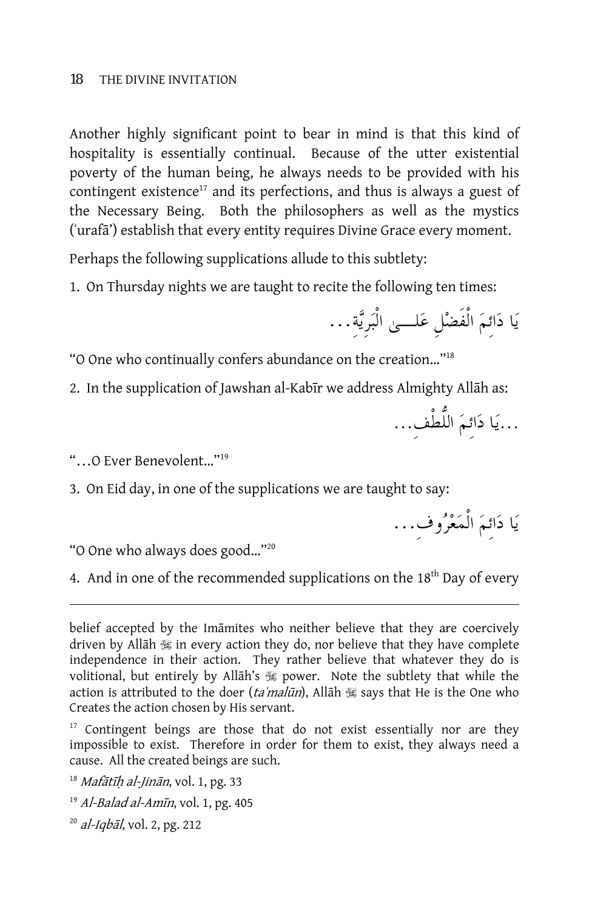Another highly significant point to bear in mind is that this kind of hospitality is essentially continual. Because of the utter existential poverty of the human being, he always needs to be provided with his contingent existence[17] and its perfections, and thus is always a guest of the Necessary Being. Both the philosophers as well as the mystics (ʿurafāʾ) establish that every entity requires Divine Grace every moment.

Perhaps the following supplications allude to this subtlety:

1. On Thursday nights we are taught to recite the following ten times:

يَا دَائِمَ الْفَضْلِ عَلَى الْبَرِيَّةِ...

"O One who continually confers abundance on the creation..."[18]

2. In the supplication of Jawshan al-Kabīr we address Almighty Allāh as:

...يَا دَائِمَ اللُّطْفِ...

"...O Ever Benevolent..."[19]

3. On Eid day, in one of the supplications we are taught to say:

يَا دَائِمَ الْمَعْرُوفِ...

"O One who always does good..."[20]

4. And in one of the recommended supplications on the 18th Day of every

---

belief accepted by the Imāmites who neither believe that they are coercively driven by Allāh ﷻ in every action they do, nor believe that they have complete independence in their action. They rather believe that whatever they do is volitional, but entirely by Allāh's ﷻ power. Note the subtlety that while the action is attributed to the doer (*taʿmalūn*), Allāh ﷻ says that He is the One who Creates the action chosen by His servant.

[17] Contingent beings are those that do not exist essentially nor are they impossible to exist. Therefore in order for them to exist, they always need a cause. All the created beings are such.

[18] *Mafātīḥ al-Jinān*, vol. 1, pg. 33

[19] *Al-Balad al-Amīn*, vol. 1, pg. 405

[20] *al-Iqbāl*, vol. 2, pg. 212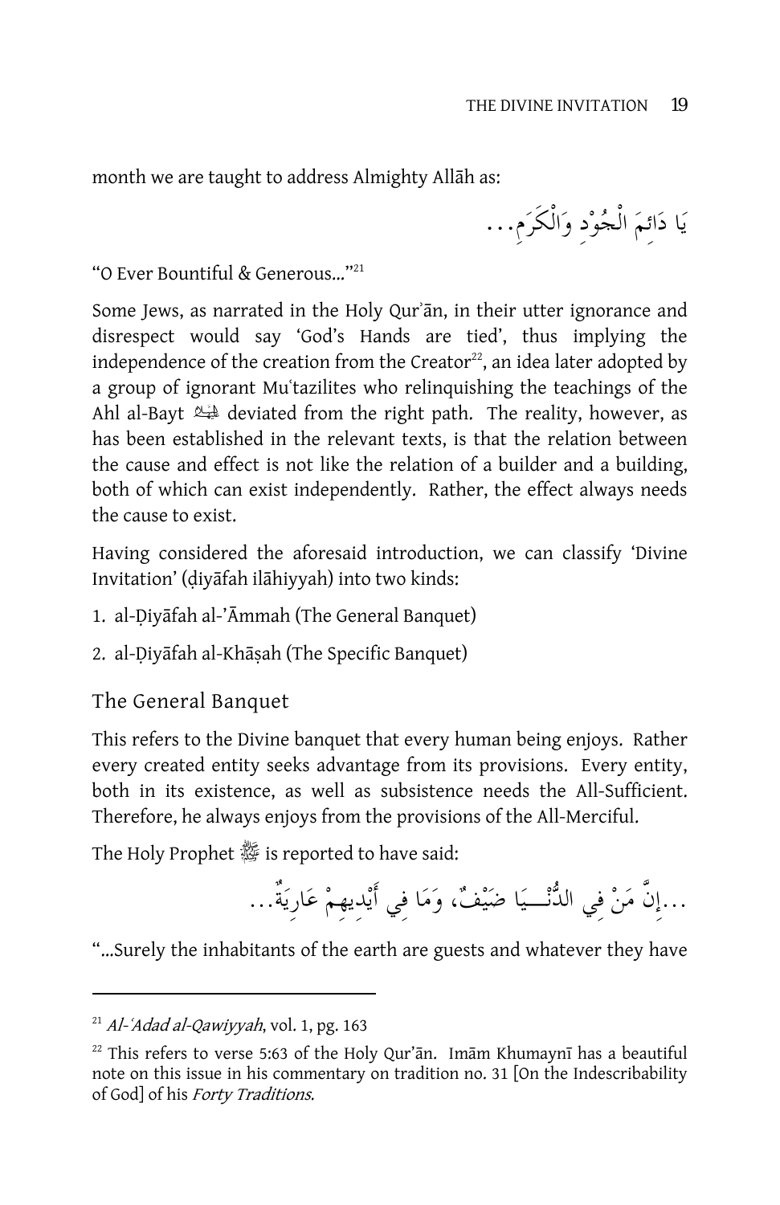month we are taught to address Almighty Allāh as:

يَا دَائِمَ الْجُوْدِ وَالْكَرَمِ...

"O Ever Bountiful & Generous..."[21]

Some Jews, as narrated in the Holy Qurʾān, in their utter ignorance and disrespect would say 'God's Hands are tied', thus implying the independence of the creation from the Creator[22], an idea later adopted by a group of ignorant Muʿtazilites who relinquishing the teachings of the Ahl al-Bayt ﷺ deviated from the right path. The reality, however, as has been established in the relevant texts, is that the relation between the cause and effect is not like the relation of a builder and a building, both of which can exist independently. Rather, the effect always needs the cause to exist.

Having considered the aforesaid introduction, we can classify 'Divine Invitation' (ḍiyāfah ilāhiyyah) into two kinds:

1. al-Ḍiyāfah al-'Āmmah (The General Banquet)
2. al-Ḍiyāfah al-Khāṣah (The Specific Banquet)

## The General Banquet

This refers to the Divine banquet that every human being enjoys. Rather every created entity seeks advantage from its provisions. Every entity, both in its existence, as well as subsistence needs the All-Sufficient. Therefore, he always enjoys from the provisions of the All-Merciful.

The Holy Prophet ﷺ is reported to have said:

...إِنَّ مَنْ فِي الدُّنْـــيَا ضَيْفٌ، وَمَا فِي أَيْدِيهِمْ عَارِيَةٌ...

"...Surely the inhabitants of the earth are guests and whatever they have

---

[21] *Al-ʿAdad al-Qawiyyah*, vol. 1, pg. 163

[22] This refers to verse 5:63 of the Holy Qur'ān. Imām Khumaynī has a beautiful note on this issue in his commentary on tradition no. 31 [On the Indescribability of God] of his *Forty Traditions*.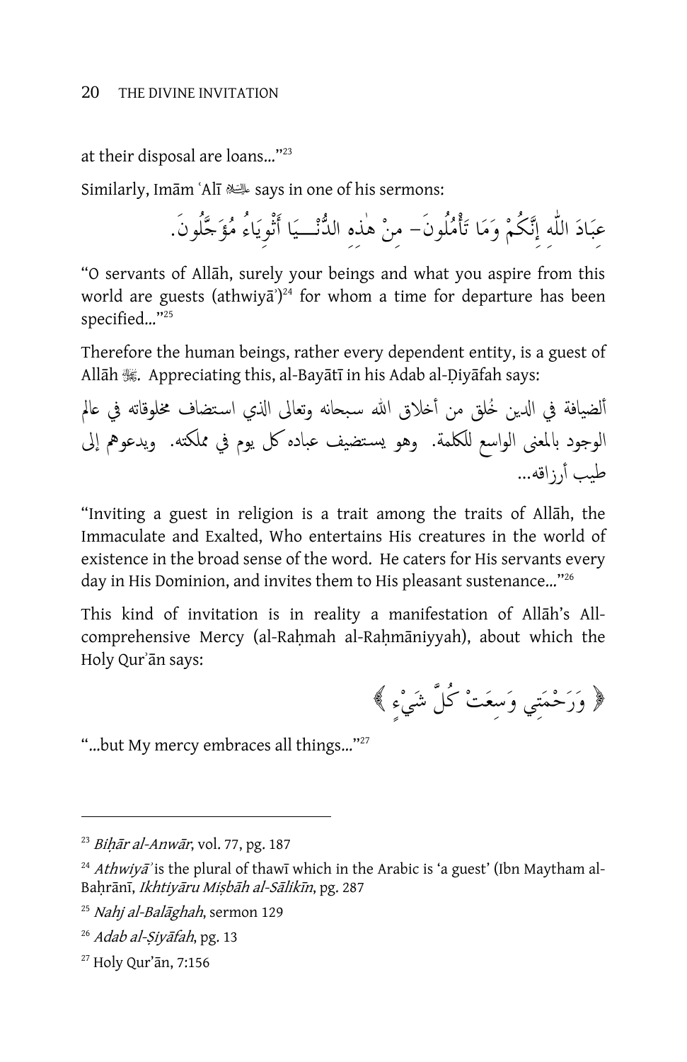at their disposal are loans..."[23]

Similarly, Imām ʿAlī ﷺ says in one of his sermons:

عِبَادَ اللّٰهِ إِنَّكُمْ وَمَا تَأْمُلُونَ– مِنْ هٰذِهِ الدُّنْيَا أَثْوِيَاءُ مُؤَجَّلُونَ.

"O servants of Allāh, surely your beings and what you aspire from this world are guests (athwiyāʾ)[24] for whom a time for departure has been specified..."[25]

Therefore the human beings, rather every dependent entity, is a guest of Allāh ﷻ. Appreciating this, al-Bayātī in his Adab al-Ḍiyāfah says:

ألضيافة في الدين خُلق من أخلاق الله سبحانه وتعالى الذي استضاف مخلوقاته في عالم الوجود بالمعنى الواسع للكلمة. وهو يستضيف عباده كل يوم في مملكته. ويدعوهم إلى طيب أرزاقه...

"Inviting a guest in religion is a trait among the traits of Allāh, the Immaculate and Exalted, Who entertains His creatures in the world of existence in the broad sense of the word. He caters for His servants every day in His Dominion, and invites them to His pleasant sustenance..."[26]

This kind of invitation is in reality a manifestation of Allāh's All-comprehensive Mercy (al-Raḥmah al-Raḥmāniyyah), about which the Holy Qurʾān says:

﴿ وَرَحْمَتِي وَسِعَتْ كُلَّ شَيْءٍ ﴾

"...but My mercy embraces all things..."[27]

---

[23] *Biḥār al-Anwār*, vol. 77, pg. 187

[24] *Athwiyāʾ* is the plural of thawī which in the Arabic is 'a guest' (Ibn Maytham al-Baḥrānī, *Ikhtiyāru Miṣbāh al-Sālikīn*, pg. 287

[25] *Nahj al-Balāghah*, sermon 129

[26] *Adab al-Ṣiyāfah*, pg. 13

[27] Holy Qur'ān, 7:156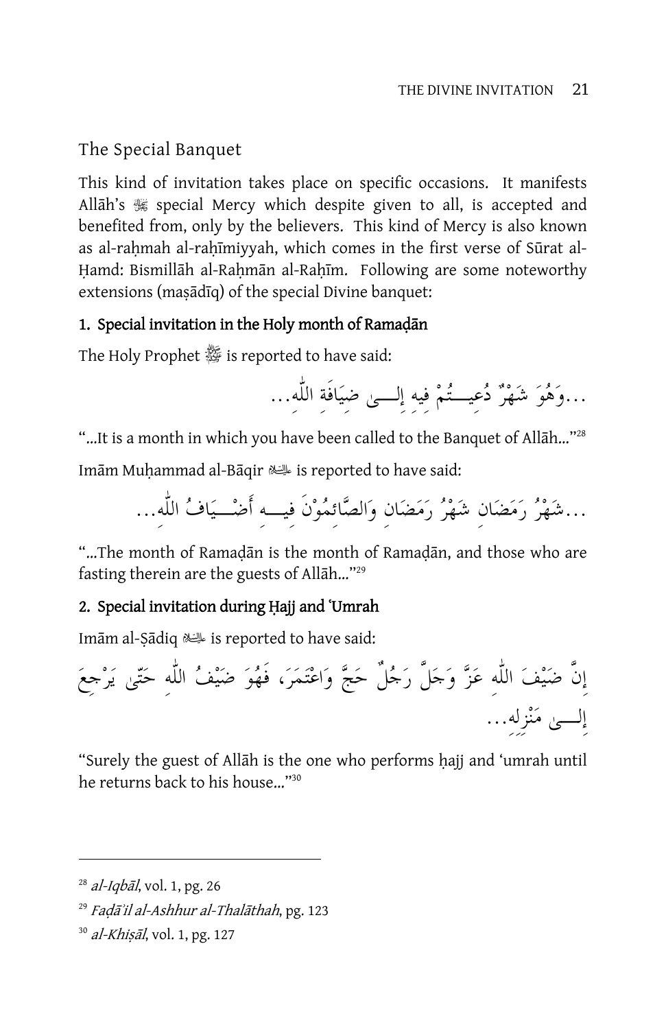## The Special Banquet

This kind of invitation takes place on specific occasions. It manifests Allāh's ﷻ special Mercy which despite given to all, is accepted and benefited from, only by the believers. This kind of Mercy is also known as al-raḥmah al-raḥīmiyyah, which comes in the first verse of Sūrat al-Ḥamd: Bismillāh al-Raḥmān al-Raḥīm. Following are some noteworthy extensions (maṣādīq) of the special Divine banquet:

### 1. Special invitation in the Holy month of Ramaḍān

The Holy Prophet ﷺ is reported to have said:

...وَهُوَ شَهْرٌ دُعِيتُمْ فِيهِ إِلىٰ ضِيَافَةِ اللّٰهِ...

"...It is a month in which you have been called to the Banquet of Allāh..."[28]

Imām Muḥammad al-Bāqir ؑ is reported to have said:

...شَهْرُ رَمَضَانِ شَهْرُ رَمَضَانِ وَالصَّائِمُوْنَ فِيهِ أَضْيَافُ اللّٰهِ...

"...The month of Ramaḍān is the month of Ramaḍān, and those who are fasting therein are the guests of Allāh..."[29]

### 2. Special invitation during Ḥajj and 'Umrah

Imām al-Ṣādiq ؑ is reported to have said:

إِنَّ ضَيْفَ اللّٰهِ عَزَّ وَجَلَّ رَجُلٌ حَجَّ وَاعْتَمَرَ، فَهُوَ ضَيْفُ اللّٰهِ حَتّىٰ يَرْجِعَ إِلىٰ مَنْزِلِهِ...

"Surely the guest of Allāh is the one who performs ḥajj and 'umrah until he returns back to his house..."[30]

---

[28] *al-Iqbāl*, vol. 1, pg. 26

[29] *Faḍā'il al-Ashhur al-Thalāthah*, pg. 123

[30] *al-Khiṣāl*, vol. 1, pg. 127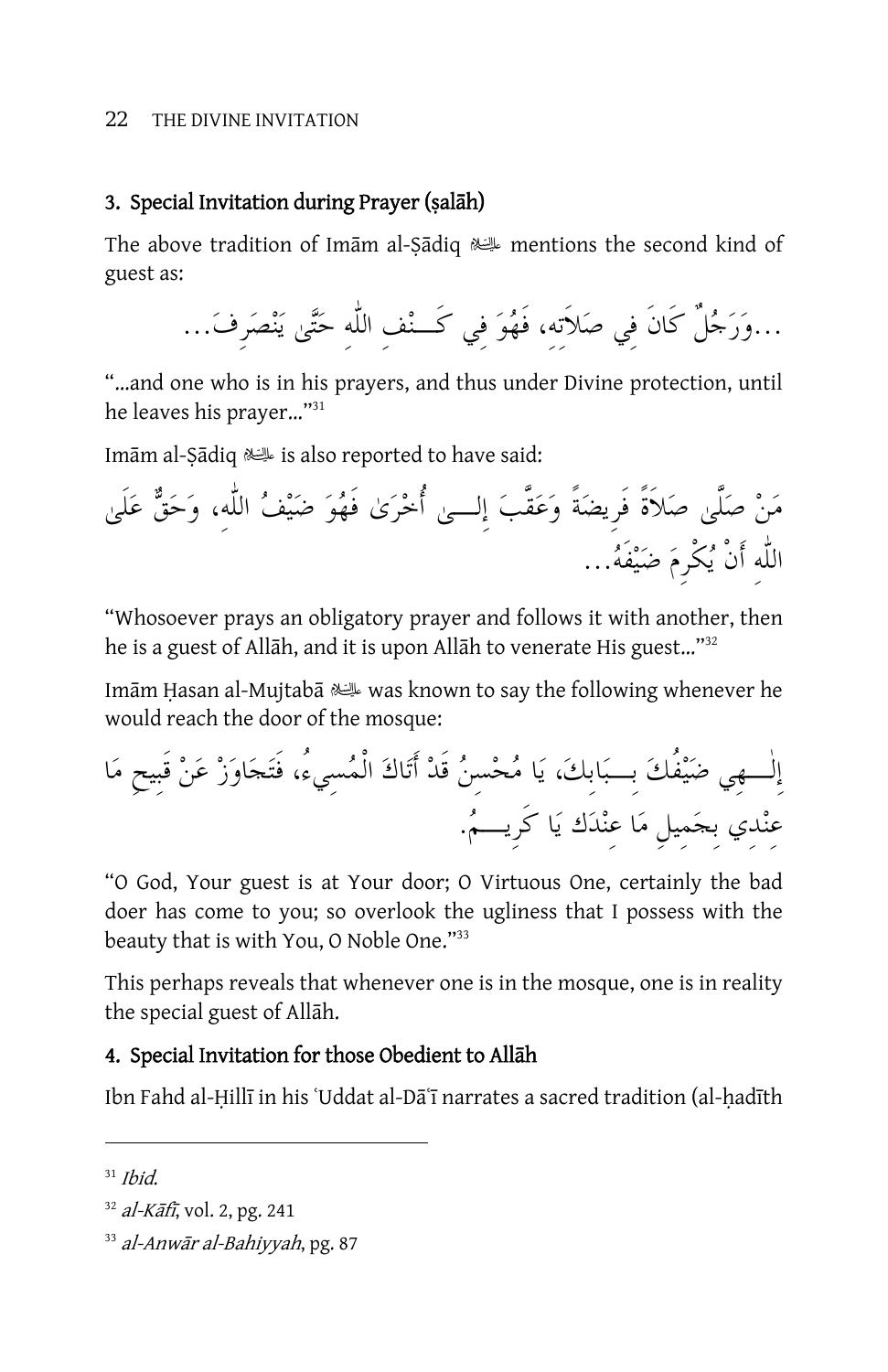### 3. Special Invitation during Prayer (ṣalāh)

The above tradition of Imām al-Ṣādiq ﷺ mentions the second kind of guest as:

...وَرَجُلٌ كَانَ فِي صَلاَتِهِ، فَهُوَ فِي كَنَفِ اللّٰهِ حَتَّىٰ يَنْصَرِفَ...

"...and one who is in his prayers, and thus under Divine protection, until he leaves his prayer..."[31]

Imām al-Ṣādiq ﷺ is also reported to have said:

مَنْ صَلَّىٰ صَلاَةً فَرِيضَةً وَعَقَّبَ إِلَىٰ أُخْرَىٰ فَهُوَ ضَيْفُ اللّٰهِ، وَحَقٌّ عَلَىٰ اللّٰهِ أَنْ يُكْرِمَ ضَيْفَهُ...

"Whosoever prays an obligatory prayer and follows it with another, then he is a guest of Allāh, and it is upon Allāh to venerate His guest..."[32]

Imām Ḥasan al-Mujtabā ﷺ was known to say the following whenever he would reach the door of the mosque:

إِلٰهِي ضَيْفُكَ بِبَابِكَ، يَا مُحْسِنُ قَدْ أَتَاكَ الْمُسِيءُ، فَتَجَاوَزْ عَنْ قَبِيحِ مَا عِنْدِي بِجَمِيلِ مَا عِنْدَكَ يَا كَرِيمُ.

"O God, Your guest is at Your door; O Virtuous One, certainly the bad doer has come to you; so overlook the ugliness that I possess with the beauty that is with You, O Noble One."[33]

This perhaps reveals that whenever one is in the mosque, one is in reality the special guest of Allāh.

### 4. Special Invitation for those Obedient to Allāh

Ibn Fahd al-Ḥillī in his ʿUddat al-Dāʿī narrates a sacred tradition (al-ḥadīth

---

[31] *Ibid.*

[32] *al-Kāfī*, vol. 2, pg. 241

[33] *al-Anwār al-Bahiyyah*, pg. 87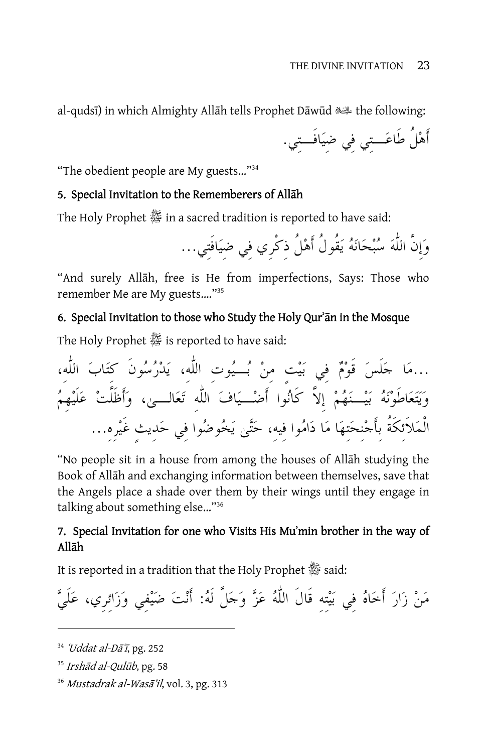al-qudsī) in which Almighty Allāh tells Prophet Dāwūd ﷺ the following:

أَهْلُ طَاعَتِي فِي ضِيَافَتِي.

"The obedient people are My guests..."[34]

### 5. Special Invitation to the Rememberers of Allāh

The Holy Prophet ﷺ in a sacred tradition is reported to have said:

وَإِنَّ اللّٰهَ سُبْحَانَهُ يَقُولُ أَهْلُ ذِكْرِي فِي ضِيَافَتِي...

"And surely Allāh, free is He from imperfections, Says: Those who remember Me are My guests...."[35]

### 6. Special Invitation to those who Study the Holy Qur'ān in the Mosque

The Holy Prophet ﷺ is reported to have said:

...مَا جَلَسَ قَوْمٌ فِي بَيْتٍ مِنْ بُيُوتِ اللّٰهِ، يَدْرُسُونَ كِتَابَ اللّٰهِ، وَيَتَعَاطَوْنَهُ بَيْنَهُمْ إِلاَّ كَانُوا أَضْيَافَ اللّٰهِ تَعَالَى، وَأَظَلَّتْ عَلَيْهِمُ الْمَلاَئِكَةُ بِأَجْنِحَتِهَا مَا دَامُوا فِيهِ، حَتَّى يَخُوضُوا فِي حَدِيثٍ غَيْرِهِ...

"No people sit in a house from among the houses of Allāh studying the Book of Allāh and exchanging information between themselves, save that the Angels place a shade over them by their wings until they engage in talking about something else..."[36]

### 7. Special Invitation for one who Visits His Mu'min brother in the way of Allāh

It is reported in a tradition that the Holy Prophet ﷺ said:

مَنْ زَارَ أَخَاهُ فِي بَيْتِهِ قَالَ اللّٰهُ عَزَّ وَجَلَّ لَهُ: أَنْتَ ضَيْفِي وَزَائِرِي، عَلَيَّ

---

[34] *'Uddat al-Dā'ī*, pg. 252

[35] *Irshād al-Qulūb*, pg. 58

[36] *Mustadrak al-Wasā'il*, vol. 3, pg. 313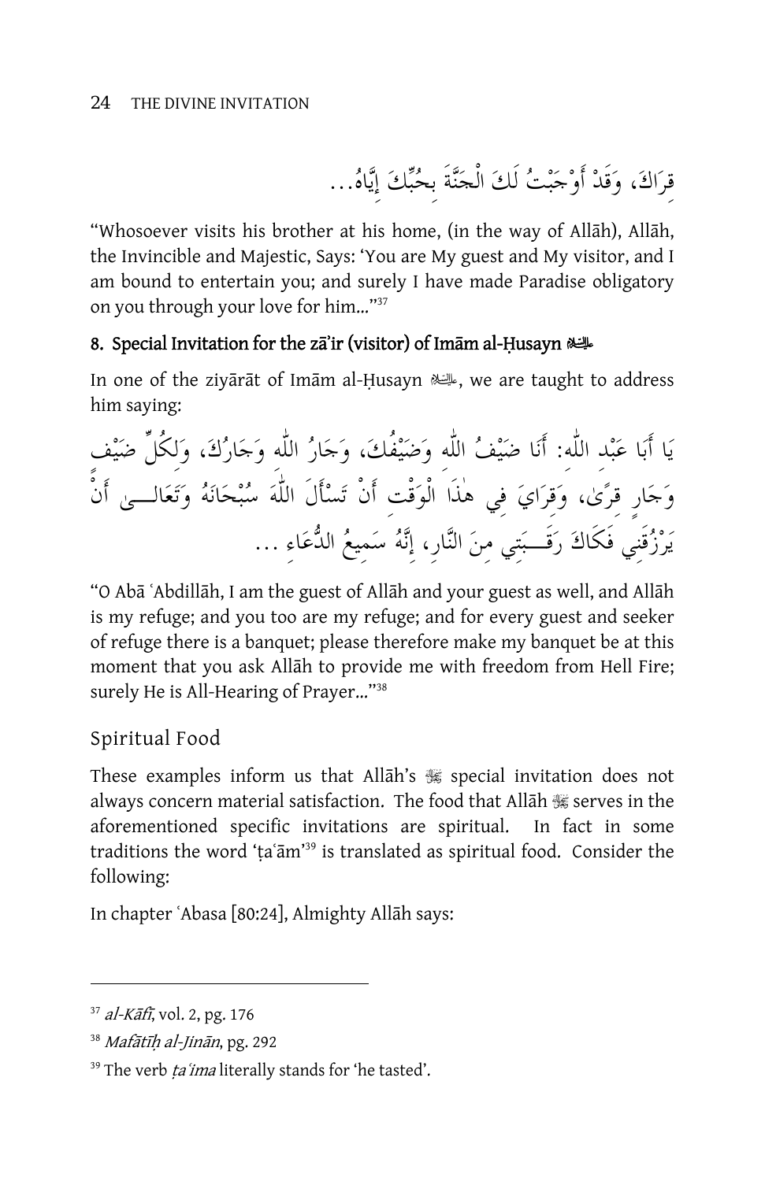قِرَاكَ، وَقَدْ أَوْجَبْتُ لَكَ الْجَنَّةَ بِحُبِّكَ إِيَّاهُ...

"Whosoever visits his brother at his home, (in the way of Allāh), Allāh, the Invincible and Majestic, Says: 'You are My guest and My visitor, and I am bound to entertain you; and surely I have made Paradise obligatory on you through your love for him..."[37]

### 8. Special Invitation for the zā'ir (visitor) of Imām al-Ḥusayn ﷺ

In one of the ziyārāt of Imām al-Ḥusayn ﷺ, we are taught to address him saying:

يَا أَبَا عَبْدِ اللّٰهِ: أَنَا ضَيْفُ اللّٰهِ وَضَيْفُكَ، وَجَارُ اللّٰهِ وَجَارُكَ، وَلِكُلِّ ضَيْفٍ وَجَارٍ قِرًىٰ، وَقِرَايَ فِي هٰذَا الْوَقْتِ أَنْ تَسْأَلَ اللّٰهَ سُبْحَانَهُ وَتَعَالَىٰ أَنْ يَرْزُقَنِي فَكَاكَ رَقَبَتِي مِنَ النَّارِ، إِنَّهُ سَمِيعُ الدُّعَاءِ ...

"O Abā ʿAbdillāh, I am the guest of Allāh and your guest as well, and Allāh is my refuge; and you too are my refuge; and for every guest and seeker of refuge there is a banquet; please therefore make my banquet be at this moment that you ask Allāh to provide me with freedom from Hell Fire; surely He is All-Hearing of Prayer..."[38]

## Spiritual Food

These examples inform us that Allāh's ﷻ special invitation does not always concern material satisfaction. The food that Allāh ﷻ serves in the aforementioned specific invitations are spiritual. In fact in some traditions the word 'ṭaʿām'[39] is translated as spiritual food. Consider the following:

In chapter ʿAbasa [80:24], Almighty Allāh says:

---

[37] *al-Kāfī*, vol. 2, pg. 176

[38] *Mafātīḥ al-Jinān*, pg. 292

[39] The verb *ṭaʿima* literally stands for 'he tasted'.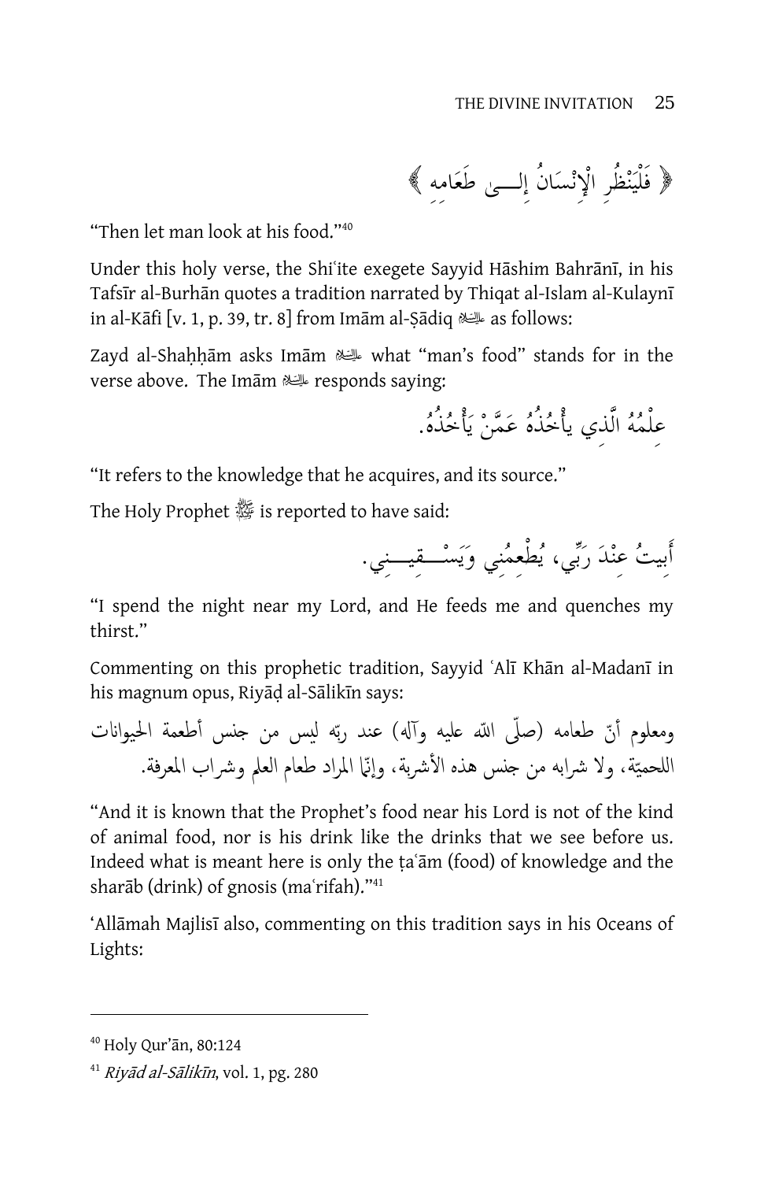﴿ فَلْيَنْظُرِ الْإِنْسَانُ إِلَىٰ طَعَامِهِ ﴾

"Then let man look at his food."[40]

Under this holy verse, the Shiʿite exegete Sayyid Hāshim Bahrānī, in his Tafsīr al-Burhān quotes a tradition narrated by Thiqat al-Islam al-Kulaynī in al-Kāfi [v. 1, p. 39, tr. 8] from Imām al-Ṣādiq ﷺ as follows:

Zayd al-Shaḥḥām asks Imām ﷺ what "man's food" stands for in the verse above. The Imām ﷺ responds saying:

عِلْمُهُ الَّذِي يأْخُذُهُ عَمَّنْ يَأْخُذُهُ.

"It refers to the knowledge that he acquires, and its source."

The Holy Prophet ﷺ is reported to have said:

أَبِيتُ عِنْدَ رَبِّي، يُطْعِمُنِي وَيَسْقِينِي.

"I spend the night near my Lord, and He feeds me and quenches my thirst."

Commenting on this prophetic tradition, Sayyid ʿAlī Khān al-Madanī in his magnum opus, Riyāḍ al-Sālikīn says:

ومعلوم أنّ طعامه (صلّى الله عليه وآله) عند ربّه ليس من جنس أطعمة الحيوانات اللحميّة، ولا شرابه من جنس هذه الأشربة، وإنّما المراد طعام العلم وشراب المعرفة.

"And it is known that the Prophet's food near his Lord is not of the kind of animal food, nor is his drink like the drinks that we see before us. Indeed what is meant here is only the ṭaʿām (food) of knowledge and the sharāb (drink) of gnosis (maʿrifah)."[41]

'Allāmah Majlisī also, commenting on this tradition says in his Oceans of Lights:

---

[40] Holy Qur'ān, 80:124

[41] *Riyāḍ al-Sālikīn*, vol. 1, pg. 280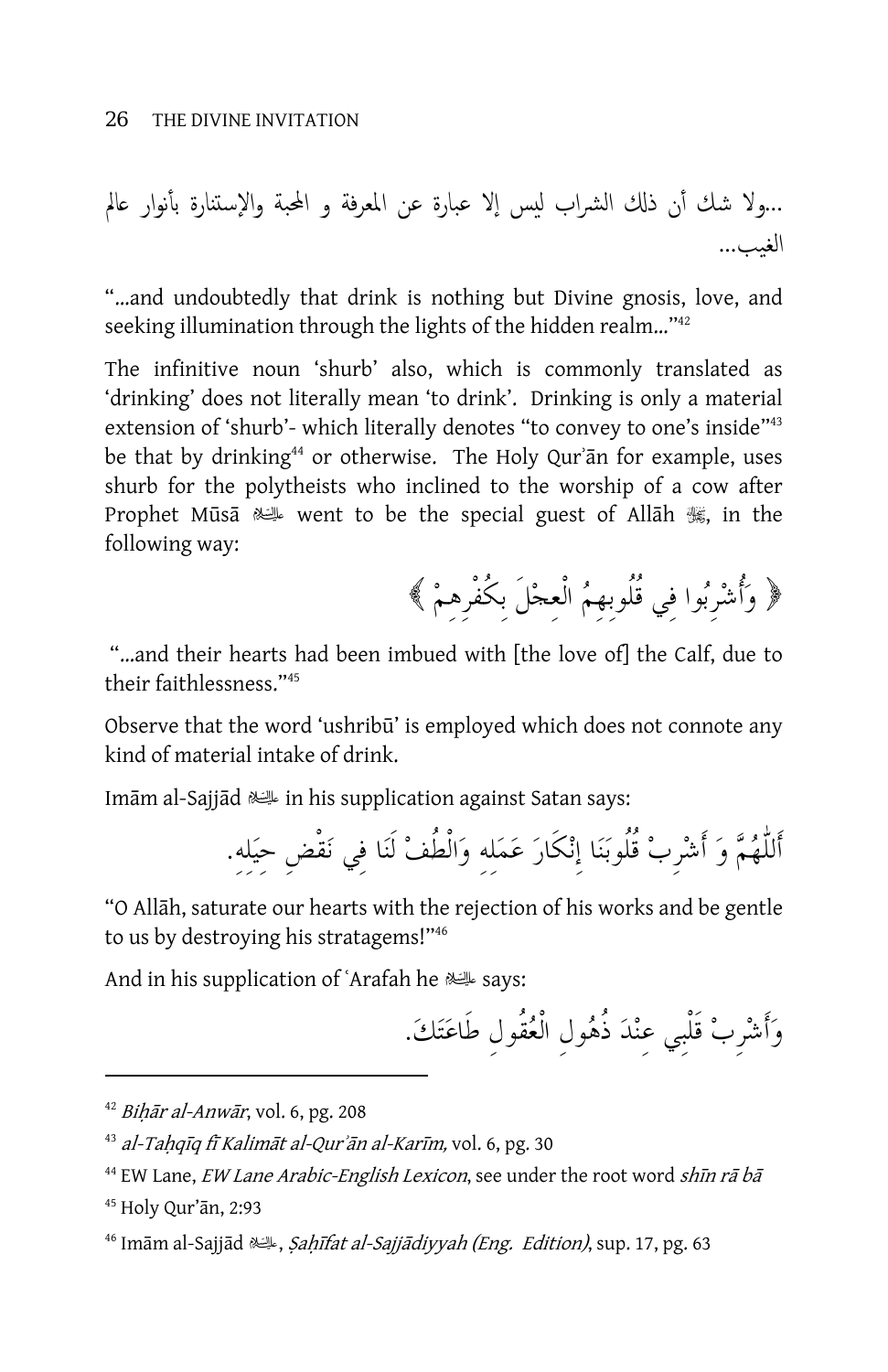...ولا شك أن ذلك الشراب ليس إلا عبارة عن المعرفة و المحبة والإستنارة بأنوار عالم الغيب...

"...and undoubtedly that drink is nothing but Divine gnosis, love, and seeking illumination through the lights of the hidden realm..."[42]

The infinitive noun 'shurb' also, which is commonly translated as 'drinking' does not literally mean 'to drink'. Drinking is only a material extension of 'shurb'- which literally denotes "to convey to one's inside"[43] be that by drinking[44] or otherwise. The Holy Qurʾān for example, uses shurb for the polytheists who inclined to the worship of a cow after Prophet Mūsā ﷺ went to be the special guest of Allāh ﷻ, in the following way:

﴿ وَأُشْرِبُوا فِي قُلُوبِهِمُ الْعِجْلَ بِكُفْرِهِمْ ﴾

"...and their hearts had been imbued with [the love of] the Calf, due to their faithlessness."[45]

Observe that the word 'ushribū' is employed which does not connote any kind of material intake of drink.

Imām al-Sajjād ﷺ in his supplication against Satan says:

أَللّٰهُمَّ وَ أَشْرِبْ قُلُوبَنَا إِنْكَارَ عَمَلِهِ وَالْطُفْ لَنَا فِي نَقْضِ حِيَلِهِ.

"O Allāh, saturate our hearts with the rejection of his works and be gentle to us by destroying his stratagems!"[46]

And in his supplication of ʿArafah he ﷺ says:

وَأَشْرِبْ قَلْبِي عِنْدَ ذُهُولِ الْعُقُولِ طَاعَتَكَ.

---

[42] *Biḥār al-Anwār*, vol. 6, pg. 208

[43] *al-Taḥqīq fī Kalimāt al-Qurʾān al-Karīm,* vol. 6, pg. 30

[44] EW Lane, *EW Lane Arabic-English Lexicon*, see under the root word *shīn rā bā*

[45] Holy Qur'ān, 2:93

[46] Imām al-Sajjād ﷺ, *Ṣaḥīfat al-Sajjādiyyah (Eng. Edition)*, sup. 17, pg. 63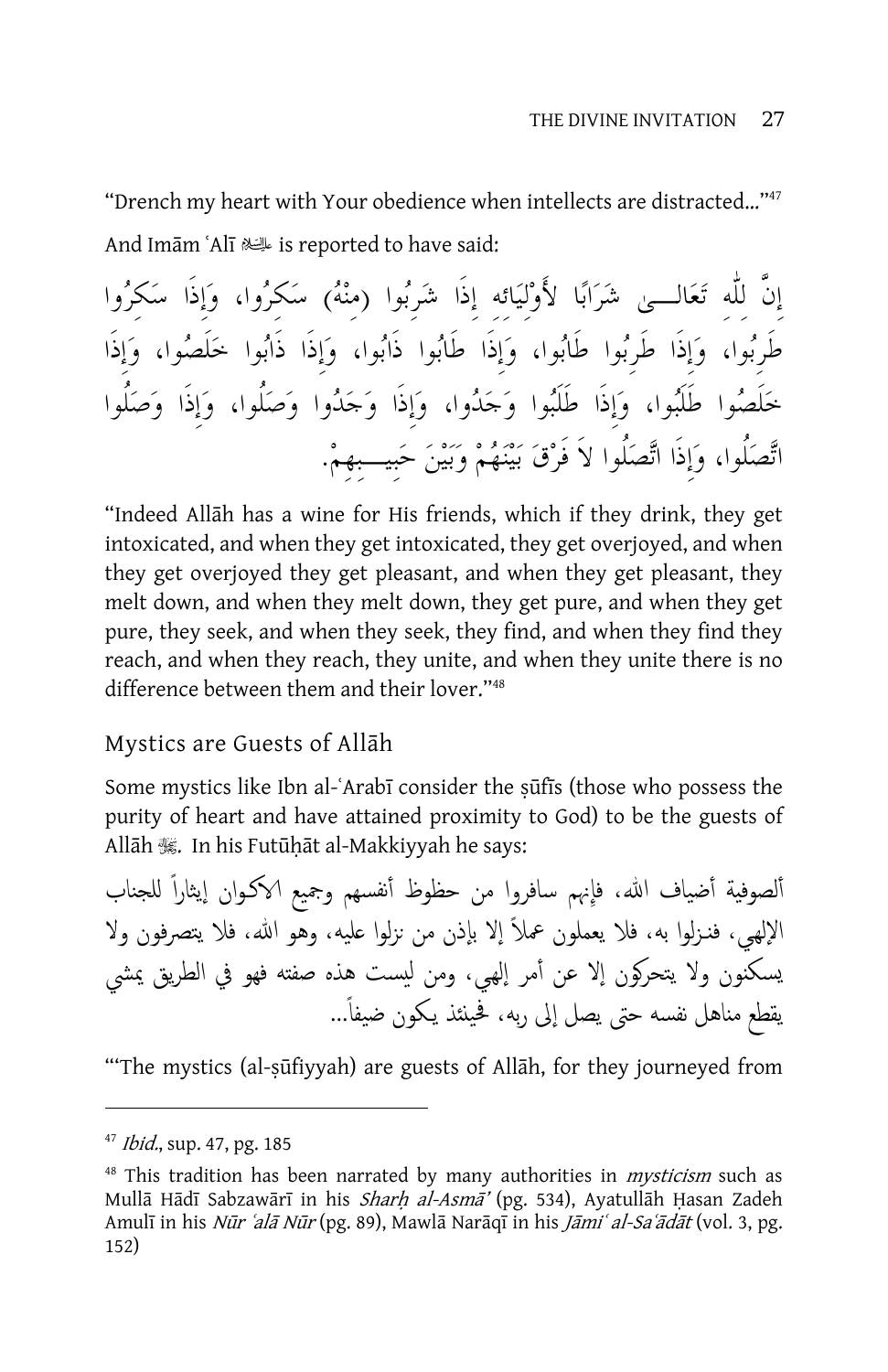"Drench my heart with Your obedience when intellects are distracted..."[47]

And Imām ʿAlī ﷺ is reported to have said:

إنَّ لِلَّه تَعَالــى شَرَابًا لأَوْلِيَائه إذَا شَرِبُوا (مِنْهُ) سَكِرُوا، وَإذَا سَكِرُوا طَرِبُوا، وَإذَا طَرِبُوا طَابُوا، وَإذَا طَابُوا ذَابُوا، وَإذَا ذَابُوا خَلَصُوا، وَإذَا خَلَصُوا طَلَبُوا، وَإذَا طَلَبُوا وَجَدُوا، وَإذَا وَجَدُوا وَصَلُوا، وَإذَا وَصَلُوا اتَّصَلُوا، وَإذَا اتَّصَلُوا لاَ فَرْقَ بَيْنَهُمْ وَبَيْنَ حَبِيــبِهِمْ.

"Indeed Allāh has a wine for His friends, which if they drink, they get intoxicated, and when they get intoxicated, they get overjoyed, and when they get overjoyed they get pleasant, and when they get pleasant, they melt down, and when they melt down, they get pure, and when they get pure, they seek, and when they seek, they find, and when they find they reach, and when they reach, they unite, and when they unite there is no difference between them and their lover."[48]

## Mystics are Guests of Allāh

Some mystics like Ibn al-ʿArabī consider the ṣūfīs (those who possess the purity of heart and have attained proximity to God) to be the guests of Allāh ﷻ. In his Futūḥāt al-Makkiyyah he says:

ألصوفية أضياف الله، فإنهم سافروا من حظوظ أنفسهم وجميع الاكوان إيثاراً للجناب الإلهي، فنزلوا به، فلا يعملون عملاً إلا بإذن من نزلوا عليه، وهو الله، فلا يتصرفون ولا يسكنون ولا يتحركون إلا عن أمر إلهي، ومن ليست هذه صفته فهو في الطريق يمشي يقطع مناهل نفسه حتى يصل إلى ربه، فحينئذ يكون ضيفاً...

"'The mystics (al-ṣūfiyyah) are guests of Allāh, for they journeyed from

---

[47] *Ibid.*, sup. 47, pg. 185

[48] This tradition has been narrated by many authorities in *mysticism* such as Mullā Hādī Sabzawārī in his *Sharḥ al-Asmā'* (pg. 534), Ayatullāh Ḥasan Zadeh Amulī in his *Nūr ʿalā Nūr* (pg. 89), Mawlā Narāqī in his *Jāmiʿ al-Saʿādāt* (vol. 3, pg. 152)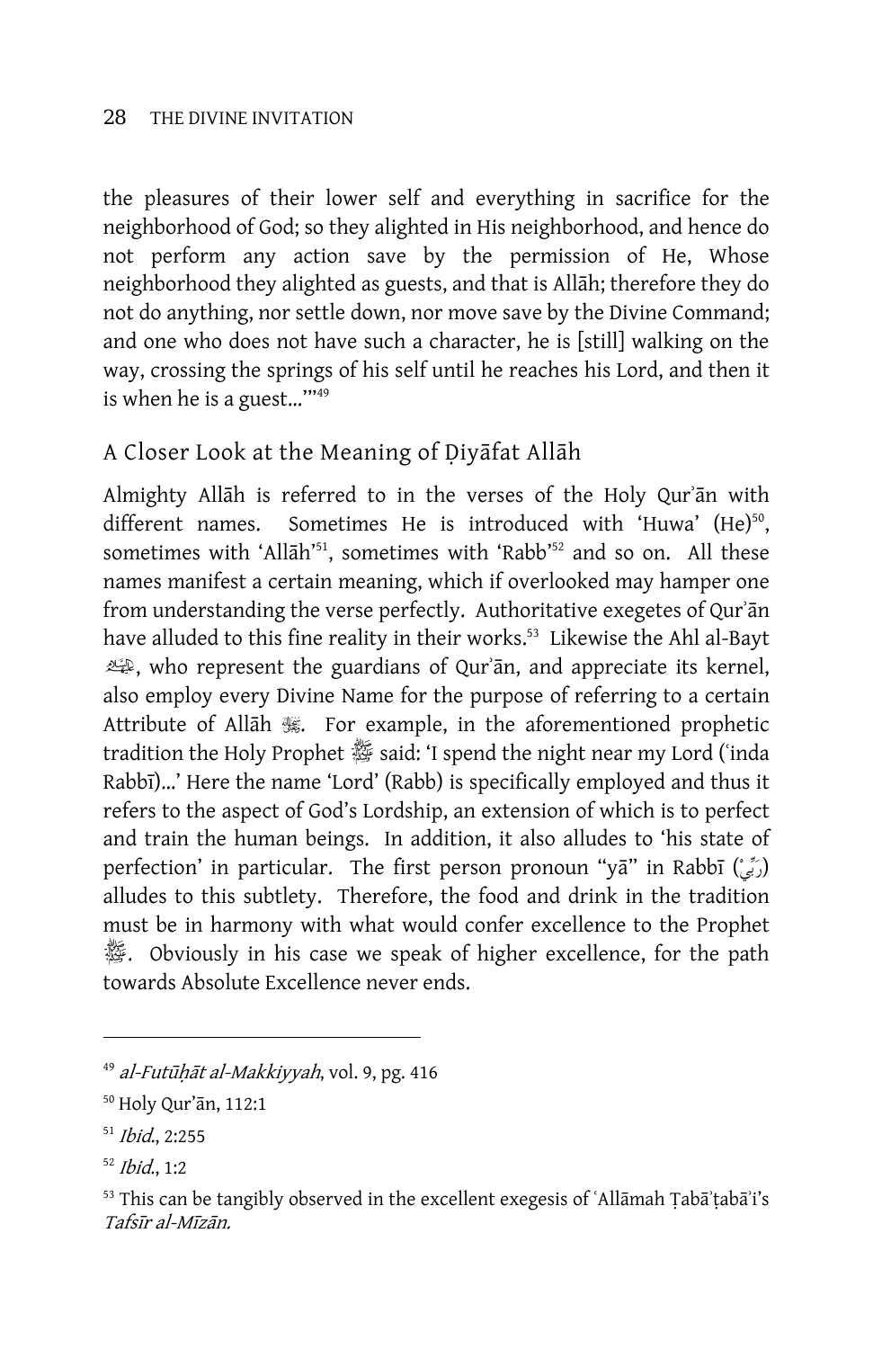the pleasures of their lower self and everything in sacrifice for the neighborhood of God; so they alighted in His neighborhood, and hence do not perform any action save by the permission of He, Whose neighborhood they alighted as guests, and that is Allāh; therefore they do not do anything, nor settle down, nor move save by the Divine Command; and one who does not have such a character, he is [still] walking on the way, crossing the springs of his self until he reaches his Lord, and then it is when he is a guest...'"[49]

## A Closer Look at the Meaning of Ḍiyāfat Allāh

Almighty Allāh is referred to in the verses of the Holy Qur'ān with different names. Sometimes He is introduced with 'Huwa' (He)[50], sometimes with 'Allāh'[51], sometimes with 'Rabb'[52] and so on. All these names manifest a certain meaning, which if overlooked may hamper one from understanding the verse perfectly. Authoritative exegetes of Qur'ān have alluded to this fine reality in their works.[53] Likewise the Ahl al-Bayt ﷺ, who represent the guardians of Qur'ān, and appreciate its kernel, also employ every Divine Name for the purpose of referring to a certain Attribute of Allāh ﷻ. For example, in the aforementioned prophetic tradition the Holy Prophet ﷺ said: 'I spend the night near my Lord ('inda Rabbī)...' Here the name 'Lord' (Rabb) is specifically employed and thus it refers to the aspect of God's Lordship, an extension of which is to perfect and train the human beings. In addition, it also alludes to 'his state of perfection' in particular. The first person pronoun "yā" in Rabbī (رَبِّيْ) alludes to this subtlety. Therefore, the food and drink in the tradition must be in harmony with what would confer excellence to the Prophet ﷺ. Obviously in his case we speak of higher excellence, for the path towards Absolute Excellence never ends.

---

[49] *al-Futūḥāt al-Makkiyyah*, vol. 9, pg. 416

[50] Holy Qur'ān, 112:1

[51] *Ibid.*, 2:255

[52] *Ibid.*, 1:2

[53] This can be tangibly observed in the excellent exegesis of ʿAllāmah Ṭabāʾṭabāʾi's *Tafsīr al-Mīzān.*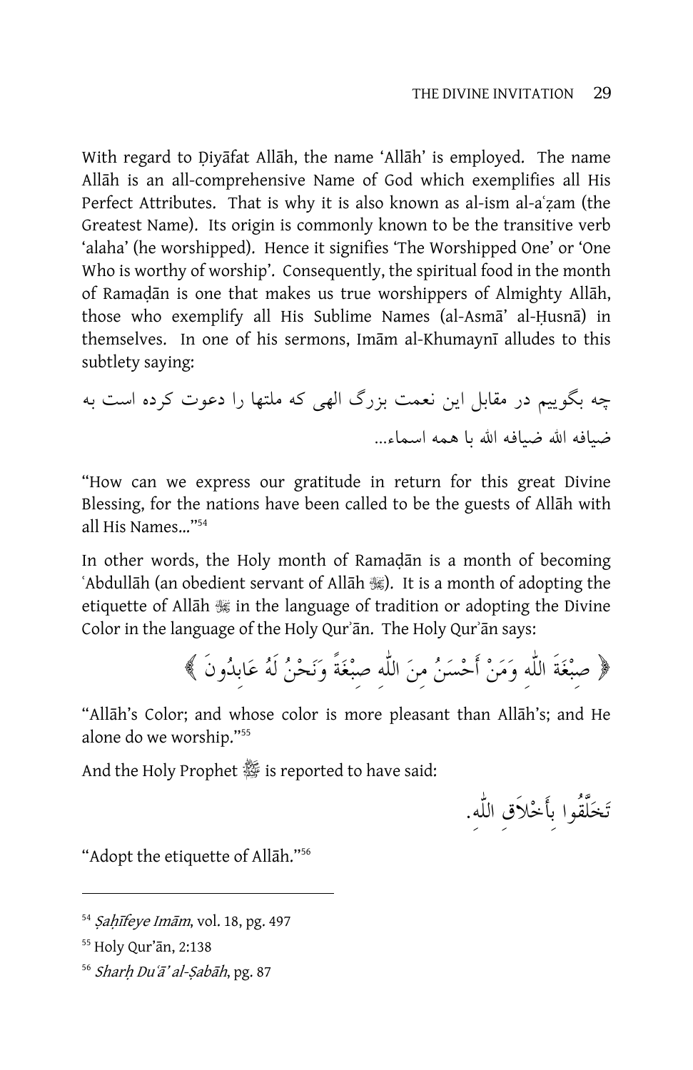With regard to Ḍiyāfat Allāh, the name 'Allāh' is employed. The name Allāh is an all-comprehensive Name of God which exemplifies all His Perfect Attributes. That is why it is also known as al-ism al-aʿẓam (the Greatest Name). Its origin is commonly known to be the transitive verb 'alaha' (he worshipped). Hence it signifies 'The Worshipped One' or 'One Who is worthy of worship'. Consequently, the spiritual food in the month of Ramaḍān is one that makes us true worshippers of Almighty Allāh, those who exemplify all His Sublime Names (al-Asmā' al-Ḥusnā) in themselves. In one of his sermons, Imām al-Khumaynī alludes to this subtlety saying:

چه بگوییم در مقابل این نعمت بزرگ الهی که ملتها را دعوت کرده است به ضیافه الله ضیافه الله با همه اسماء...

"How can we express our gratitude in return for this great Divine Blessing, for the nations have been called to be the guests of Allāh with all His Names..."[54]

In other words, the Holy month of Ramaḍān is a month of becoming ʿAbdullāh (an obedient servant of Allāh ﷻ). It is a month of adopting the etiquette of Allāh ﷻ in the language of tradition or adopting the Divine Color in the language of the Holy Qurʾān. The Holy Qurʾān says:

﴿ صِبْغَةَ اللّٰهِ وَمَنْ أَحْسَنُ مِنَ اللّٰهِ صِبْغَةً وَنَحْنُ لَهُ عَابِدُونَ ﴾

"Allāh's Color; and whose color is more pleasant than Allāh's; and He alone do we worship."[55]

And the Holy Prophet ﷺ is reported to have said:

تَخَلَّقُوا بِأَخْلاَقِ اللّٰهِ.

"Adopt the etiquette of Allāh."[56]

---

[54] *Ṣaḥīfeye Imām*, vol. 18, pg. 497

[55] Holy Qur'ān, 2:138

[56] *Sharḥ Duʿā' al-Ṣabāh*, pg. 87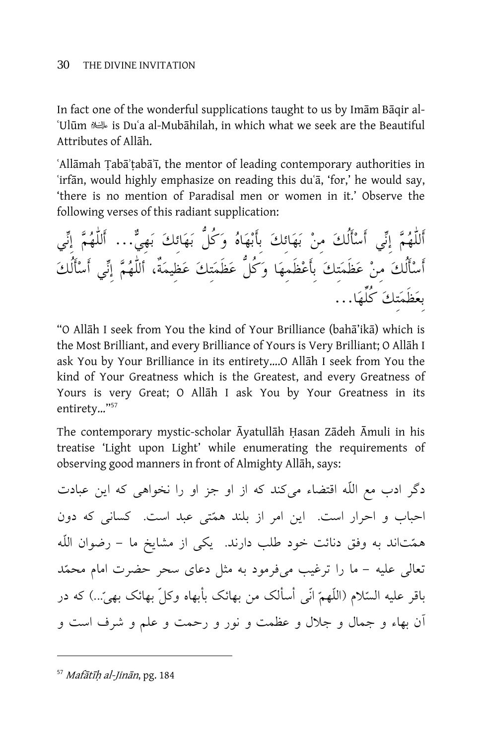In fact one of the wonderful supplications taught to us by Imām Bāqir al-ʿUlūm ﷺ is Duʿa al-Mubāhilah, in which what we seek are the Beautiful Attributes of Allāh.

ʿAllāmah Ṭabāʾṭabāʾī, the mentor of leading contemporary authorities in ʿirfān, would highly emphasize on reading this duʿā, 'for,' he would say, 'there is no mention of Paradisal men or women in it.' Observe the following verses of this radiant supplication:

أَللّٰهُمَّ إِنِّي أَسْأَلُكَ مِنْ بَهَائِكَ بِأَبْهَاهُ وَكُلُّ بَهَائِكَ بَهِيٌّ... أَللّٰهُمَّ إِنِّي أَسْأَلُكَ مِنْ عَظَمَتِكَ بِأَعْظَمِهَا وَكُلُّ عَظَمَتِكَ عَظِيمَةٌ، أَللّٰهُمَّ إِنِّي أَسْأَلُكَ بِعَظَمَتِكَ كُلِّهَا...

"O Allāh I seek from You the kind of Your Brilliance (bahā'ikā) which is the Most Brilliant, and every Brilliance of Yours is Very Brilliant; O Allāh I ask You by Your Brilliance in its entirety....O Allāh I seek from You the kind of Your Greatness which is the Greatest, and every Greatness of Yours is very Great; O Allāh I ask You by Your Greatness in its entirety..."[57]

The contemporary mystic-scholar Āyatullāh Ḥasan Zādeh Āmuli in his treatise 'Light upon Light' while enumerating the requirements of observing good manners in front of Almighty Allāh, says:

دگر ادب مع اللّه اقتضاء می‌کند که از او جز او را نخواهی که این عبادت احباب و احرار است. این امر از بلند همّتی عبد است. کسانی که دون همّت‌اند به وفق دنائت خود طلب دارند. یکی از مشایخ ما – رضوان اللّه تعالی علیه – ما را ترغیب می‌فرمود به مثل دعای سحر حضرت امام محمّد باقر علیه السّلام (اللّهمّ انّی أسألک من بهائک بأبهاه وکلّ بهائک بهیّ...) که در آن بهاء و جمال و جلال و عظمت و نور و رحمت و علم و شرف است و

---

[57] *Mafātīḥ al-Jinān*, pg. 184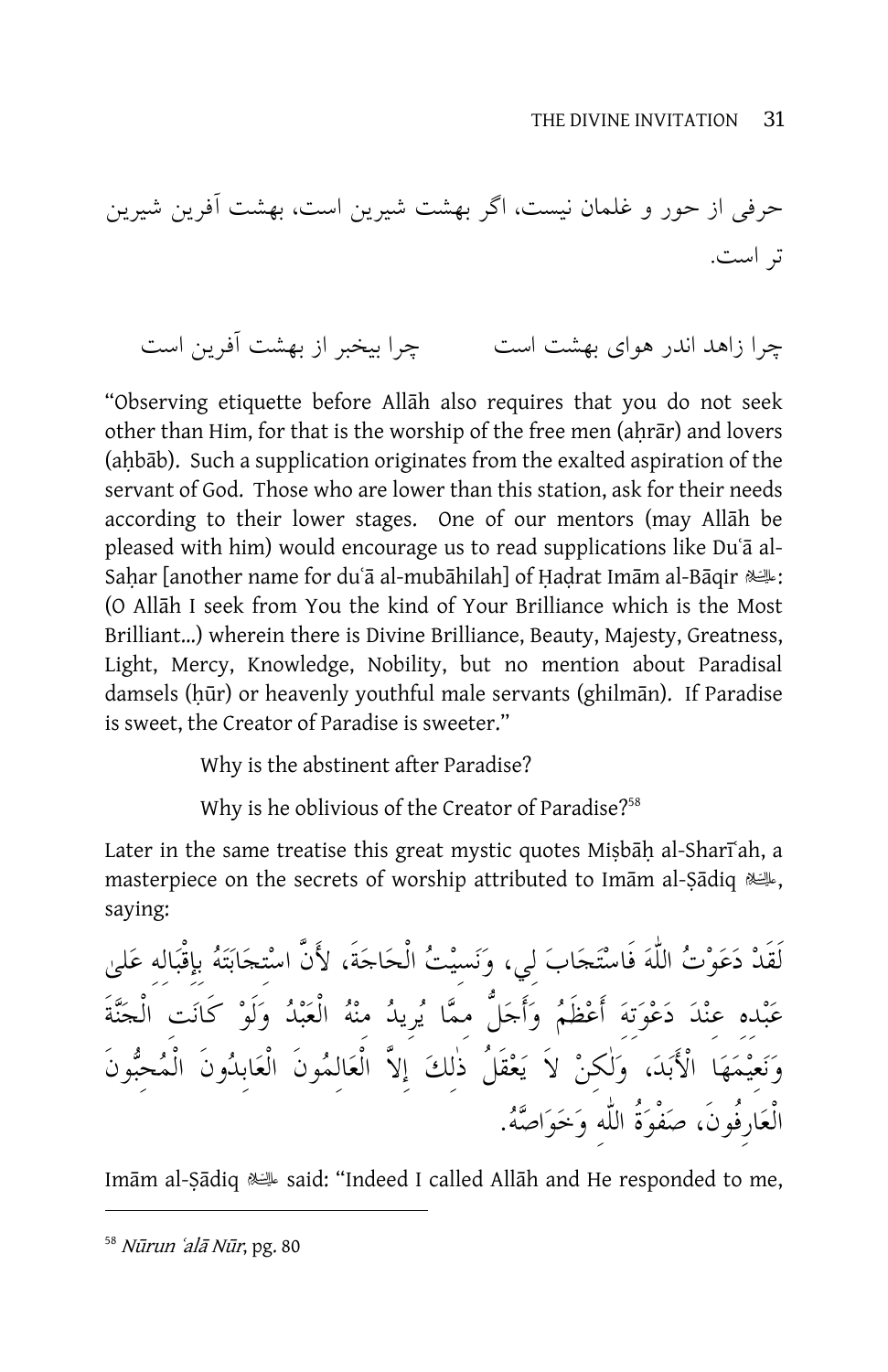حرفی از حور و غلمان نیست، اگر بهشت شیرین است، بهشت آفرین شیرین تر است.

چرا زاهد اندر هوای بهشت است چرا بیخبر از بهشت آفرین است

"Observing etiquette before Allāh also requires that you do not seek other than Him, for that is the worship of the free men (aḥrār) and lovers (aḥbāb). Such a supplication originates from the exalted aspiration of the servant of God. Those who are lower than this station, ask for their needs according to their lower stages. One of our mentors (may Allāh be pleased with him) would encourage us to read supplications like Duʿā al-Saḥar [another name for duʿā al-mubāhilah] of Ḥaḍrat Imām al-Bāqir ﷺ: (O Allāh I seek from You the kind of Your Brilliance which is the Most Brilliant...) wherein there is Divine Brilliance, Beauty, Majesty, Greatness, Light, Mercy, Knowledge, Nobility, but no mention about Paradisal damsels (ḥūr) or heavenly youthful male servants (ghilmān). If Paradise is sweet, the Creator of Paradise is sweeter."

> Why is the abstinent after Paradise?
>
> Why is he oblivious of the Creator of Paradise?[58]

Later in the same treatise this great mystic quotes Miṣbāḥ al-Sharīʿah, a masterpiece on the secrets of worship attributed to Imām al-Ṣādiq ﷺ, saying:

لَقَدْ دَعَوْتُ اللّٰهَ فَاسْتَجَابَ لِي، وَنَسِيْتُ الْحَاجَةَ، لأَنَّ اسْتِجَابَتَهُ بِإِقْبَالِه عَلىٰ عَبْدِه عِنْدَ دَعْوَتِهِ أَعْظَمُ وَأَجَلُّ مِمَّا يُرِيدُ مِنْهُ الْعَبْدُ وَلَوْ كَانَت الْجَنَّةَ وَنَعِيْمَهَا الْأَبَدَ، وَلٰكِنْ لاَ يَعْقِلُ ذٰلِكَ إِلاَّ الْعَالِمُونَ الْعَابِدُونَ الْمُحِبُّونَ الْعَارِفُونَ، صَفْوَةُ اللّٰهِ وَخَوَاصَّهُ.

Imām al-Ṣādiq ﷺ said: "Indeed I called Allāh and He responded to me,

[58] *Nūrun ʿalā Nūr*, pg. 80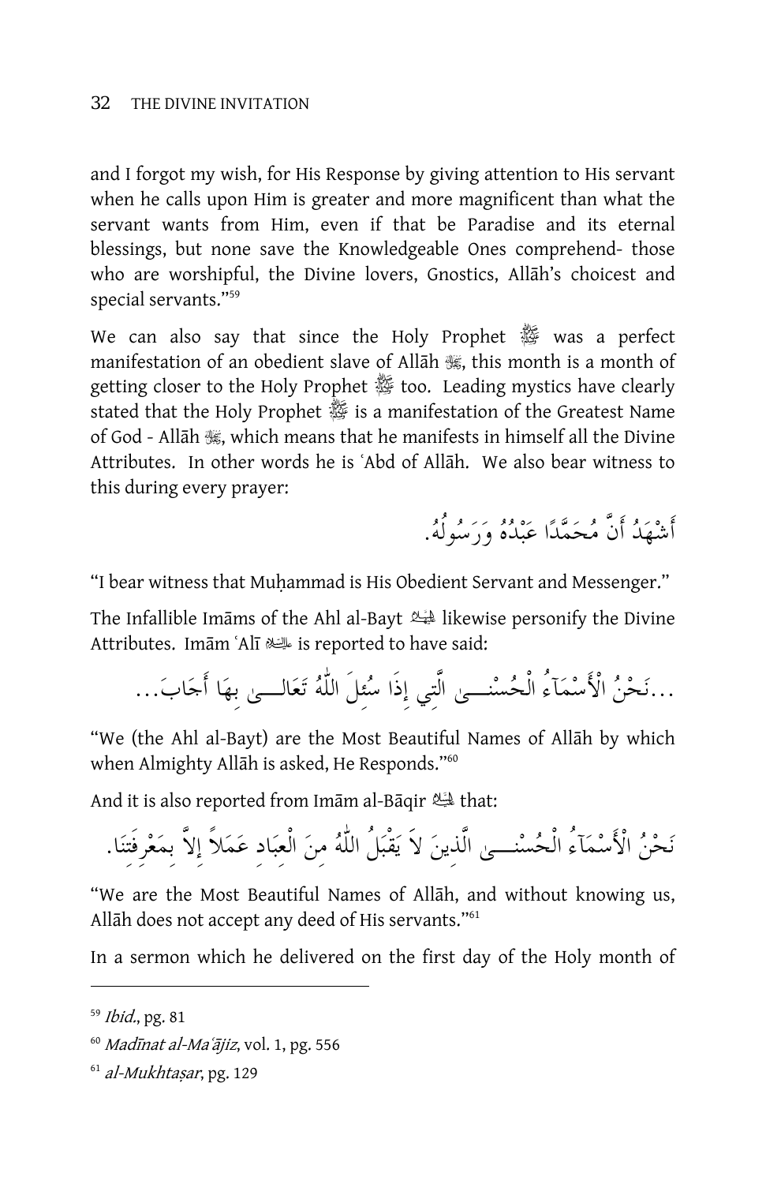and I forgot my wish, for His Response by giving attention to His servant when he calls upon Him is greater and more magnificent than what the servant wants from Him, even if that be Paradise and its eternal blessings, but none save the Knowledgeable Ones comprehend- those who are worshipful, the Divine lovers, Gnostics, Allāh's choicest and special servants."[59]

We can also say that since the Holy Prophet ﷺ was a perfect manifestation of an obedient slave of Allāh ﷻ, this month is a month of getting closer to the Holy Prophet ﷺ too. Leading mystics have clearly stated that the Holy Prophet ﷺ is a manifestation of the Greatest Name of God - Allāh ﷻ, which means that he manifests in himself all the Divine Attributes. In other words he is ʿAbd of Allāh. We also bear witness to this during every prayer:

أَشْهَدُ أَنَّ مُحَمَّدًا عَبْدُهُ وَرَسُولُهُ.

"I bear witness that Muḥammad is His Obedient Servant and Messenger."

The Infallible Imāms of the Ahl al-Bayt ؑ likewise personify the Divine Attributes. Imām ʿAlī ؑ is reported to have said:

...نَحْنُ الْأَسْمَآءُ الْحُسْنَى الَّتِي إِذَا سُئِلَ اللَّهُ تَعَالَى بِهَا أَجَابَ...

"We (the Ahl al-Bayt) are the Most Beautiful Names of Allāh by which when Almighty Allāh is asked, He Responds."[60]

And it is also reported from Imām al-Bāqir ؑ that:

نَحْنُ الْأَسْمَآءُ الْحُسْنَى الَّذِينَ لاَ يَقْبَلُ اللَّهُ مِنَ الْعِبَادِ عَمَلاً إِلاَّ بِمَعْرِفَتِنَا.

"We are the Most Beautiful Names of Allāh, and without knowing us, Allāh does not accept any deed of His servants."[61]

In a sermon which he delivered on the first day of the Holy month of

---

[59] *Ibid.*, pg. 81

[60] *Madīnat al-Maʿājiz*, vol. 1, pg. 556

[61] *al-Mukhtaṣar*, pg. 129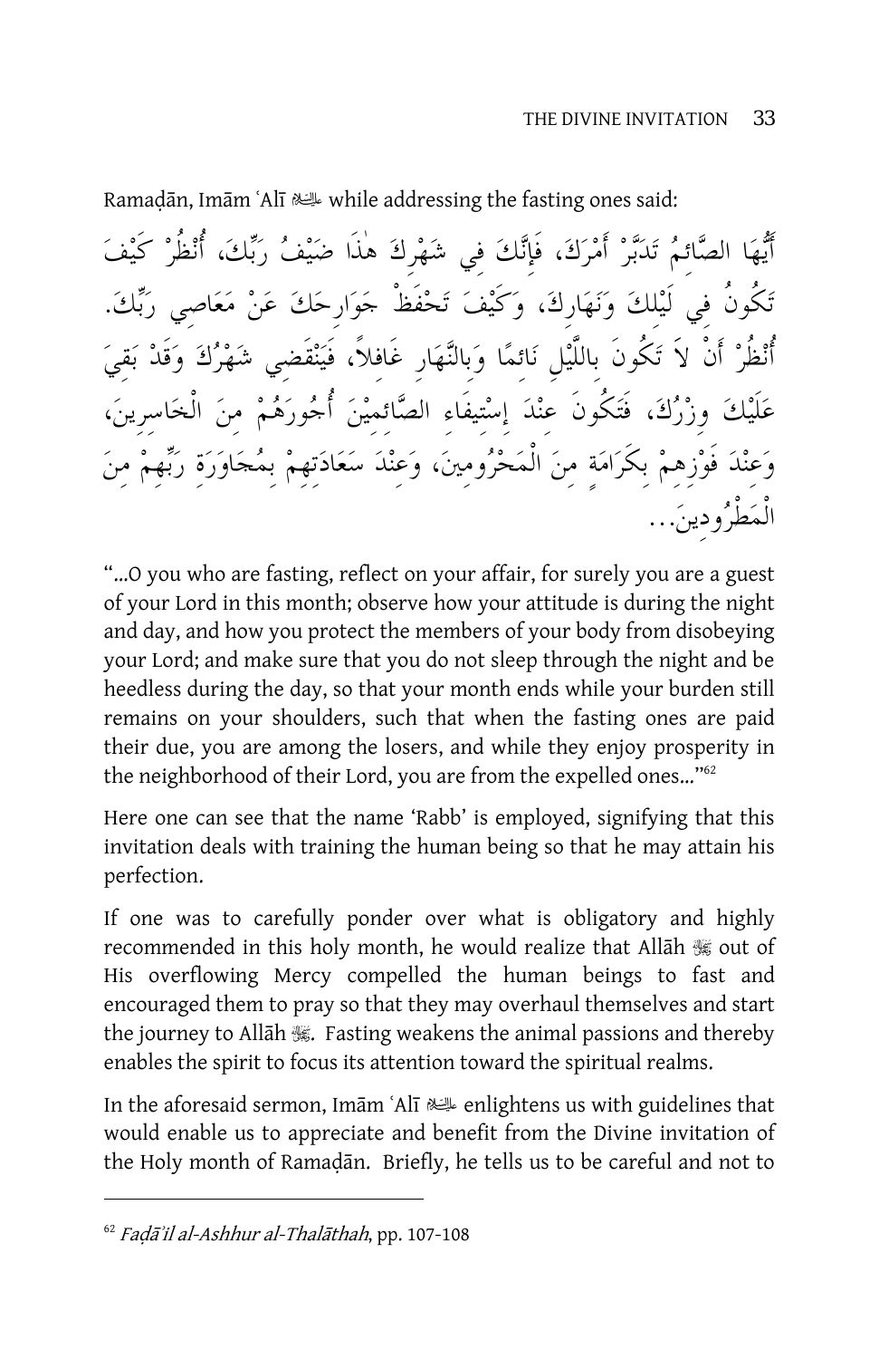Ramaḍān, Imām ʿAlī ﷺ while addressing the fasting ones said:

أَيُّهَا الصَّائِمُ تَدَبَّرْ أَمْرَكَ، فَإِنَّكَ فِي شَهْرِكَ هٰذَا ضَيْفُ رَبِّكَ، أُنْظُرْ كَيْفَ تَكُونُ فِي لَيْلِكَ وَنَهَارِكَ، وَكَيْفَ تَحْفَظْ جَوَارِحَكَ عَنْ مَعَاصِي رَبِّكَ. أُنْظُرْ أَنْ لاَ تَكُونَ بِاللَّيْلِ نَائِمًا وَبِالنَّهَارِ غَافِلاً، فَيَنْقَضِي شَهْرُكَ وَقَدْ بَقِيَ عَلَيْكَ وِزْرُكَ، فَتَكُونَ عِنْدَ إِسْتِيفَاءِ الصَّائِمِيْنَ أُجُورَهُمْ مِنَ الْخَاسِرِينَ، وَعِنْدَ فَوْزِهِمْ بِكَرَامَةٍ مِنَ الْمَحْرُومِينَ، وَعِنْدَ سَعَادَتِهِمْ بِمُجَاوَرَةِ رَبِّهِمْ مِنَ الْمَطْرُودِينَ...

"...O you who are fasting, reflect on your affair, for surely you are a guest of your Lord in this month; observe how your attitude is during the night and day, and how you protect the members of your body from disobeying your Lord; and make sure that you do not sleep through the night and be heedless during the day, so that your month ends while your burden still remains on your shoulders, such that when the fasting ones are paid their due, you are among the losers, and while they enjoy prosperity in the neighborhood of their Lord, you are from the expelled ones..."[62]

Here one can see that the name 'Rabb' is employed, signifying that this invitation deals with training the human being so that he may attain his perfection.

If one was to carefully ponder over what is obligatory and highly recommended in this holy month, he would realize that Allāh ﷻ out of His overflowing Mercy compelled the human beings to fast and encouraged them to pray so that they may overhaul themselves and start the journey to Allāh ﷻ. Fasting weakens the animal passions and thereby enables the spirit to focus its attention toward the spiritual realms.

In the aforesaid sermon, Imām ʿAlī ﷺ enlightens us with guidelines that would enable us to appreciate and benefit from the Divine invitation of the Holy month of Ramaḍān. Briefly, he tells us to be careful and not to

---

[62] *Faḍāʾil al-Ashhur al-Thalāthah*, pp. 107-108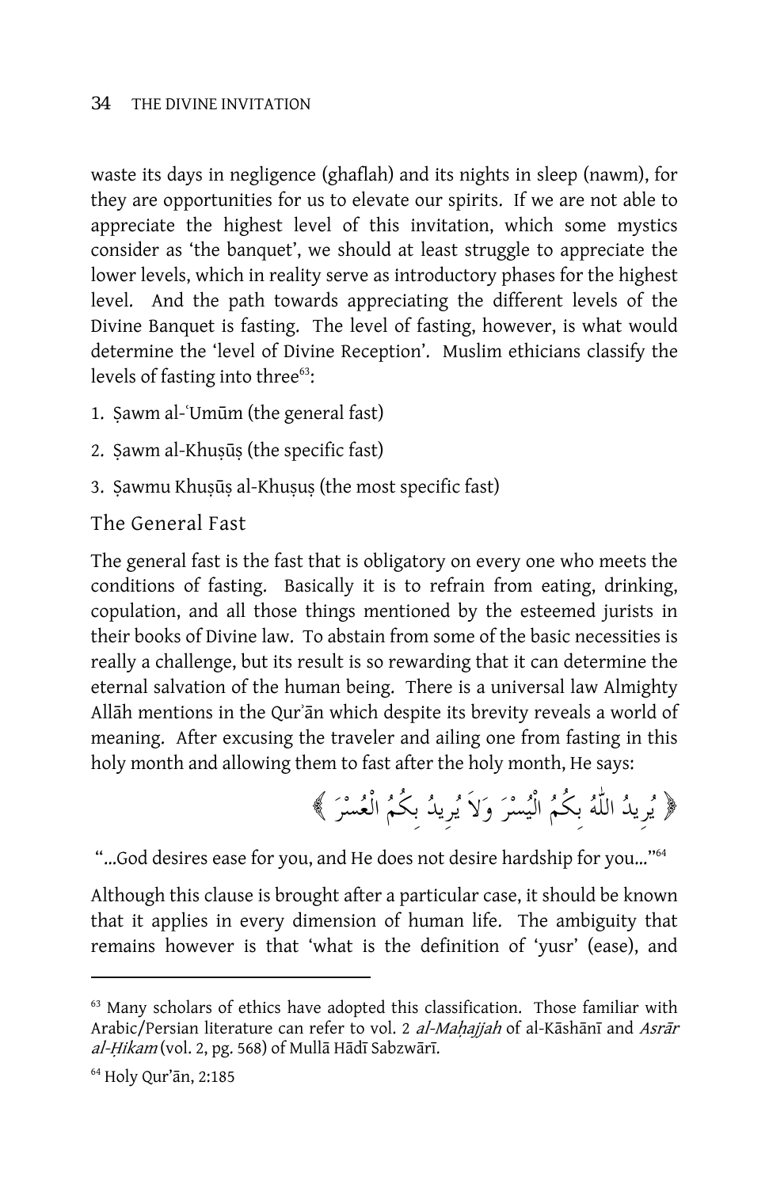waste its days in negligence (ghaflah) and its nights in sleep (nawm), for they are opportunities for us to elevate our spirits. If we are not able to appreciate the highest level of this invitation, which some mystics consider as 'the banquet', we should at least struggle to appreciate the lower levels, which in reality serve as introductory phases for the highest level. And the path towards appreciating the different levels of the Divine Banquet is fasting. The level of fasting, however, is what would determine the 'level of Divine Reception'. Muslim ethicians classify the levels of fasting into three[63]:

1. Ṣawm al-ʿUmūm (the general fast)
2. Ṣawm al-Khuṣūṣ (the specific fast)
3. Ṣawmu Khuṣūṣ al-Khuṣuṣ (the most specific fast)

### The General Fast

The general fast is the fast that is obligatory on every one who meets the conditions of fasting. Basically it is to refrain from eating, drinking, copulation, and all those things mentioned by the esteemed jurists in their books of Divine law. To abstain from some of the basic necessities is really a challenge, but its result is so rewarding that it can determine the eternal salvation of the human being. There is a universal law Almighty Allāh mentions in the Qurʾān which despite its brevity reveals a world of meaning. After excusing the traveler and ailing one from fasting in this holy month and allowing them to fast after the holy month, He says:

﴿ يُرِيدُ اللّهُ بِكُمُ الْيُسْرَ وَلاَ يُرِيدُ بِكُمُ الْعُسْرَ ﴾

"...God desires ease for you, and He does not desire hardship for you..."[64]

Although this clause is brought after a particular case, it should be known that it applies in every dimension of human life. The ambiguity that remains however is that 'what is the definition of 'yusr' (ease), and

---

[63] Many scholars of ethics have adopted this classification. Those familiar with Arabic/Persian literature can refer to vol. 2 *al-Maḥajjah* of al-Kāshānī and *Asrār al-Ḥikam* (vol. 2, pg. 568) of Mullā Hādī Sabzwārī.

[64] Holy Qur'ān, 2:185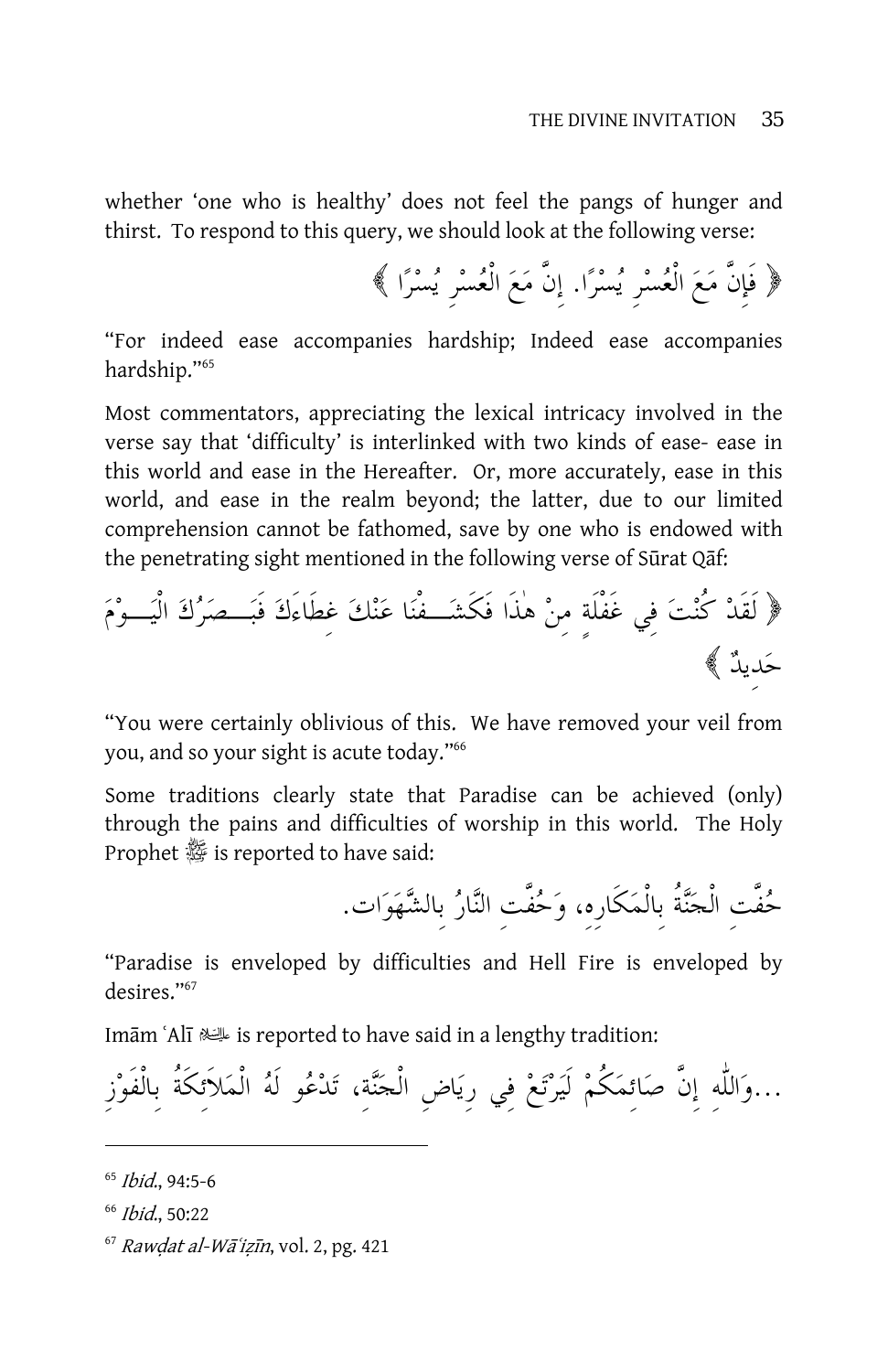whether 'one who is healthy' does not feel the pangs of hunger and thirst. To respond to this query, we should look at the following verse:

﴿ فَإِنَّ مَعَ الْعُسْرِ يُسْرًا. إِنَّ مَعَ الْعُسْرِ يُسْرًا ﴾

"For indeed ease accompanies hardship; Indeed ease accompanies hardship."[65]

Most commentators, appreciating the lexical intricacy involved in the verse say that 'difficulty' is interlinked with two kinds of ease- ease in this world and ease in the Hereafter. Or, more accurately, ease in this world, and ease in the realm beyond; the latter, due to our limited comprehension cannot be fathomed, save by one who is endowed with the penetrating sight mentioned in the following verse of Sūrat Qāf:

﴿ لَقَدْ كُنْتَ فِي غَفْلَةٍ مِنْ هٰذَا فَكَشَفْنَا عَنْكَ غِطَاءَكَ فَبَصَرُكَ الْيَوْمَ حَدِيدٌ ﴾

"You were certainly oblivious of this. We have removed your veil from you, and so your sight is acute today."[66]

Some traditions clearly state that Paradise can be achieved (only) through the pains and difficulties of worship in this world. The Holy Prophet ﷺ is reported to have said:

حُفَّتِ الْجَنَّةُ بِالْمَكَارِهِ، وَحُفَّتِ النَّارُ بِالشَّهَوَاتِ.

"Paradise is enveloped by difficulties and Hell Fire is enveloped by desires."[67]

Imām ʿAlī (a) is reported to have said in a lengthy tradition:

...وَاللّٰهِ إِنَّ صَائِمَكُمْ لَيَرْتَعُ فِي رِيَاضِ الْجَنَّةِ، تَدْعُو لَهُ الْمَلاَئِكَةُ بِالْفَوْزِ

---

[65] *Ibid.*, 94:5-6

[66] *Ibid.*, 50:22

[67] *Rawḍat al-Wāʿiẓīn*, vol. 2, pg. 421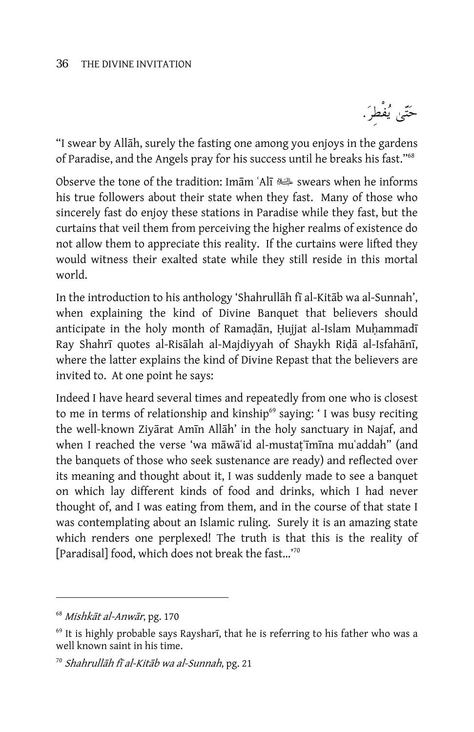حَتّىٰ يُفْطِرَ.

"I swear by Allāh, surely the fasting one among you enjoys in the gardens of Paradise, and the Angels pray for his success until he breaks his fast."[68]

Observe the tone of the tradition: Imām ʿAlī ﷺ swears when he informs his true followers about their state when they fast. Many of those who sincerely fast do enjoy these stations in Paradise while they fast, but the curtains that veil them from perceiving the higher realms of existence do not allow them to appreciate this reality. If the curtains were lifted they would witness their exalted state while they still reside in this mortal world.

In the introduction to his anthology 'Shahrullāh fī al-Kitāb wa al-Sunnah', when explaining the kind of Divine Banquet that believers should anticipate in the holy month of Ramaḍān, Ḥujjat al-Islam Muḥammadī Ray Shahrī quotes al-Risālah al-Majdiyyah of Shaykh Riḍā al-Isfahānī, where the latter explains the kind of Divine Repast that the believers are invited to. At one point he says:

Indeed I have heard several times and repeatedly from one who is closest to me in terms of relationship and kinship[69] saying: ' I was busy reciting the well-known Ziyārat Amīn Allāh' in the holy sanctuary in Najaf, and when I reached the verse 'wa māwāʿid al-mustaṭʿīmīna muʿaddah" (and the banquets of those who seek sustenance are ready) and reflected over its meaning and thought about it, I was suddenly made to see a banquet on which lay different kinds of food and drinks, which I had never thought of, and I was eating from them, and in the course of that state I was contemplating about an Islamic ruling. Surely it is an amazing state which renders one perplexed! The truth is that this is the reality of [Paradisal] food, which does not break the fast...'[70]

---

[68] *Mishkāt al-Anwār*, pg. 170

[69] It is highly probable says Rayasharī, that he is referring to his father who was a well known saint in his time.

[70] *Shahrullāh fī al-Kitāb wa al-Sunnah*, pg. 21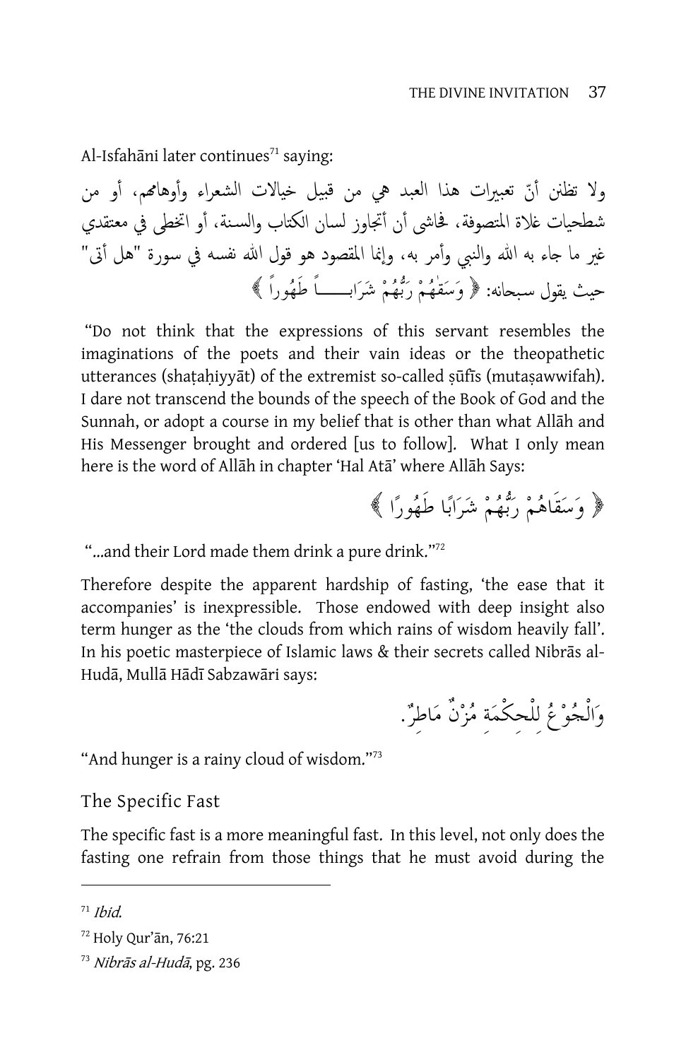Al-Isfahāni later continues[71] saying:

ولا تظنن أنّ تعبيرات هذا العبد هي من قبيل خيالات الشعراء وأوهامهم، أو من شطحيات غلاة المتصوفة، فحاشى أن أتجاوز لسان الكتاب والسنة، أو اتخطى في معتقدي غير ما جاء به الله والنبي وأمر به، وإنما المقصود هو قول الله نفسه في سورة "هل أتى" حيث يقول سبحانه: ﴿ وَسَقَٰهُمْ رَبُّهُمْ شَرَابـــــاً طَهُوراً ﴾

"Do not think that the expressions of this servant resembles the imaginations of the poets and their vain ideas or the theopathetic utterances (shaṭaḥiyyāt) of the extremist so-called ṣūfīs (mutaṣawwifah). I dare not transcend the bounds of the speech of the Book of God and the Sunnah, or adopt a course in my belief that is other than what Allāh and His Messenger brought and ordered [us to follow]. What I only mean here is the word of Allāh in chapter 'Hal Atā' where Allāh Says:

﴿ وَسَقَاهُمْ رَبُّهُمْ شَرَابًا طَهُورًا ﴾

"...and their Lord made them drink a pure drink."[72]

Therefore despite the apparent hardship of fasting, 'the ease that it accompanies' is inexpressible. Those endowed with deep insight also term hunger as the 'the clouds from which rains of wisdom heavily fall'. In his poetic masterpiece of Islamic laws & their secrets called Nibrās al-Hudā, Mullā Hādī Sabzawāri says:

وَالْجُوْعُ لِلْحِكْمَةِ مُزْنٌ مَاطِرٌ.

"And hunger is a rainy cloud of wisdom."[73]

## The Specific Fast

The specific fast is a more meaningful fast. In this level, not only does the fasting one refrain from those things that he must avoid during the

---

[71] *Ibid.*

[72] Holy Qur'ān, 76:21

[73] *Nibrās al-Hudā*, pg. 236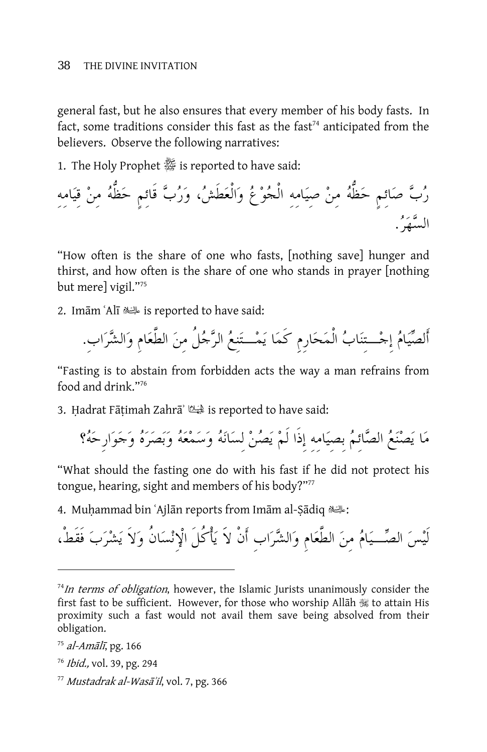general fast, but he also ensures that every member of his body fasts. In fact, some traditions consider this fast as the fast[74] anticipated from the believers. Observe the following narratives:

1. The Holy Prophet ﷺ is reported to have said:

رُبَّ صَائِمٍ حَظُّهُ مِنْ صِيَامِهِ الْجُوْعُ وَالْعَطَشُ، وَرُبَّ قَائِمٍ حَظُّهُ مِنْ قِيَامِهِ السَّهَرُ.

"How often is the share of one who fasts, [nothing save] hunger and thirst, and how often is the share of one who stands in prayer [nothing but mere] vigil."[75]

2. Imām ʿAlī عليه السلام is reported to have said:

أَلصِّيَامُ إِجْتِنَابُ الْمَحَارِمِ كَمَا يَمْتَنِعُ الرَّجُلُ مِنَ الطَّعَامِ وَالشَّرَابِ.

"Fasting is to abstain from forbidden acts the way a man refrains from food and drink."[76]

3. Ḥadrat Fāṭimah Zahrāʾ عليها السلام is reported to have said:

مَا يَصْنَعُ الصَّائِمُ بِصِيَامِهِ إِذَا لَمْ يَصُنْ لِسَانَهُ وَسَمْعَهُ وَبَصَرَهُ وَجَوَارِحَهُ؟

"What should the fasting one do with his fast if he did not protect his tongue, hearing, sight and members of his body?"[77]

4. Muḥammad bin ʿAjlān reports from Imām al-Ṣādiq عليه السلام:

لَيْسَ الصِّيَامُ مِنَ الطَّعَامِ وَالشَّرَابِ أَنْ لاَ يَأْكُلَ الْإِنْسَانُ وَلاَ يَشْرَبَ فَقَطْ،

---

[74] *In terms of obligation*, however, the Islamic Jurists unanimously consider the first fast to be sufficient. However, for those who worship Allāh ﷻ to attain His proximity such a fast would not avail them save being absolved from their obligation.

[75] *al-Amālī*, pg. 166

[76] *Ibid.,* vol. 39, pg. 294

[77] *Mustadrak al-Wasāʾil*, vol. 7, pg. 366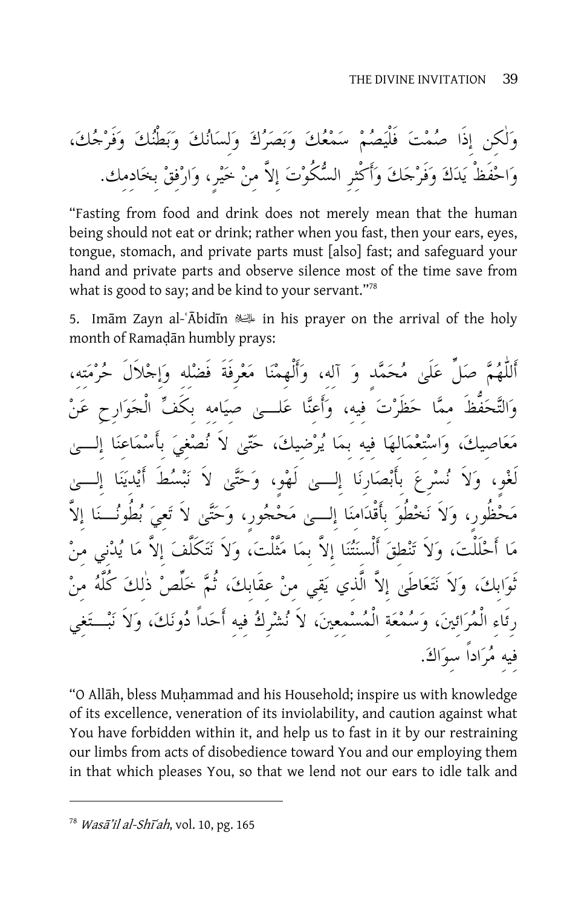وَلٰكِن إِذَا صُمْتَ فَلْيَصُمْ سَمْعُكَ وَبَصَرُكَ وَلِسَانُكَ وَبَطْنُكَ وَفَرْجُكَ، وَاحْفَظْ يَدَكَ وَفَرْجَكَ وَأَكْثِرِ السُّكُوْتَ إِلاَّ مِنْ خَيْرٍ، وَارْفِقْ بِخَادِمِكَ.

"Fasting from food and drink does not merely mean that the human being should not eat or drink; rather when you fast, then your ears, eyes, tongue, stomach, and private parts must [also] fast; and safeguard your hand and private parts and observe silence most of the time save from what is good to say; and be kind to your servant."[78]

5. Imām Zayn al-ʿĀbidīn ﷺ in his prayer on the arrival of the holy month of Ramaḍān humbly prays:

أَللّٰهُمَّ صَلِّ عَلَىٰ مُحَمَّدٍ وَ آلِه، وَأَلْهِمْنَا مَعْرِفَةَ فَضْلِه وَإِجْلاَلَ حُرْمَتِه، وَالتَّحَفُّظَ مِمَّا حَظَرْتَ فِيهِ، وَأَعِنَّا عَلَىٰ صِيَامِه بِكَفِّ الْجَوَارِحِ عَنْ مَعَاصِيكَ، وَاسْتِعْمَالِهَا فِيهِ بِمَا يُرْضِيكَ، حَتّىٰ لاَ نُصْغِيَ بِأَسْمَاعِنَا إِلَىٰ لَغْوٍ، وَلاَ نُسْرِعَ بِأَبْصَارِنَا إِلَىٰ لَهْوٍ، وَحَتَّىٰ لاَ نَبْسُطَ أَيْدِيَنَا إِلَىٰ مَحْظُورٍ، وَلاَ نَخْطُوَ بِأَقْدَامِنَا إِلَىٰ مَحْجُورٍ، وَحَتَّىٰ لاَ تَعِيَ بُطُونُنَا إِلاَّ مَا أَحْلَلْتَ، وَلاَ تَنْطِقَ أَلْسِنَتُنَا إِلاَّ بِمَا مَثَّلْتَ، وَلاَ نَتَكَلَّفَ إِلاَّ مَا يُدْنِي مِنْ ثَوَابِكَ، وَلاَ نَتَعَاطَىٰ إِلاَّ الَّذِي يَقِي مِنْ عِقَابِكَ، ثُمَّ خَلِّصْ ذٰلِكَ كُلَّهُ مِنْ رِئَاءِ الْمُرَائِينَ، وَسُمْعَةِ الْمُسْمِعِينَ، لاَ نُشْرِكُ فِيهِ أَحَداً دُونَكَ، وَلاَ نَبْتَغِي فِيهِ مُرَاداً سِوَاكَ.

"O Allāh, bless Muḥammad and his Household; inspire us with knowledge of its excellence, veneration of its inviolability, and caution against what You have forbidden within it, and help us to fast in it by our restraining our limbs from acts of disobedience toward You and our employing them in that which pleases You, so that we lend not our ears to idle talk and

[78] *Wasāʾil al-Shīʿah*, vol. 10, pg. 165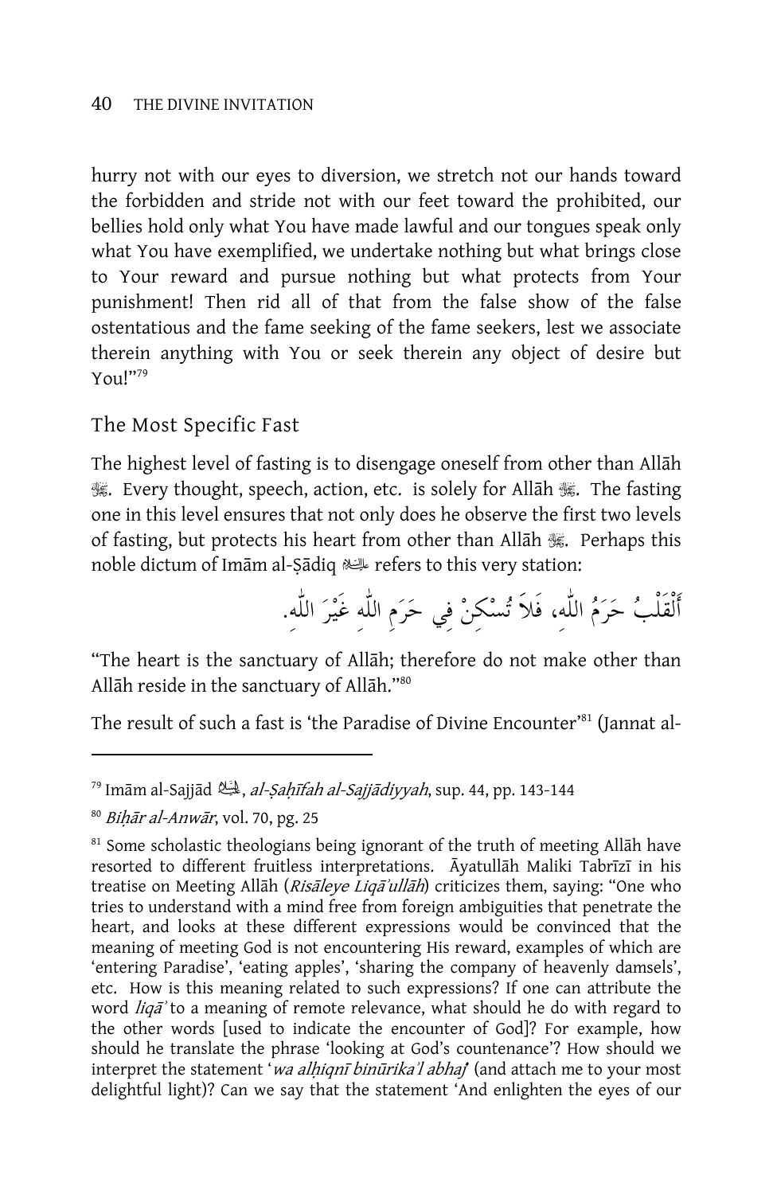hurry not with our eyes to diversion, we stretch not our hands toward the forbidden and stride not with our feet toward the prohibited, our bellies hold only what You have made lawful and our tongues speak only what You have exemplified, we undertake nothing but what brings close to Your reward and pursue nothing but what protects from Your punishment! Then rid all of that from the false show of the false ostentatious and the fame seeking of the fame seekers, lest we associate therein anything with You or seek therein any object of desire but You!"[79]

## The Most Specific Fast

The highest level of fasting is to disengage oneself from other than Allāh ﷻ. Every thought, speech, action, etc. is solely for Allāh ﷻ. The fasting one in this level ensures that not only does he observe the first two levels of fasting, but protects his heart from other than Allāh ﷻ. Perhaps this noble dictum of Imām al-Ṣādiq ؑ refers to this very station:

أَلْقَلْبُ حَرَمُ اللّٰهِ، فَلاَ تُسْكِنْ فِي حَرَمِ اللّٰهِ غَيْرَ اللّٰهِ.

"The heart is the sanctuary of Allāh; therefore do not make other than Allāh reside in the sanctuary of Allāh."[80]

The result of such a fast is 'the Paradise of Divine Encounter'[81] (Jannat al-

---

[79] Imām al-Sajjād ؑ, *al-Ṣaḥīfah al-Sajjādiyyah*, sup. 44, pp. 143-144

[80] *Biḥār al-Anwār*, vol. 70, pg. 25

[81] Some scholastic theologians being ignorant of the truth of meeting Allāh have resorted to different fruitless interpretations. Āyatullāh Maliki Tabrīzī in his treatise on Meeting Allāh (*Risāleye Liqā'ullāh*) criticizes them, saying: "One who tries to understand with a mind free from foreign ambiguities that penetrate the heart, and looks at these different expressions would be convinced that the meaning of meeting God is not encountering His reward, examples of which are 'entering Paradise', 'eating apples', 'sharing the company of heavenly damsels', etc. How is this meaning related to such expressions? If one can attribute the word *liqā'* to a meaning of remote relevance, what should he do with regard to the other words [used to indicate the encounter of God]? For example, how should he translate the phrase 'looking at God's countenance'? How should we interpret the statement '*wa alḥiqnī binūrika'l abhaj*' (and attach me to your most delightful light)? Can we say that the statement 'And enlighten the eyes of our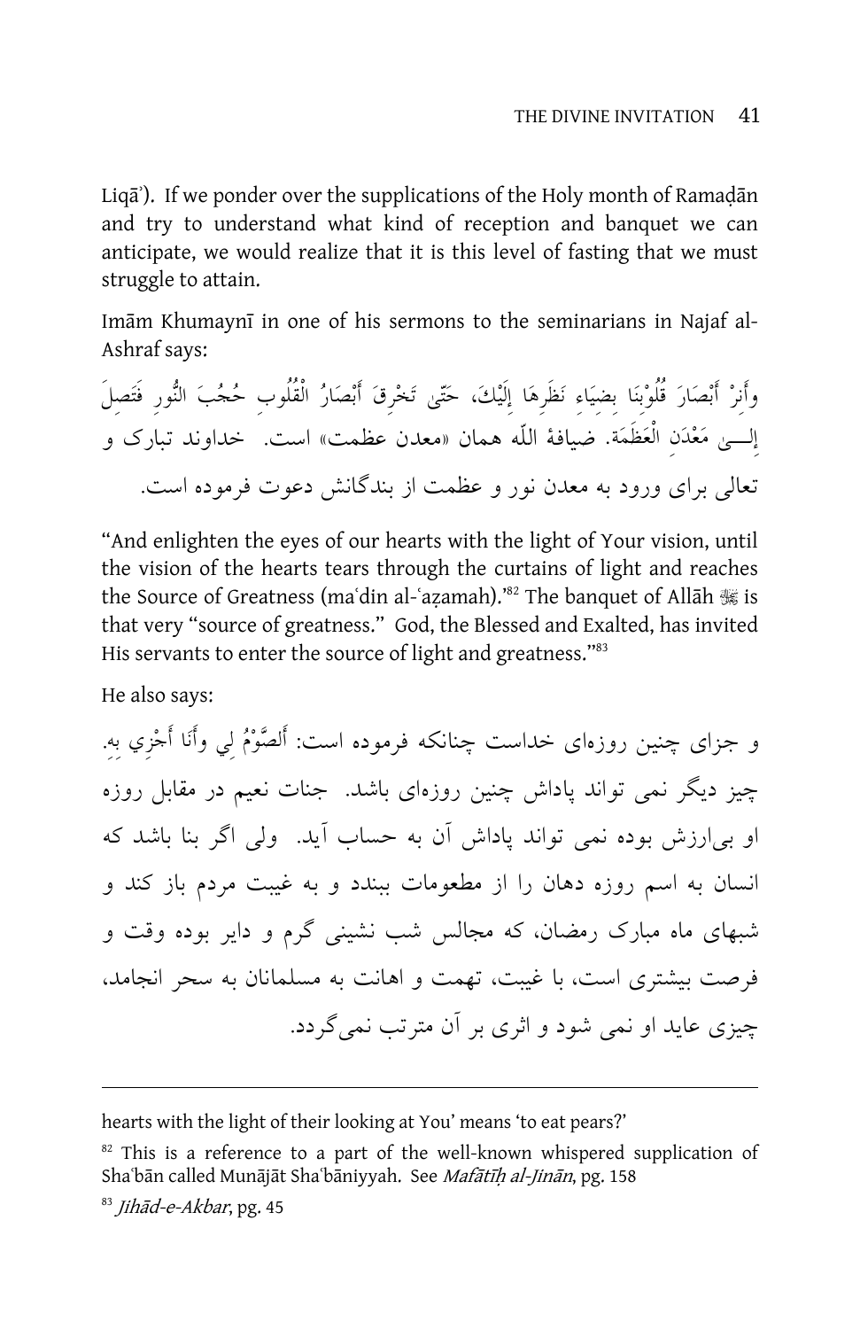Liqā'). If we ponder over the supplications of the Holy month of Ramaḍān and try to understand what kind of reception and banquet we can anticipate, we would realize that it is this level of fasting that we must struggle to attain.

Imām Khumaynī in one of his sermons to the seminarians in Najaf al-Ashraf says:

وأَنِرْ أَبْصَارَ قُلُوْبِنَا بِضِيَاءِ نَظَرِهَا إِلَيْكَ، حَتّى تَخْرِقَ أَبْصَارُ الْقُلُوبِ حُجُبَ النُّورِ فَتَصِلَ إِلـــىٰ مَعْدَنِ الْعَظَمَة. ضيافةُ اللّه همان «معدن عظمت» است. خداوند تبارک و تعالی برای ورود به معدن نور و عظمت از بندگانش دعوت فرموده است.

"And enlighten the eyes of our hearts with the light of Your vision, until the vision of the hearts tears through the curtains of light and reaches the Source of Greatness (maʿdin al-ʿaẓamah).'[82] The banquet of Allāh ﷻ is that very "source of greatness." God, the Blessed and Exalted, has invited His servants to enter the source of light and greatness."[83]

He also says:

و جزای چنین روزه‌ای خداست چنانکه فرموده است: أَلصَّوْمُ لِي وأَنَا أَجْزِي بِهِ. چیز دیگر نمی تواند پاداش چنین روزه‌ای باشد. جنات نعیم در مقابل روزه او بی‌ارزش بوده نمی تواند پاداش آن به حساب آید. ولی اگر بنا باشد که انسان به اسم روزه دهان را از مطعومات ببندد و به غیبت مردم باز کند و شبهای ماه مبارک رمضان، که مجالس شب نشینی گرم و دایر بوده وقت و فرصت بیشتری است، با غیبت، تهمت و اهانت به مسلمانان به سحر انجامد، چیزی عاید او نمی شود و اثری بر آن مترتب نمی‌گردد.

---

hearts with the light of their looking at You' means 'to eat pears?'

[82] This is a reference to a part of the well-known whispered supplication of Shaʿbān called Munājāt Shaʿbāniyyah. See *Mafātīḥ al-Jinān*, pg. 158

[83] *Jihād-e-Akbar*, pg. 45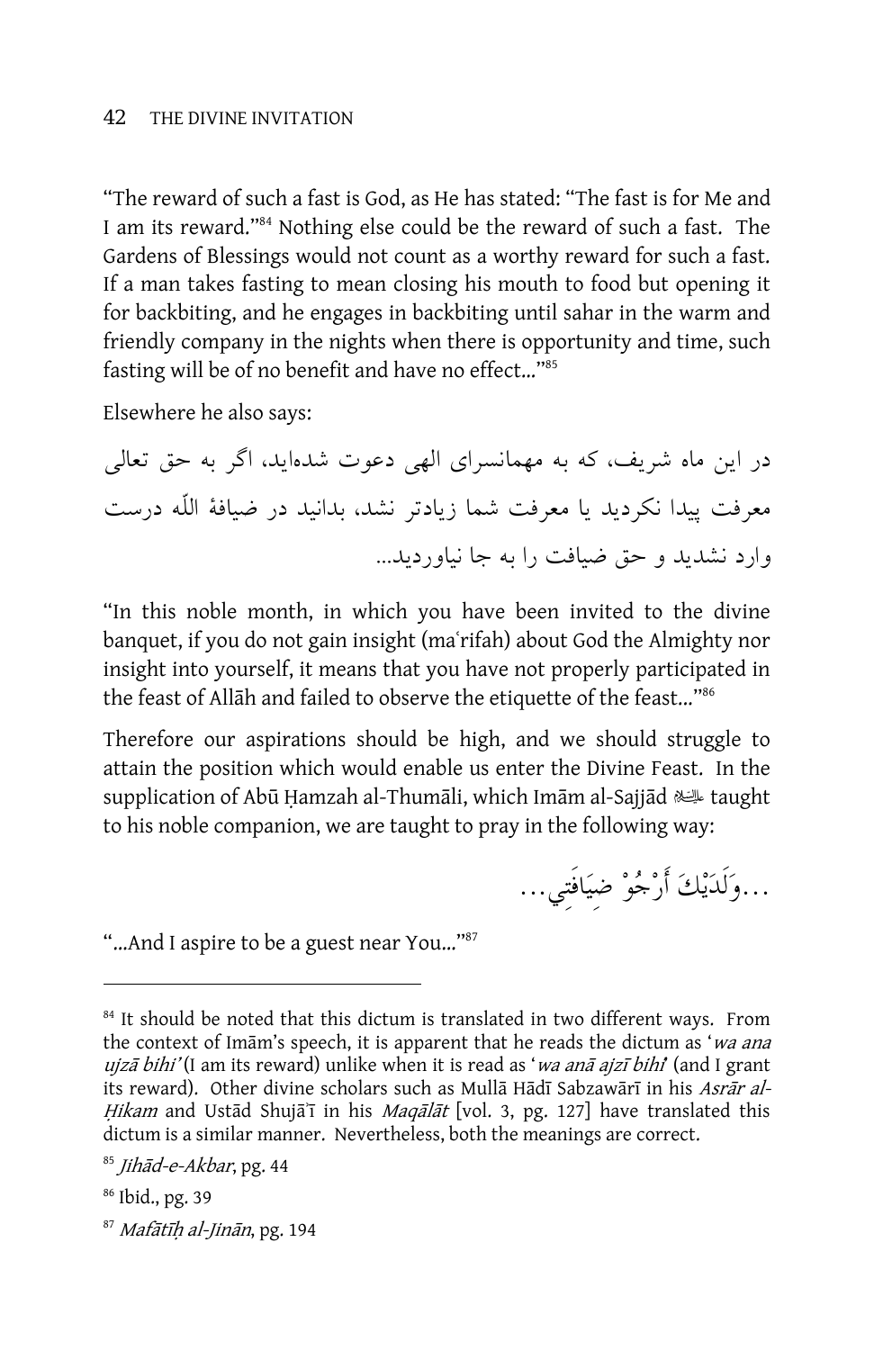"The reward of such a fast is God, as He has stated: "The fast is for Me and I am its reward."[84] Nothing else could be the reward of such a fast. The Gardens of Blessings would not count as a worthy reward for such a fast. If a man takes fasting to mean closing his mouth to food but opening it for backbiting, and he engages in backbiting until sahar in the warm and friendly company in the nights when there is opportunity and time, such fasting will be of no benefit and have no effect..."[85]

Elsewhere he also says:

در این ماه شریف، که به مهمانسرای الهی دعوت شده‌اید، اگر به حق تعالی معرفت پیدا نکردید یا معرفت شما زیادتر نشد، بدانید در ضیافهٔ اللّه درست وارد نشدید و حق ضیافت را به جا نیاوردید...

"In this noble month, in which you have been invited to the divine banquet, if you do not gain insight (maʿrifah) about God the Almighty nor insight into yourself, it means that you have not properly participated in the feast of Allāh and failed to observe the etiquette of the feast..."[86]

Therefore our aspirations should be high, and we should struggle to attain the position which would enable us enter the Divine Feast. In the supplication of Abū Ḥamzah al-Thumāli, which Imām al-Sajjād ﷺ taught to his noble companion, we are taught to pray in the following way:

...وَلَدَيْكَ أَرْجُوْ ضِيَافَتِي...

"...And I aspire to be a guest near You..."[87]

---

[84] It should be noted that this dictum is translated in two different ways. From the context of Imām's speech, it is apparent that he reads the dictum as '*wa ana ujzā bihi'* (I am its reward) unlike when it is read as '*wa anā ajzī bihi*' (and I grant its reward). Other divine scholars such as Mullā Hādī Sabzawārī in his *Asrār al-Ḥikam* and Ustād Shujāʿī in his *Maqālāt* [vol. 3, pg. 127] have translated this dictum is a similar manner. Nevertheless, both the meanings are correct.

[85] *Jihād-e-Akbar*, pg. 44

[86] Ibid., pg. 39

[87] *Mafātīḥ al-Jinān*, pg. 194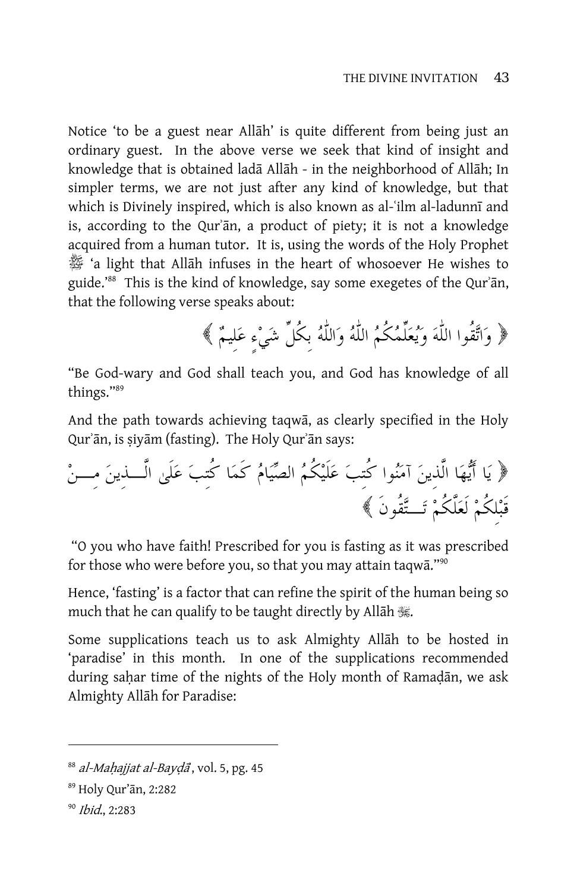Notice 'to be a guest near Allāh' is quite different from being just an ordinary guest. In the above verse we seek that kind of insight and knowledge that is obtained ladā Allāh - in the neighborhood of Allāh; In simpler terms, we are not just after any kind of knowledge, but that which is Divinely inspired, which is also known as al-ʿilm al-ladunnī and is, according to the Qurʾān, a product of piety; it is not a knowledge acquired from a human tutor. It is, using the words of the Holy Prophet ﷺ 'a light that Allāh infuses in the heart of whosoever He wishes to guide.'[88] This is the kind of knowledge, say some exegetes of the Qurʾān, that the following verse speaks about:

﴿ وَاتَّقُوا اللَّهَ وَيُعَلِّمُكُمُ اللَّهُ وَاللَّهُ بِكُلِّ شَيْءٍ عَلِيمٌ ﴾

"Be God-wary and God shall teach you, and God has knowledge of all things."[89]

And the path towards achieving taqwā, as clearly specified in the Holy Qurʾān, is ṣiyām (fasting). The Holy Qurʾān says:

﴿ يَا أَيُّهَا الَّذِينَ آمَنُوا كُتِبَ عَلَيْكُمُ الصِّيَامُ كَمَا كُتِبَ عَلَى الَّذِينَ مِنْ قَبْلِكُمْ لَعَلَّكُمْ تَتَّقُونَ ﴾

"O you who have faith! Prescribed for you is fasting as it was prescribed for those who were before you, so that you may attain taqwā."[90]

Hence, 'fasting' is a factor that can refine the spirit of the human being so much that he can qualify to be taught directly by Allāh ﷻ.

Some supplications teach us to ask Almighty Allāh to be hosted in 'paradise' in this month. In one of the supplications recommended during saḥar time of the nights of the Holy month of Ramaḍān, we ask Almighty Allāh for Paradise:

---

[88] *al-Maḥajjat al-Bayḍā*, vol. 5, pg. 45

[89] Holy Qur'ān, 2:282

[90] *Ibid.*, 2:283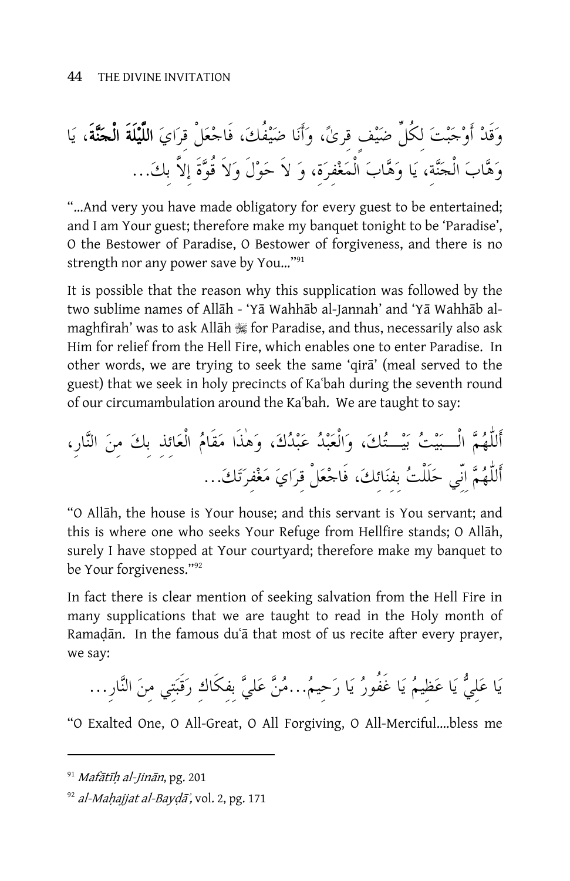وَقَدْ أَوْجَبْتَ لِكُلِّ ضَيْفٍ قِرىً، وَأَنَا ضَيْفُكَ، فَاجْعَلْ قِرَايَ **اللَّيْلَةَ الْجَنَّةَ**، يَا وَهَّابَ الْجَنَّةِ، يَا وَهَّابَ الْمَغْفِرَةِ، وَ لاَ حَوْلَ وَلاَ قُوَّةَ إِلاَّ بِكَ...

"...And very you have made obligatory for every guest to be entertained; and I am Your guest; therefore make my banquet tonight to be 'Paradise', O the Bestower of Paradise, O Bestower of forgiveness, and there is no strength nor any power save by You..."[91]

It is possible that the reason why this supplication was followed by the two sublime names of Allāh - 'Yā Wahhāb al-Jannah' and 'Yā Wahhāb al-maghfirah' was to ask Allāh ﷻ for Paradise, and thus, necessarily also ask Him for relief from the Hell Fire, which enables one to enter Paradise. In other words, we are trying to seek the same 'qirā' (meal served to the guest) that we seek in holy precincts of Kaʿbah during the seventh round of our circumambulation around the Kaʿbah. We are taught to say:

أَللّٰهُمَّ الْبَيْتُ بَيْتُكَ، وَالْعَبْدُ عَبْدُكَ، وَهٰذَا مَقَامُ الْعَائِذِ بِكَ مِنَ النَّارِ، أَللّٰهُمَّ اِنِّي حَلَلْتُ بِفِنَائِكَ، فَاجْعَلْ قِرَايَ مَغْفِرَتَكَ...

"O Allāh, the house is Your house; and this servant is You servant; and this is where one who seeks Your Refuge from Hellfire stands; O Allāh, surely I have stopped at Your courtyard; therefore make my banquet to be Your forgiveness."[92]

In fact there is clear mention of seeking salvation from the Hell Fire in many supplications that we are taught to read in the Holy month of Ramaḍān. In the famous duʿā that most of us recite after every prayer, we say:

يَا عَلِيُّ يَا عَظِيمُ يَا غَفُورُ يَا رَحِيمُ...مُنَّ عَلَيَّ بِفِكَاكِ رَقَبَتِي مِنَ النَّارِ...

"O Exalted One, O All-Great, O All Forgiving, O All-Merciful....bless me

---

[91] *Mafātīḥ al-Jinān*, pg. 201

[92] *al-Maḥajjat al-Bayḍāʾ*, vol. 2, pg. 171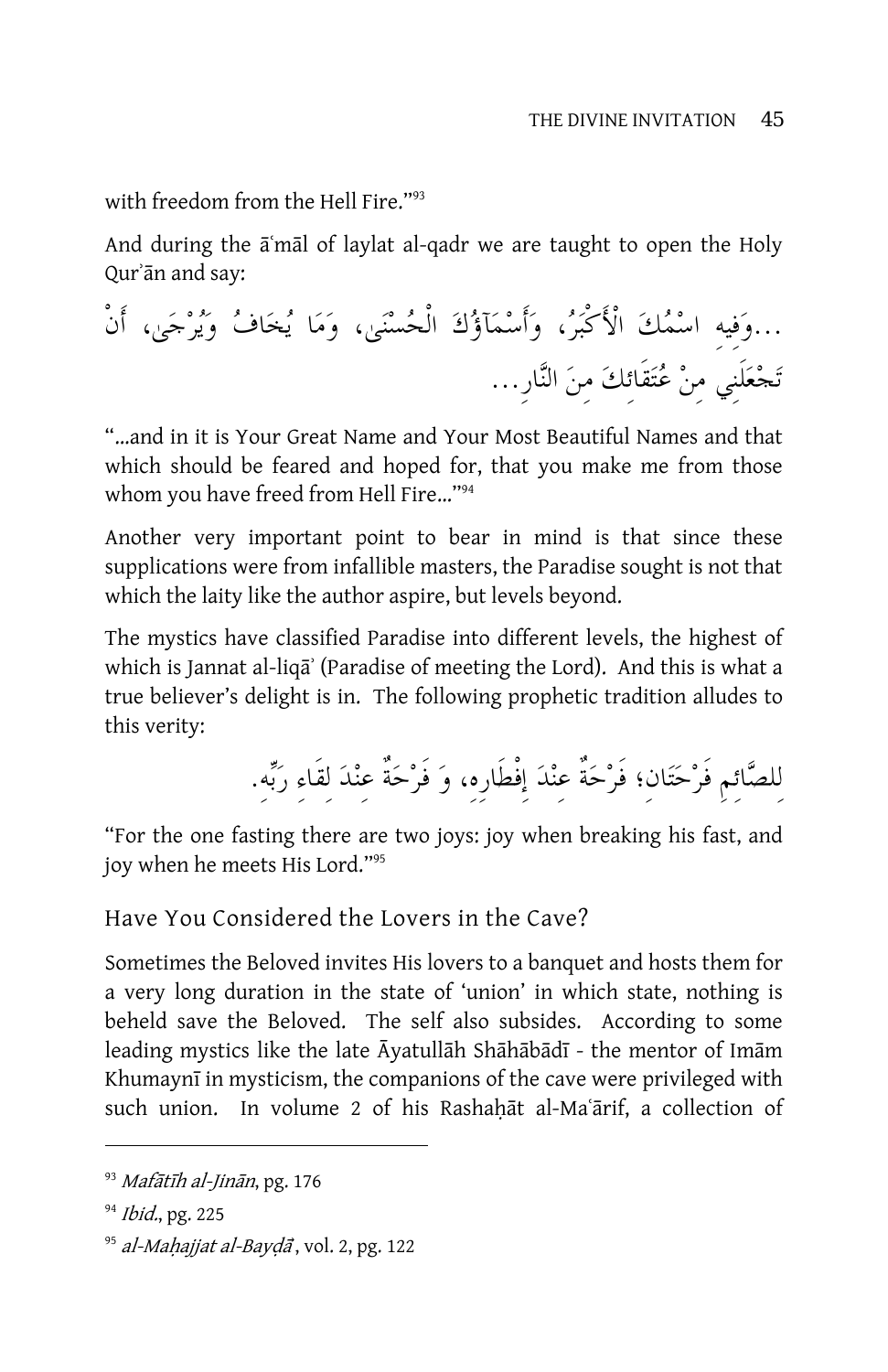with freedom from the Hell Fire."[93]

And during the āʿmāl of laylat al-qadr we are taught to open the Holy Qurʾān and say:

...وَفِيهِ اسْمُكَ الْأَكْبَرُ، وَأَسْمَآؤُكَ الْحُسْنَى، وَمَا يُخَافُ وَيُرْجَى، أَنْ تَجْعَلَنِي مِنْ عُتَقَائِكَ مِنَ النَّارِ...

"...and in it is Your Great Name and Your Most Beautiful Names and that which should be feared and hoped for, that you make me from those whom you have freed from Hell Fire..."[94]

Another very important point to bear in mind is that since these supplications were from infallible masters, the Paradise sought is not that which the laity like the author aspire, but levels beyond.

The mystics have classified Paradise into different levels, the highest of which is Jannat al-liqāʾ (Paradise of meeting the Lord). And this is what a true believer's delight is in. The following prophetic tradition alludes to this verity:

لِلصَّائِمِ فَرْحَتَانِ؛ فَرْحَةٌ عِنْدَ إِفْطَارِهِ، وَ فَرْحَةٌ عِنْدَ لِقَاءِ رَبِّهِ.

"For the one fasting there are two joys: joy when breaking his fast, and joy when he meets His Lord."[95]

## Have You Considered the Lovers in the Cave?

Sometimes the Beloved invites His lovers to a banquet and hosts them for a very long duration in the state of 'union' in which state, nothing is beheld save the Beloved. The self also subsides. According to some leading mystics like the late Āyatullāh Shāhābādī - the mentor of Imām Khumaynī in mysticism, the companions of the cave were privileged with such union. In volume 2 of his Rashaḥāt al-Maʿārif, a collection of

---

[93] *Mafātīh al-Jinān*, pg. 176

[94] *Ibid.*, pg. 225

[95] *al-Maḥajjat al-Bayḍāʾ*, vol. 2, pg. 122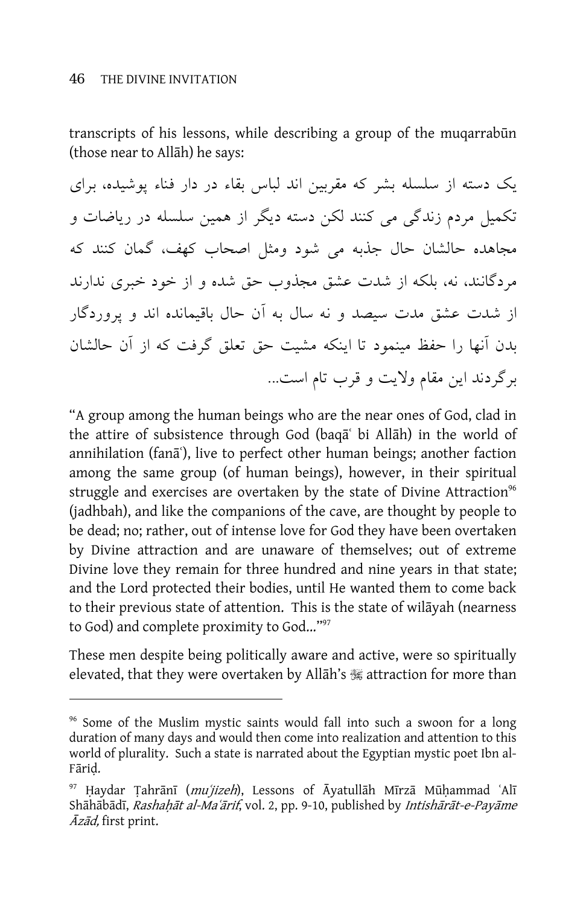transcripts of his lessons, while describing a group of the muqarrabūn (those near to Allāh) he says:

یک دسته از سلسله بشر که مقربین اند لباس بقاء در دار فناء پوشیده، برای تکمیل مردم زندگی می کنند لکن دسته دیگر از همین سلسله در ریاضات و مجاهده حالشان حال جذبه می شود ومثل اصحاب کهف، گمان کنند که مردگانند، نه، بلکه از شدت عشق مجذوب حق شده و از خود خبری ندارند از شدت عشق مدت سیصد و نه سال به آن حال باقیمانده اند و پروردگار بدن آنها را حفظ مینمود تا اینکه مشیت حق تعلق گرفت که از آن حالشان برگردند این مقام ولایت و قرب تام است...

"A group among the human beings who are the near ones of God, clad in the attire of subsistence through God (baqāʿ bi Allāh) in the world of annihilation (fanāʿ), live to perfect other human beings; another faction among the same group (of human beings), however, in their spiritual struggle and exercises are overtaken by the state of Divine Attraction[96] (jadhbah), and like the companions of the cave, are thought by people to be dead; no; rather, out of intense love for God they have been overtaken by Divine attraction and are unaware of themselves; out of extreme Divine love they remain for three hundred and nine years in that state; and the Lord protected their bodies, until He wanted them to come back to their previous state of attention. This is the state of wilāyah (nearness to God) and complete proximity to God..."[97]

These men despite being politically aware and active, were so spiritually elevated, that they were overtaken by Allāh's ﷻ attraction for more than

---

[96] Some of the Muslim mystic saints would fall into such a swoon for a long duration of many days and would then come into realization and attention to this world of plurality. Such a state is narrated about the Egyptian mystic poet Ibn al-Fāriḍ.

[97] Ḥaydar Ṭahrānī (*muʿjizeh*), Lessons of Āyatullāh Mīrzā Mūḥammad ʿAlī Shāhābādī, *Rashaḥāt al-Maʿārif*, vol. 2, pp. 9-10, published by *Intishārāt-e-Payāme Āzād,* first print.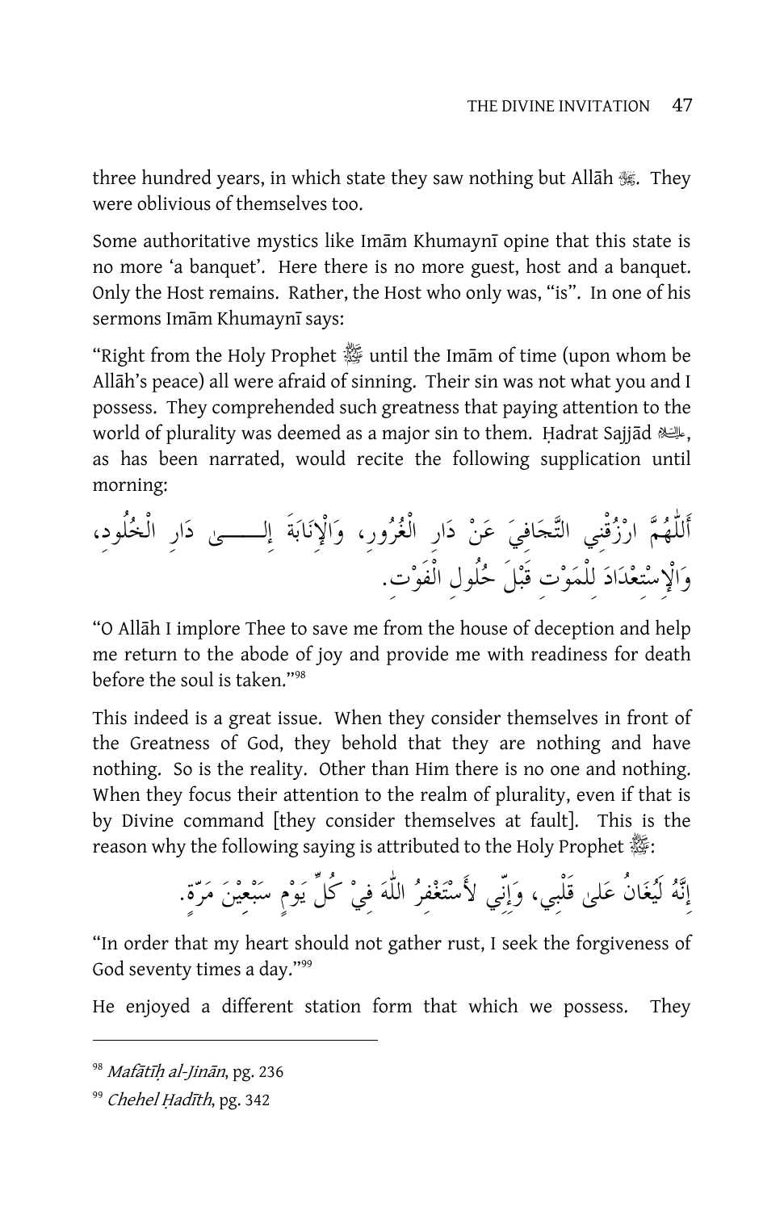three hundred years, in which state they saw nothing but Allāh ﷻ. They were oblivious of themselves too.

Some authoritative mystics like Imām Khumaynī opine that this state is no more 'a banquet'. Here there is no more guest, host and a banquet. Only the Host remains. Rather, the Host who only was, "is". In one of his sermons Imām Khumaynī says:

"Right from the Holy Prophet ﷺ until the Imām of time (upon whom be Allāh's peace) all were afraid of sinning. Their sin was not what you and I possess. They comprehended such greatness that paying attention to the world of plurality was deemed as a major sin to them. Ḥadrat Sajjād ؑ, as has been narrated, would recite the following supplication until morning:

أَللّٰهُمَّ ارْزُقْنِي التَّجَافِيَ عَنْ دَارِ الْغُرُورِ، وَالْإِنَابَةَ إِلَى دَارِ الْخُلُودِ، وَالْإِسْتِعْدَادَ لِلْمَوْتِ قَبْلَ حُلُولِ الْفَوْتِ.

"O Allāh I implore Thee to save me from the house of deception and help me return to the abode of joy and provide me with readiness for death before the soul is taken."[98]

This indeed is a great issue. When they consider themselves in front of the Greatness of God, they behold that they are nothing and have nothing. So is the reality. Other than Him there is no one and nothing. When they focus their attention to the realm of plurality, even if that is by Divine command [they consider themselves at fault]. This is the reason why the following saying is attributed to the Holy Prophet ﷺ:

إِنَّهُ لَيُغَانُ عَلى قَلْبِي، وَإِنِّي لأَسْتَغْفِرُ اللّٰهَ فِيْ كُلِّ يَوْمٍ سَبْعِيْنَ مَرَّةً.

"In order that my heart should not gather rust, I seek the forgiveness of God seventy times a day."[99]

He enjoyed a different station form that which we possess. They

---

[98] *Mafātīḥ al-Jinān*, pg. 236

[99] *Chehel Ḥadīth*, pg. 342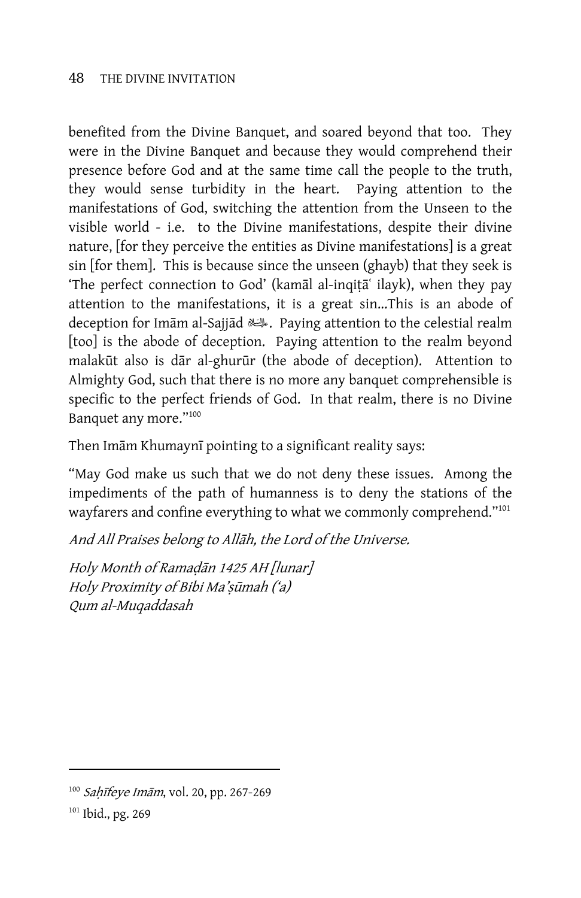benefited from the Divine Banquet, and soared beyond that too. They were in the Divine Banquet and because they would comprehend their presence before God and at the same time call the people to the truth, they would sense turbidity in the heart. Paying attention to the manifestations of God, switching the attention from the Unseen to the visible world - i.e. to the Divine manifestations, despite their divine nature, [for they perceive the entities as Divine manifestations] is a great sin [for them]. This is because since the unseen (ghayb) that they seek is 'The perfect connection to God' (kamāl al-inqiṭāʿ ilayk), when they pay attention to the manifestations, it is a great sin...This is an abode of deception for Imām al-Sajjād عليه السلام. Paying attention to the celestial realm [too] is the abode of deception. Paying attention to the realm beyond malakūt also is dār al-ghurūr (the abode of deception). Attention to Almighty God, such that there is no more any banquet comprehensible is specific to the perfect friends of God. In that realm, there is no Divine Banquet any more."[100]

Then Imām Khumaynī pointing to a significant reality says:

"May God make us such that we do not deny these issues. Among the impediments of the path of humanness is to deny the stations of the wayfarers and confine everything to what we commonly comprehend."[101]

*And All Praises belong to Allāh, the Lord of the Universe.*

*Holy Month of Ramaḍān 1425 AH [lunar]*
*Holy Proximity of Bibi Maʿṣūmah ('a)*
*Qum al-Muqaddasah*

---

[100] *Saḥīfeye Imām*, vol. 20, pp. 267-269

[101] Ibid., pg. 269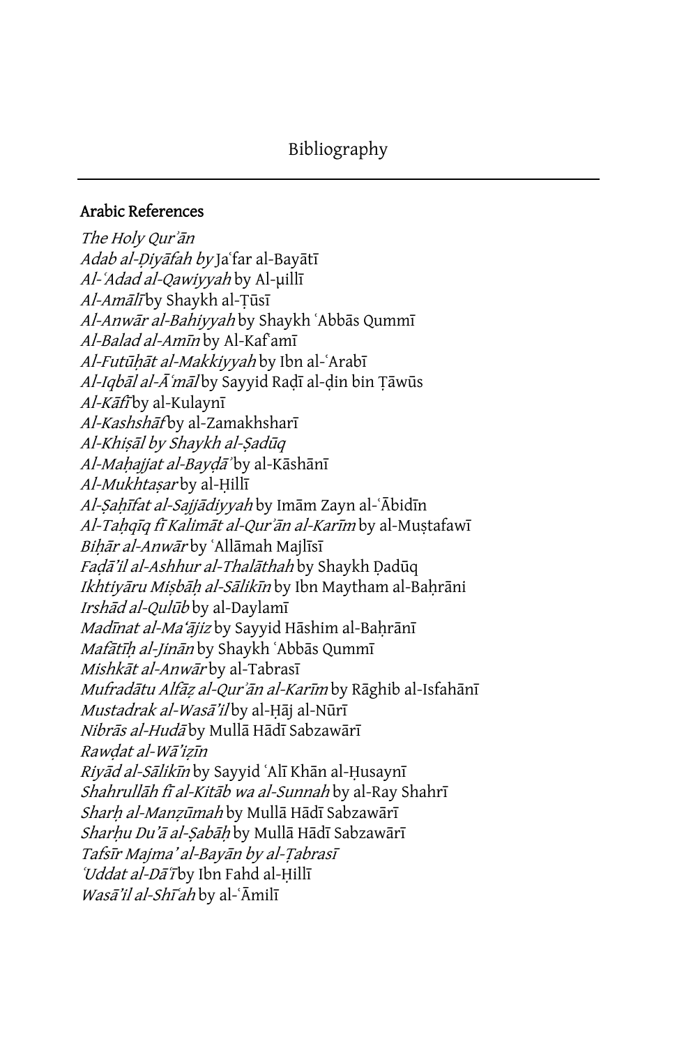# Bibliography

## Arabic References

*The Holy Qurʾān*
*Adab al-Ḍiyāfah by* Jaʿfar al-Bayātī
*Al-ʿAdad al-Qawiyyah* by Al-µillī
*Al-Amālī* by Shaykh al-Ṭūsī
*Al-Anwār al-Bahiyyah* by Shaykh ʿAbbās Qummī
*Al-Balad al-Amīn* by Al-Kafʿamī
*Al-Futūḥāt al-Makkiyyah* by Ibn al-ʿArabī
*Al-Iqbāl al-Āʿmāl* by Sayyid Raḍī al-ḍin bin Ṭāwūs
*Al-Kāfī* by al-Kulaynī
*Al-Kashshāf* by al-Zamakhsharī
*Al-Khiṣāl by Shaykh al-Ṣadūq*
*Al-Maḥajjat al-Bayḍāʾ* by al-Kāshānī
*Al-Mukhtaṣar* by al-Ḥillī
*Al-Ṣaḥīfat al-Sajjādiyyah* by Imām Zayn al-ʿĀbidīn
*Al-Taḥqīq fī Kalimāt al-Qurʾān al-Karīm* by al-Muṣtafawī
*Biḥār al-Anwār* by ʿAllāmah Majlīsī
*Faḍā'il al-Ashhur al-Thalāthah* by Shaykh Ḍadūq
*Ikhtiyāru Miṣbāḥ al-Sālikīn* by Ibn Maytham al-Baḥrāni
*Irshād al-Qulūb* by al-Daylamī
*Madīnat al-Ma'ājiz* by Sayyid Hāshim al-Baḥrānī
*Mafātīḥ al-Jinān* by Shaykh ʿAbbās Qummī
*Mishkāt al-Anwār* by al-Tabrasī
*Mufradātu Alfāẓ al-Qurʾān al-Karīm* by Rāghib al-Isfahānī
*Mustadrak al-Wasā'il* by al-Ḥāj al-Nūrī
*Nibrās al-Hudā* by Mullā Hādī Sabzawārī
*Rawḍat al-Wā'iẓīn*
*Riyāḍ al-Sālikīn* by Sayyid ʿAlī Khān al-Ḥusaynī
*Shahrullāh fī al-Kitāb wa al-Sunnah* by al-Ray Shahrī
*Sharḥ al-Manẓūmah* by Mullā Hādī Sabzawārī
*Sharḥu Du'ā al-Ṣabāḥ* by Mullā Hādī Sabzawārī
*Tafsīr Majma' al-Bayān by al-Ṭabrasī*
*ʿUddat al-Dāʿī* by Ibn Fahd al-Ḥillī
*Wasā'il al-Shīʿah* by al-ʿĀmilī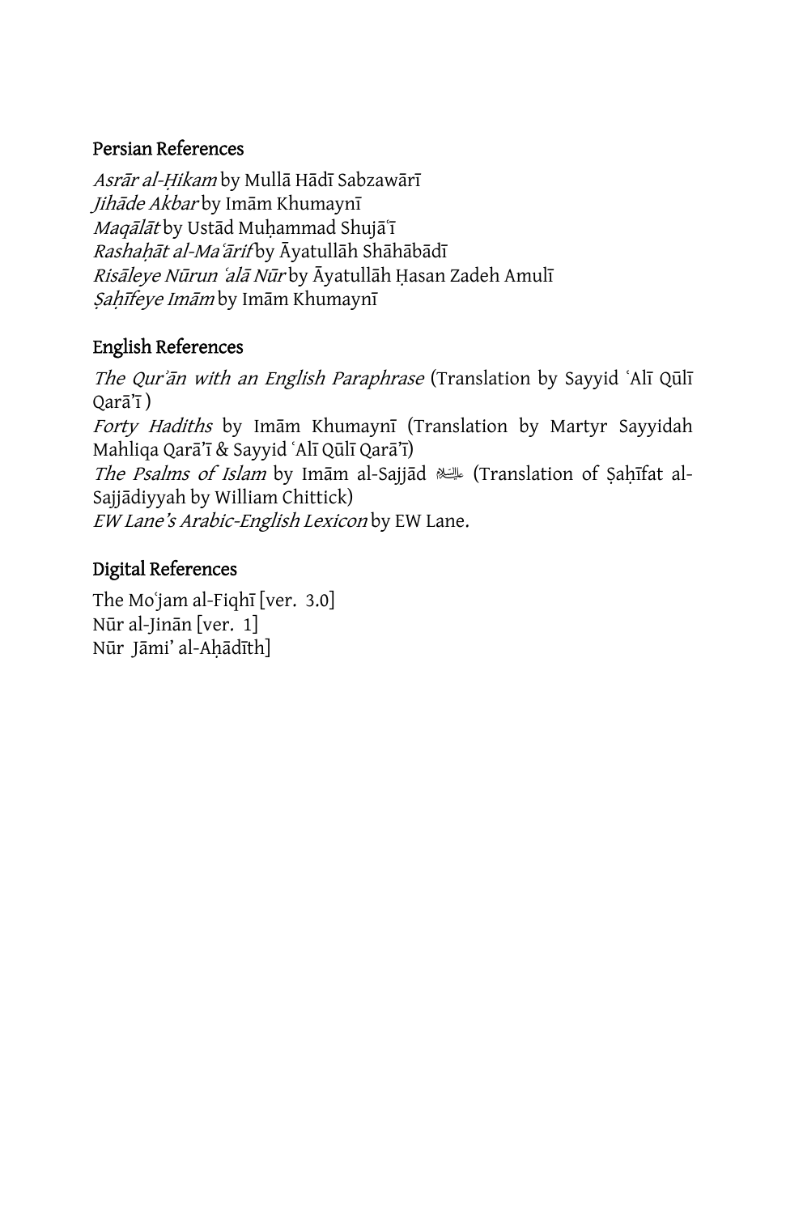### Persian References

*Asrār al-Ḥikam* by Mullā Hādī Sabzawārī
*Jihāde Akbar* by Imām Khumaynī
*Maqālāt* by Ustād Muḥammad Shujāʿī
*Rashaḥāt al-Maʿārif* by Āyatullāh Shāhābādī
*Risāleye Nūrun ʿalā Nūr* by Āyatullāh Ḥasan Zadeh Amulī
*Ṣaḥīfeye Imām* by Imām Khumaynī

### English References

*The Qurʾān with an English Paraphrase* (Translation by Sayyid ʿAlī Qūlī Qarā'ī )
*Forty Hadiths* by Imām Khumaynī (Translation by Martyr Sayyidah Mahliqa Qarā'ī & Sayyid ʿAlī Qūlī Qarā'ī)
*The Psalms of Islam* by Imām al-Sajjād عليه السلام (Translation of Ṣaḥīfat al-Sajjādiyyah by William Chittick)
*EW Lane's Arabic-English Lexicon* by EW Lane.

### Digital References

The Moʿjam al-Fiqhī [ver. 3.0]
Nūr al-Jinān [ver. 1]
Nūr Jāmi' al-Aḥādīth]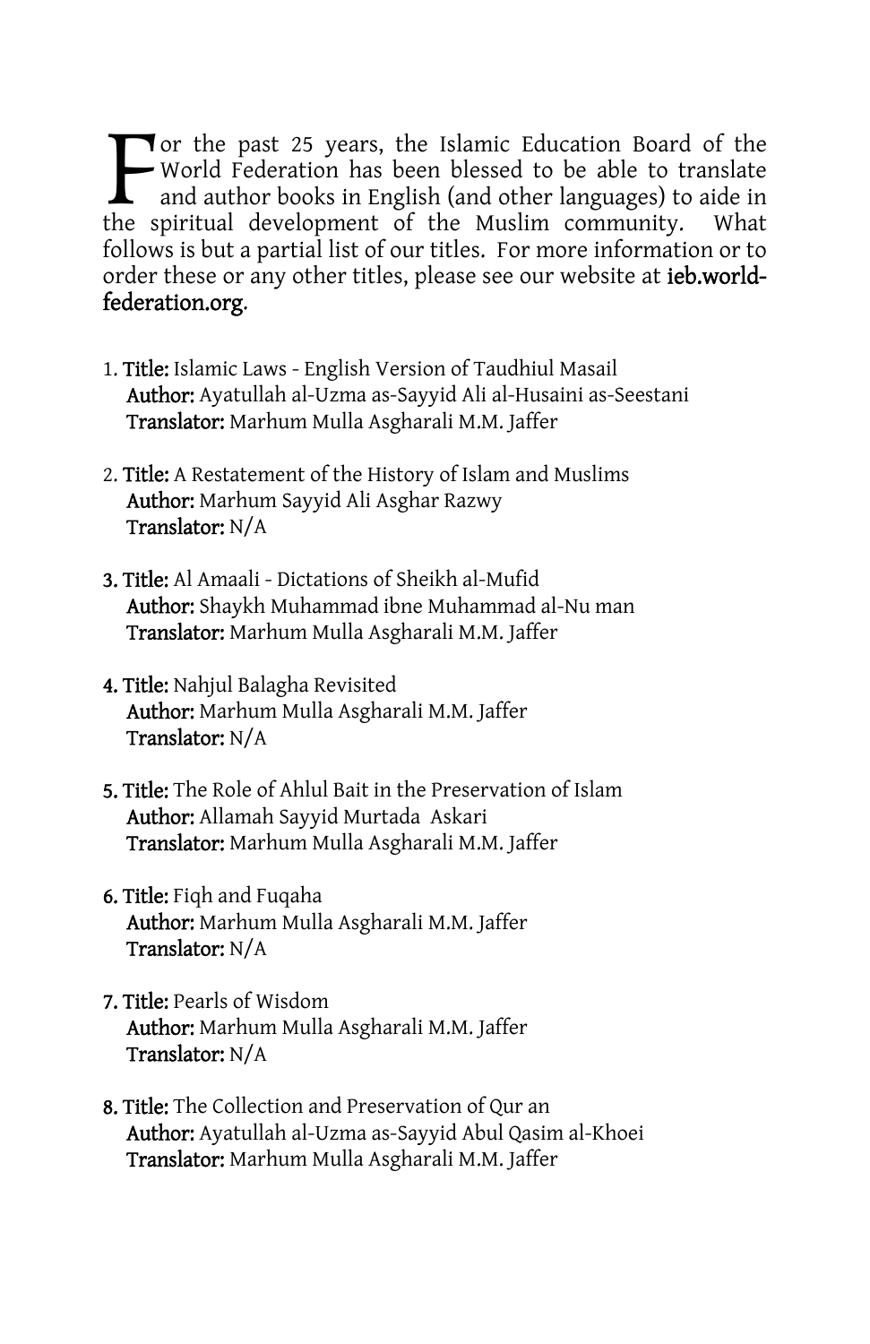For the past 25 years, the Islamic Education Board of the World Federation has been blessed to be able to translate and author books in English (and other languages) to aide in the spiritual development of the Muslim community. What follows is but a partial list of our titles. For more information or to order these or any other titles, please see our website at **ieb.world-federation.org**.

1. **Title:** Islamic Laws - English Version of Taudhiul Masail
   **Author:** Ayatullah al-Uzma as-Sayyid Ali al-Husaini as-Seestani
   **Translator:** Marhum Mulla Asgharali M.M. Jaffer

2. **Title:** A Restatement of the History of Islam and Muslims
   **Author:** Marhum Sayyid Ali Asghar Razwy
   **Translator:** N/A

3. **Title:** Al Amaali - Dictations of Sheikh al-Mufid
   **Author:** Shaykh Muhammad ibne Muhammad al-Nu man
   **Translator:** Marhum Mulla Asgharali M.M. Jaffer

4. **Title:** Nahjul Balagha Revisited
   **Author:** Marhum Mulla Asgharali M.M. Jaffer
   **Translator:** N/A

5. **Title:** The Role of Ahlul Bait in the Preservation of Islam
   **Author:** Allamah Sayyid Murtada Askari
   **Translator:** Marhum Mulla Asgharali M.M. Jaffer

6. **Title:** Fiqh and Fuqaha
   **Author:** Marhum Mulla Asgharali M.M. Jaffer
   **Translator:** N/A

7. **Title:** Pearls of Wisdom
   **Author:** Marhum Mulla Asgharali M.M. Jaffer
   **Translator:** N/A

8. **Title:** The Collection and Preservation of Qur an
   **Author:** Ayatullah al-Uzma as-Sayyid Abul Qasim al-Khoei
   **Translator:** Marhum Mulla Asgharali M.M. Jaffer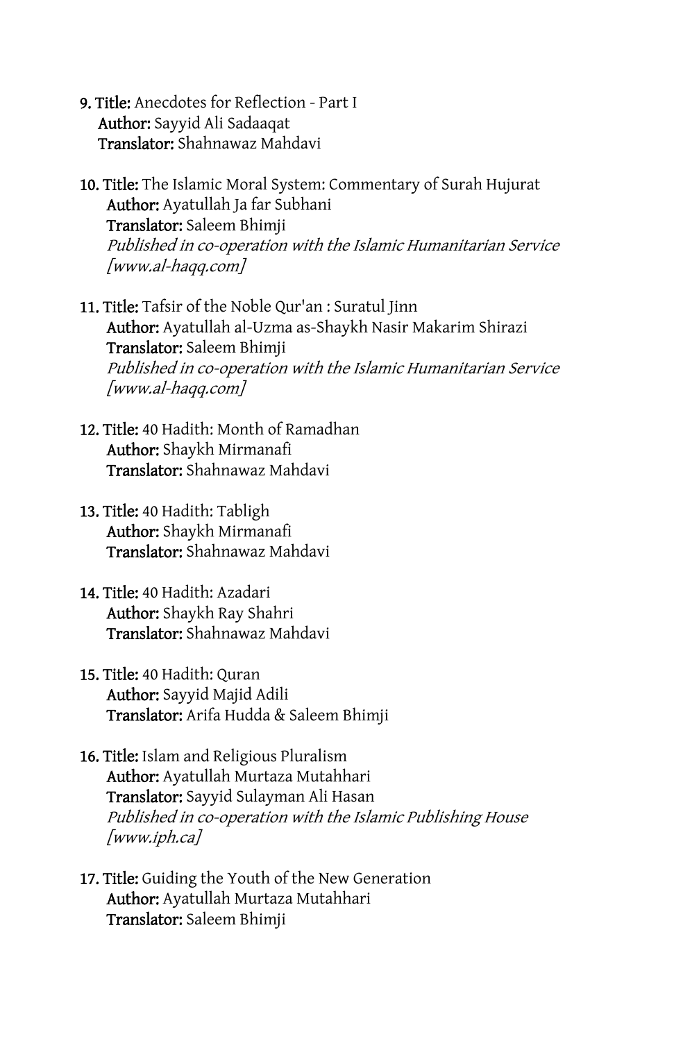9. **Title:** Anecdotes for Reflection - Part I
   **Author:** Sayyid Ali Sadaaqat
   **Translator:** Shahnawaz Mahdavi

10. **Title:** The Islamic Moral System: Commentary of Surah Hujurat
    **Author:** Ayatullah Ja far Subhani
    **Translator:** Saleem Bhimji
    *Published in co-operation with the Islamic Humanitarian Service [www.al-haqq.com]*

11. **Title:** Tafsir of the Noble Qur'an : Suratul Jinn
    **Author:** Ayatullah al-Uzma as-Shaykh Nasir Makarim Shirazi
    **Translator:** Saleem Bhimji
    *Published in co-operation with the Islamic Humanitarian Service [www.al-haqq.com]*

12. **Title:** 40 Hadith: Month of Ramadhan
    **Author:** Shaykh Mirmanafi
    **Translator:** Shahnawaz Mahdavi

13. **Title:** 40 Hadith: Tabligh
    **Author:** Shaykh Mirmanafi
    **Translator:** Shahnawaz Mahdavi

14. **Title:** 40 Hadith: Azadari
    **Author:** Shaykh Ray Shahri
    **Translator:** Shahnawaz Mahdavi

15. **Title:** 40 Hadith: Quran
    **Author:** Sayyid Majid Adili
    **Translator:** Arifa Hudda & Saleem Bhimji

16. **Title:** Islam and Religious Pluralism
    **Author:** Ayatullah Murtaza Mutahhari
    **Translator:** Sayyid Sulayman Ali Hasan
    *Published in co-operation with the Islamic Publishing House [www.iph.ca]*

17. **Title:** Guiding the Youth of the New Generation
    **Author:** Ayatullah Murtaza Mutahhari
    **Translator:** Saleem Bhimji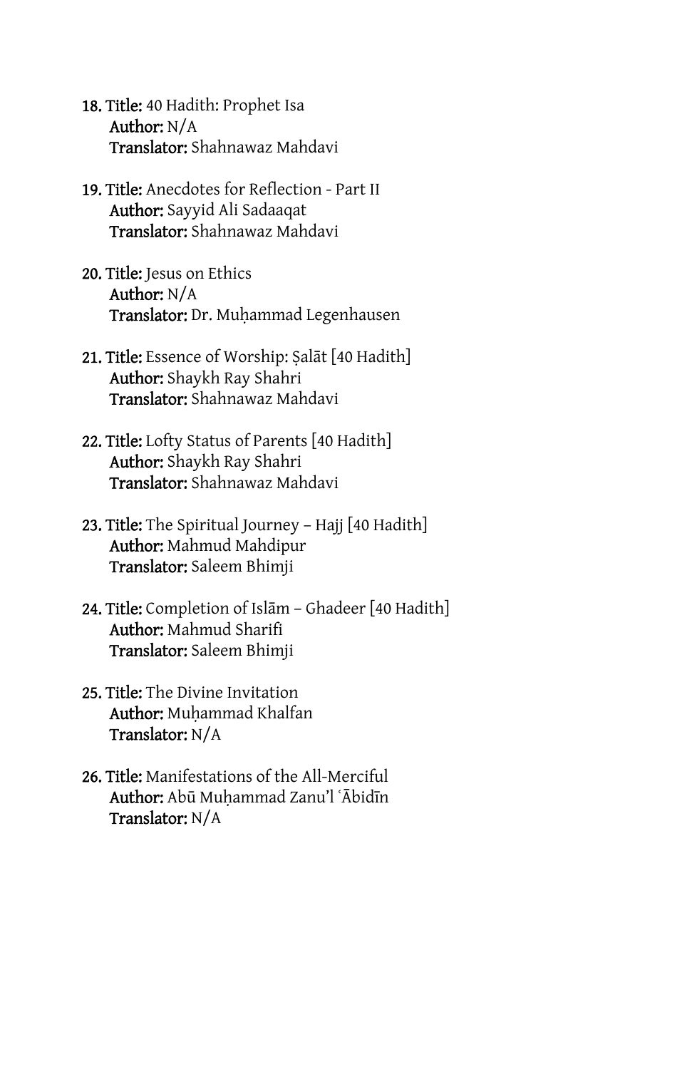18. **Title:** 40 Hadith: Prophet Isa
    **Author:** N/A
    **Translator:** Shahnawaz Mahdavi

19. **Title:** Anecdotes for Reflection - Part II
    **Author:** Sayyid Ali Sadaaqat
    **Translator:** Shahnawaz Mahdavi

20. **Title:** Jesus on Ethics
    **Author:** N/A
    **Translator:** Dr. Muḥammad Legenhausen

21. **Title:** Essence of Worship: Ṣalāt [40 Hadith]
    **Author:** Shaykh Ray Shahri
    **Translator:** Shahnawaz Mahdavi

22. **Title:** Lofty Status of Parents [40 Hadith]
    **Author:** Shaykh Ray Shahri
    **Translator:** Shahnawaz Mahdavi

23. **Title:** The Spiritual Journey – Hajj [40 Hadith]
    **Author:** Mahmud Mahdipur
    **Translator:** Saleem Bhimji

24. **Title:** Completion of Islām – Ghadeer [40 Hadith]
    **Author:** Mahmud Sharifi
    **Translator:** Saleem Bhimji

25. **Title:** The Divine Invitation
    **Author:** Muḥammad Khalfan
    **Translator:** N/A

26. **Title:** Manifestations of the All-Merciful
    **Author:** Abū Muḥammad Zanu'l ʿĀbidīn
    **Translator:** N/A